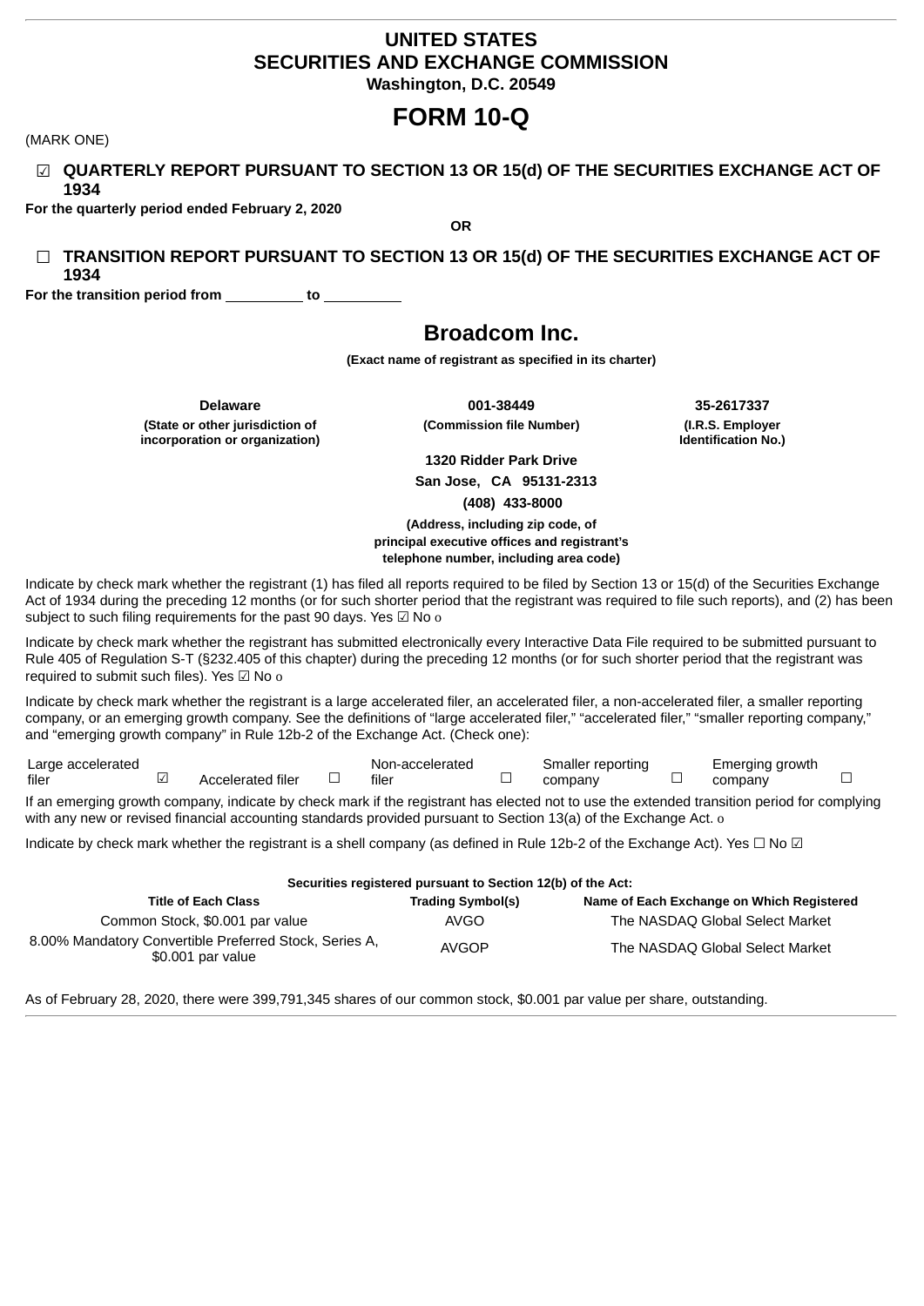# UNITED STATES
# SECURITIES AND EXCHANGE COMMISSION
**Washington, D.C. 20549**

# FORM 10-Q

(MARK ONE)

☑ **QUARTERLY REPORT PURSUANT TO SECTION 13 OR 15(d) OF THE SECURITIES EXCHANGE ACT OF 1934**

**For the quarterly period ended February 2, 2020**

**OR**

☐ **TRANSITION REPORT PURSUANT TO SECTION 13 OR 15(d) OF THE SECURITIES EXCHANGE ACT OF 1934**

**For the transition period from __________ to __________**

## Broadcom Inc.

**(Exact name of registrant as specified in its charter)**

| Delaware | 001-38449 | 35-2617337 |
|---|---|---|
| (State or other jurisdiction of incorporation or organization) | (Commission file Number) | (I.R.S. Employer Identification No.) |

**1320 Ridder Park Drive**
**San Jose, CA 95131-2313**
**(408) 433-8000**

**(Address, including zip code, of principal executive offices and registrant's telephone number, including area code)**

Indicate by check mark whether the registrant (1) has filed all reports required to be filed by Section 13 or 15(d) of the Securities Exchange Act of 1934 during the preceding 12 months (or for such shorter period that the registrant was required to file such reports), and (2) has been subject to such filing requirements for the past 90 days. Yes ☑ No o

Indicate by check mark whether the registrant has submitted electronically every Interactive Data File required to be submitted pursuant to Rule 405 of Regulation S-T (§232.405 of this chapter) during the preceding 12 months (or for such shorter period that the registrant was required to submit such files). Yes ☑ No o

Indicate by check mark whether the registrant is a large accelerated filer, an accelerated filer, a non-accelerated filer, a smaller reporting company, or an emerging growth company. See the definitions of "large accelerated filer," "accelerated filer," "smaller reporting company," and "emerging growth company" in Rule 12b-2 of the Exchange Act. (Check one):

| Large accelerated filer | ☑ | Accelerated filer | ☐ | Non-accelerated filer | ☐ | Smaller reporting company | ☐ | Emerging growth company | ☐ |
|---|---|---|---|---|---|---|---|---|---|

If an emerging growth company, indicate by check mark if the registrant has elected not to use the extended transition period for complying with any new or revised financial accounting standards provided pursuant to Section 13(a) of the Exchange Act. o

Indicate by check mark whether the registrant is a shell company (as defined in Rule 12b-2 of the Exchange Act). Yes ☐ No ☑

**Securities registered pursuant to Section 12(b) of the Act:**

| Title of Each Class | Trading Symbol(s) | Name of Each Exchange on Which Registered |
|---|---|---|
| Common Stock, $0.001 par value | AVGO | The NASDAQ Global Select Market |
| 8.00% Mandatory Convertible Preferred Stock, Series A, $0.001 par value | AVGOP | The NASDAQ Global Select Market |

As of February 28, 2020, there were 399,791,345 shares of our common stock, $0.001 par value per share, outstanding.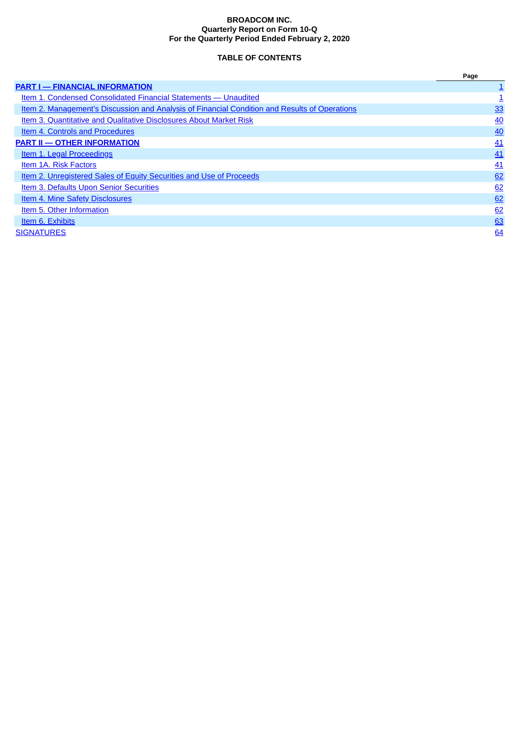**BROADCOM INC.**
**Quarterly Report on Form 10-Q**
**For the Quarterly Period Ended February 2, 2020**

**TABLE OF CONTENTS**

| | Page |
|---|---|
| **PART I — FINANCIAL INFORMATION** | 1 |
| Item 1. Condensed Consolidated Financial Statements — Unaudited | 1 |
| Item 2. Management's Discussion and Analysis of Financial Condition and Results of Operations | 33 |
| Item 3. Quantitative and Qualitative Disclosures About Market Risk | 40 |
| Item 4. Controls and Procedures | 40 |
| **PART II — OTHER INFORMATION** | 41 |
| Item 1. Legal Proceedings | 41 |
| Item 1A. Risk Factors | 41 |
| Item 2. Unregistered Sales of Equity Securities and Use of Proceeds | 62 |
| Item 3. Defaults Upon Senior Securities | 62 |
| Item 4. Mine Safety Disclosures | 62 |
| Item 5. Other Information | 62 |
| Item 6. Exhibits | 63 |
| SIGNATURES | 64 |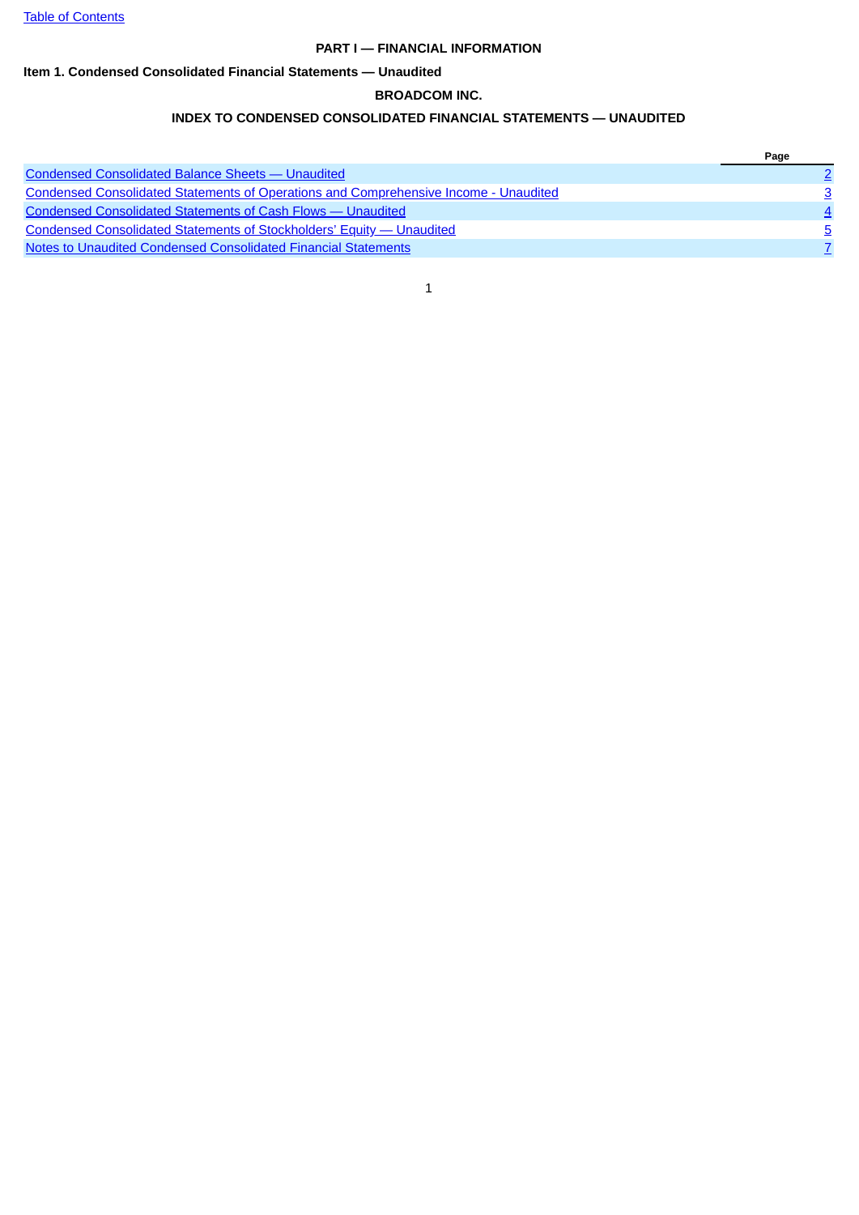## PART I — FINANCIAL INFORMATION

### Item 1. Condensed Consolidated Financial Statements — Unaudited

**BROADCOM INC.**

**INDEX TO CONDENSED CONSOLIDATED FINANCIAL STATEMENTS — UNAUDITED**

| | Page |
|---|---|
| Condensed Consolidated Balance Sheets — Unaudited | 2 |
| Condensed Consolidated Statements of Operations and Comprehensive Income - Unaudited | 3 |
| Condensed Consolidated Statements of Cash Flows — Unaudited | 4 |
| Condensed Consolidated Statements of Stockholders' Equity — Unaudited | 5 |
| Notes to Unaudited Condensed Consolidated Financial Statements | 7 |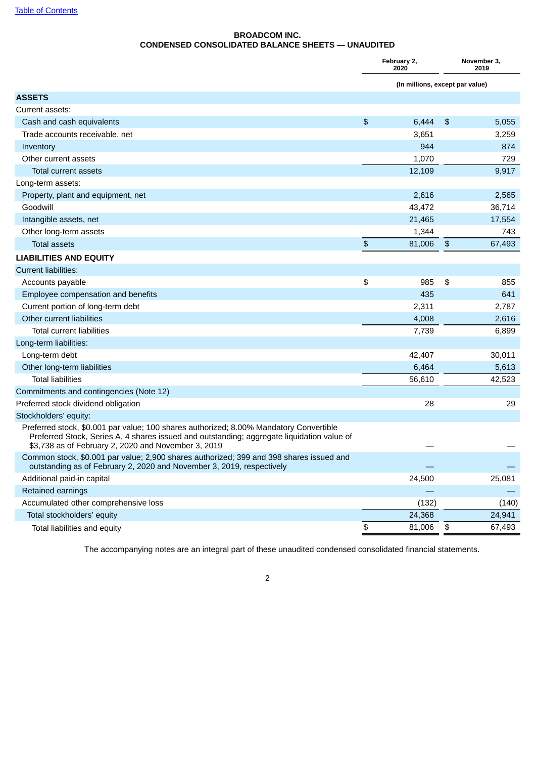Table of Contents

**BROADCOM INC.**
**CONDENSED CONSOLIDATED BALANCE SHEETS — UNAUDITED**

| | February 2, 2020 | November 3, 2019 |
|---|---|---|
| | (In millions, except par value) | |
| **ASSETS** | | |
| Current assets: | | |
| Cash and cash equivalents | $ 6,444 | $ 5,055 |
| Trade accounts receivable, net | 3,651 | 3,259 |
| Inventory | 944 | 874 |
| Other current assets | 1,070 | 729 |
| Total current assets | 12,109 | 9,917 |
| Long-term assets: | | |
| Property, plant and equipment, net | 2,616 | 2,565 |
| Goodwill | 43,472 | 36,714 |
| Intangible assets, net | 21,465 | 17,554 |
| Other long-term assets | 1,344 | 743 |
| Total assets | $ 81,006 | $ 67,493 |
| **LIABILITIES AND EQUITY** | | |
| Current liabilities: | | |
| Accounts payable | $ 985 | $ 855 |
| Employee compensation and benefits | 435 | 641 |
| Current portion of long-term debt | 2,311 | 2,787 |
| Other current liabilities | 4,008 | 2,616 |
| Total current liabilities | 7,739 | 6,899 |
| Long-term liabilities: | | |
| Long-term debt | 42,407 | 30,011 |
| Other long-term liabilities | 6,464 | 5,613 |
| Total liabilities | 56,610 | 42,523 |
| Commitments and contingencies (Note 12) | | |
| Preferred stock dividend obligation | 28 | 29 |
| Stockholders' equity: | | |
| Preferred stock, $0.001 par value; 100 shares authorized; 8.00% Mandatory Convertible Preferred Stock, Series A, 4 shares issued and outstanding; aggregate liquidation value of $3,738 as of February 2, 2020 and November 3, 2019 | — | — |
| Common stock, $0.001 par value; 2,900 shares authorized; 399 and 398 shares issued and outstanding as of February 2, 2020 and November 3, 2019, respectively | — | — |
| Additional paid-in capital | 24,500 | 25,081 |
| Retained earnings | — | — |
| Accumulated other comprehensive loss | (132) | (140) |
| Total stockholders' equity | 24,368 | 24,941 |
| Total liabilities and equity | $ 81,006 | $ 67,493 |

The accompanying notes are an integral part of these unaudited condensed consolidated financial statements.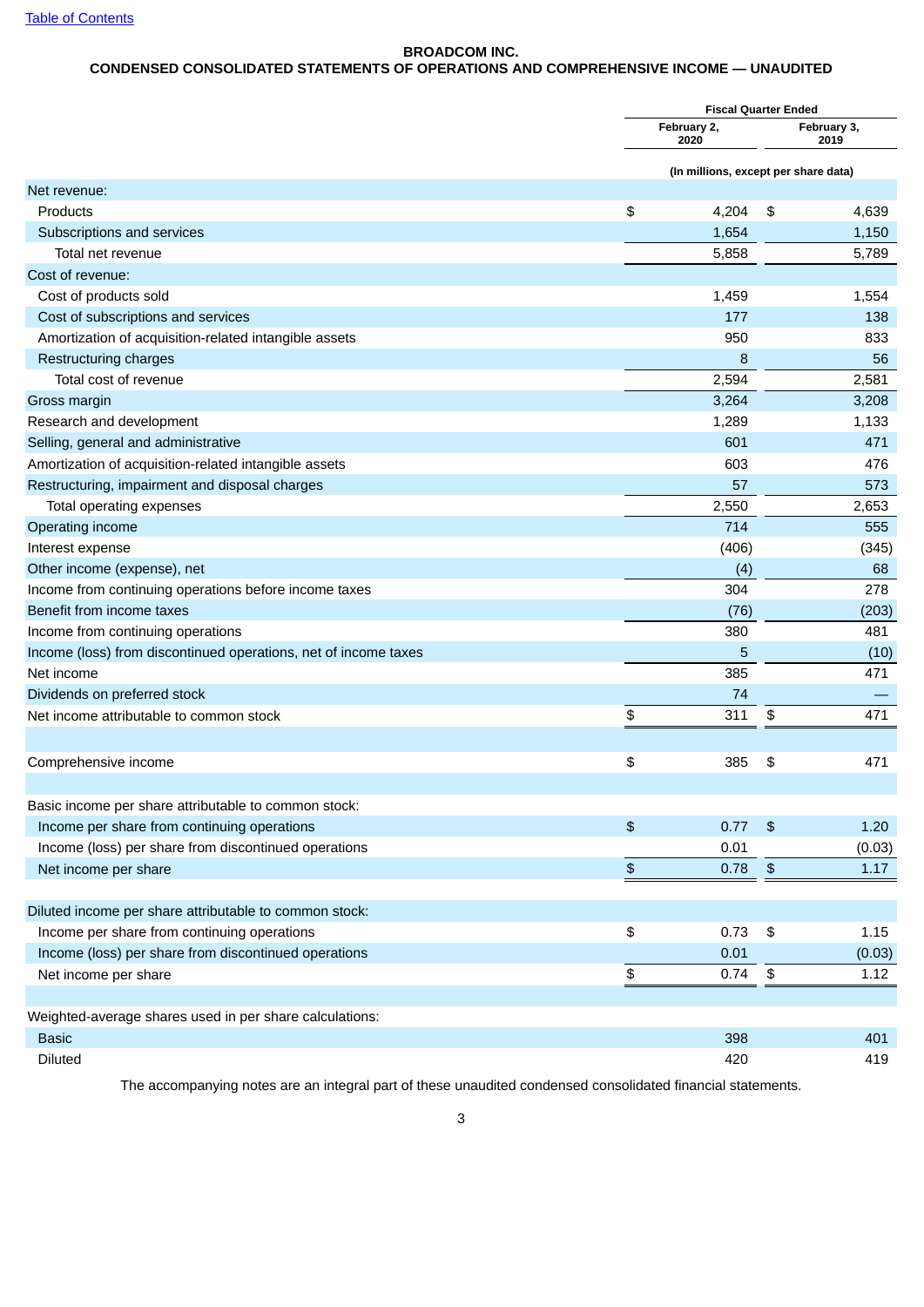Table of Contents

**BROADCOM INC.**
**CONDENSED CONSOLIDATED STATEMENTS OF OPERATIONS AND COMPREHENSIVE INCOME — UNAUDITED**

| | Fiscal Quarter Ended | |
|---|---|---|
| | February 2, 2020 | February 3, 2019 |
| | (In millions, except per share data) | |
| Net revenue: | | |
| Products | $ 4,204 | $ 4,639 |
| Subscriptions and services | 1,654 | 1,150 |
| Total net revenue | 5,858 | 5,789 |
| Cost of revenue: | | |
| Cost of products sold | 1,459 | 1,554 |
| Cost of subscriptions and services | 177 | 138 |
| Amortization of acquisition-related intangible assets | 950 | 833 |
| Restructuring charges | 8 | 56 |
| Total cost of revenue | 2,594 | 2,581 |
| Gross margin | 3,264 | 3,208 |
| Research and development | 1,289 | 1,133 |
| Selling, general and administrative | 601 | 471 |
| Amortization of acquisition-related intangible assets | 603 | 476 |
| Restructuring, impairment and disposal charges | 57 | 573 |
| Total operating expenses | 2,550 | 2,653 |
| Operating income | 714 | 555 |
| Interest expense | (406) | (345) |
| Other income (expense), net | (4) | 68 |
| Income from continuing operations before income taxes | 304 | 278 |
| Benefit from income taxes | (76) | (203) |
| Income from continuing operations | 380 | 481 |
| Income (loss) from discontinued operations, net of income taxes | 5 | (10) |
| Net income | 385 | 471 |
| Dividends on preferred stock | 74 | — |
| Net income attributable to common stock | $ 311 | $ 471 |
| | | |
| Comprehensive income | $ 385 | $ 471 |
| | | |
| Basic income per share attributable to common stock: | | |
| Income per share from continuing operations | $ 0.77 | $ 1.20 |
| Income (loss) per share from discontinued operations | 0.01 | (0.03) |
| Net income per share | $ 0.78 | $ 1.17 |
| | | |
| Diluted income per share attributable to common stock: | | |
| Income per share from continuing operations | $ 0.73 | $ 1.15 |
| Income (loss) per share from discontinued operations | 0.01 | (0.03) |
| Net income per share | $ 0.74 | $ 1.12 |
| | | |
| Weighted-average shares used in per share calculations: | | |
| Basic | 398 | 401 |
| Diluted | 420 | 419 |

The accompanying notes are an integral part of these unaudited condensed consolidated financial statements.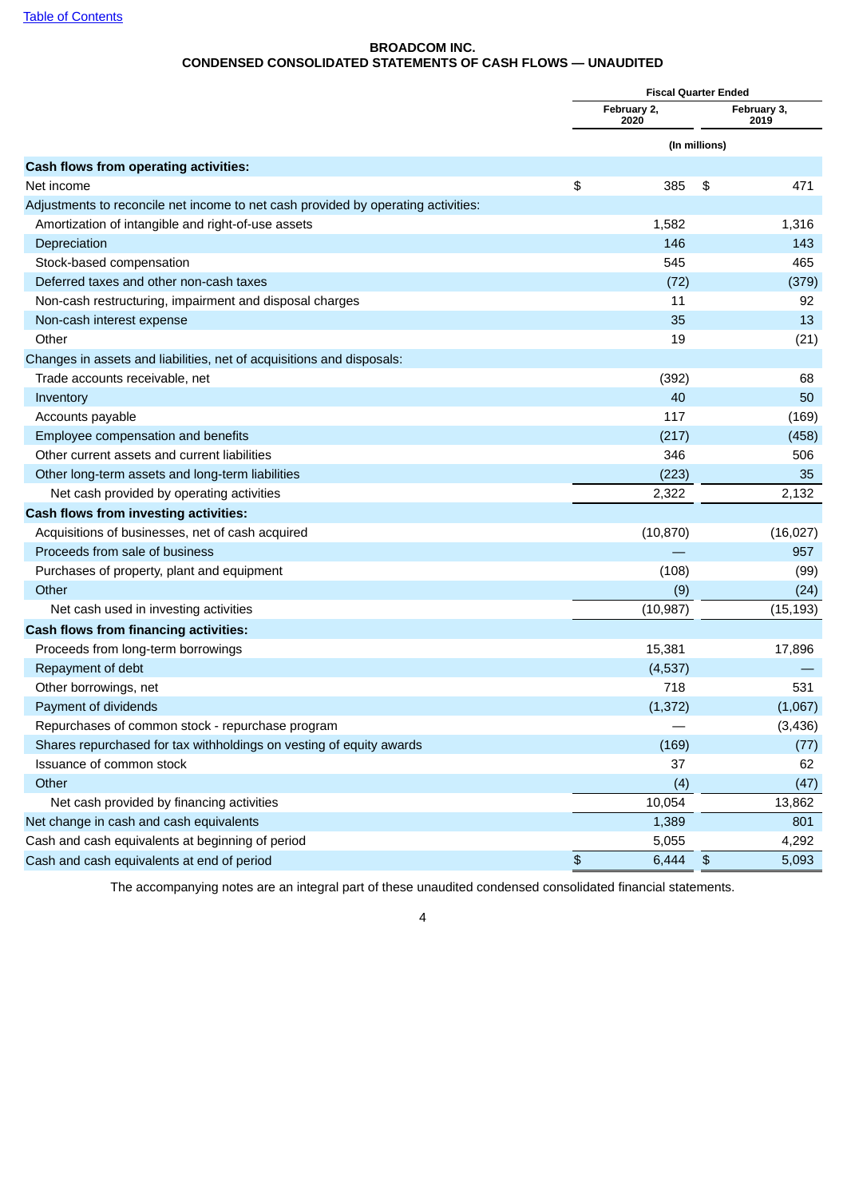[Table of Contents](#)

**BROADCOM INC.**
**CONDENSED CONSOLIDATED STATEMENTS OF CASH FLOWS — UNAUDITED**

| | Fiscal Quarter Ended | |
|---|---|---|
| | February 2, 2020 | February 3, 2019 |
| | (In millions) | |
| **Cash flows from operating activities:** | | |
| Net income | $ 385 | $ 471 |
| Adjustments to reconcile net income to net cash provided by operating activities: | | |
| Amortization of intangible and right-of-use assets | 1,582 | 1,316 |
| Depreciation | 146 | 143 |
| Stock-based compensation | 545 | 465 |
| Deferred taxes and other non-cash taxes | (72) | (379) |
| Non-cash restructuring, impairment and disposal charges | 11 | 92 |
| Non-cash interest expense | 35 | 13 |
| Other | 19 | (21) |
| Changes in assets and liabilities, net of acquisitions and disposals: | | |
| Trade accounts receivable, net | (392) | 68 |
| Inventory | 40 | 50 |
| Accounts payable | 117 | (169) |
| Employee compensation and benefits | (217) | (458) |
| Other current assets and current liabilities | 346 | 506 |
| Other long-term assets and long-term liabilities | (223) | 35 |
| Net cash provided by operating activities | 2,322 | 2,132 |
| **Cash flows from investing activities:** | | |
| Acquisitions of businesses, net of cash acquired | (10,870) | (16,027) |
| Proceeds from sale of business | — | 957 |
| Purchases of property, plant and equipment | (108) | (99) |
| Other | (9) | (24) |
| Net cash used in investing activities | (10,987) | (15,193) |
| **Cash flows from financing activities:** | | |
| Proceeds from long-term borrowings | 15,381 | 17,896 |
| Repayment of debt | (4,537) | — |
| Other borrowings, net | 718 | 531 |
| Payment of dividends | (1,372) | (1,067) |
| Repurchases of common stock - repurchase program | — | (3,436) |
| Shares repurchased for tax withholdings on vesting of equity awards | (169) | (77) |
| Issuance of common stock | 37 | 62 |
| Other | (4) | (47) |
| Net cash provided by financing activities | 10,054 | 13,862 |
| Net change in cash and cash equivalents | 1,389 | 801 |
| Cash and cash equivalents at beginning of period | 5,055 | 4,292 |
| Cash and cash equivalents at end of period | $ 6,444 | $ 5,093 |

The accompanying notes are an integral part of these unaudited condensed consolidated financial statements.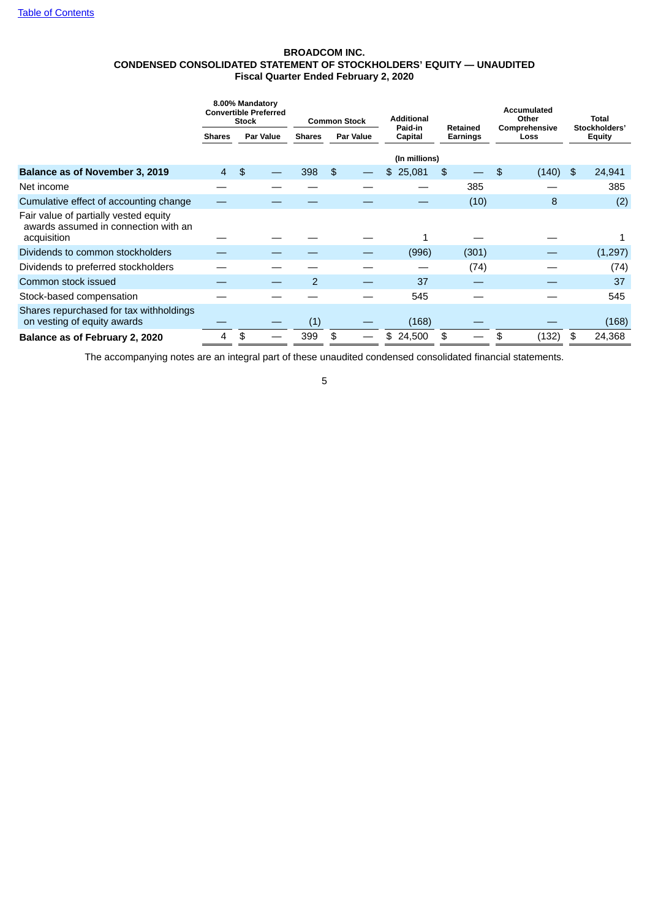**BROADCOM INC.**
**CONDENSED CONSOLIDATED STATEMENT OF STOCKHOLDERS' EQUITY — UNAUDITED**
**Fiscal Quarter Ended February 2, 2020**

| | 8.00% Mandatory Convertible Preferred Stock | | Common Stock | | Additional Paid-in Capital | Retained Earnings | Accumulated Other Comprehensive Loss | Total Stockholders' Equity |
|---|---|---|---|---|---|---|---|---|
| | Shares | Par Value | Shares | Par Value | | | | |
| | (In millions) | | | | | | | |
| **Balance as of November 3, 2019** | 4 | $ — | 398 | $ — | $ 25,081 | $ — | $ (140) | $ 24,941 |
| Net income | — | — | — | — | — | 385 | — | 385 |
| Cumulative effect of accounting change | — | — | — | — | — | (10) | 8 | (2) |
| Fair value of partially vested equity awards assumed in connection with an acquisition | — | — | — | — | 1 | — | — | 1 |
| Dividends to common stockholders | — | — | — | — | (996) | (301) | — | (1,297) |
| Dividends to preferred stockholders | — | — | — | — | — | (74) | — | (74) |
| Common stock issued | — | — | 2 | — | 37 | — | — | 37 |
| Stock-based compensation | — | — | — | — | 545 | — | — | 545 |
| Shares repurchased for tax withholdings on vesting of equity awards | — | — | (1) | — | (168) | — | — | (168) |
| **Balance as of February 2, 2020** | 4 | $ — | 399 | $ — | $ 24,500 | $ — | $ (132) | $ 24,368 |

The accompanying notes are an integral part of these unaudited condensed consolidated financial statements.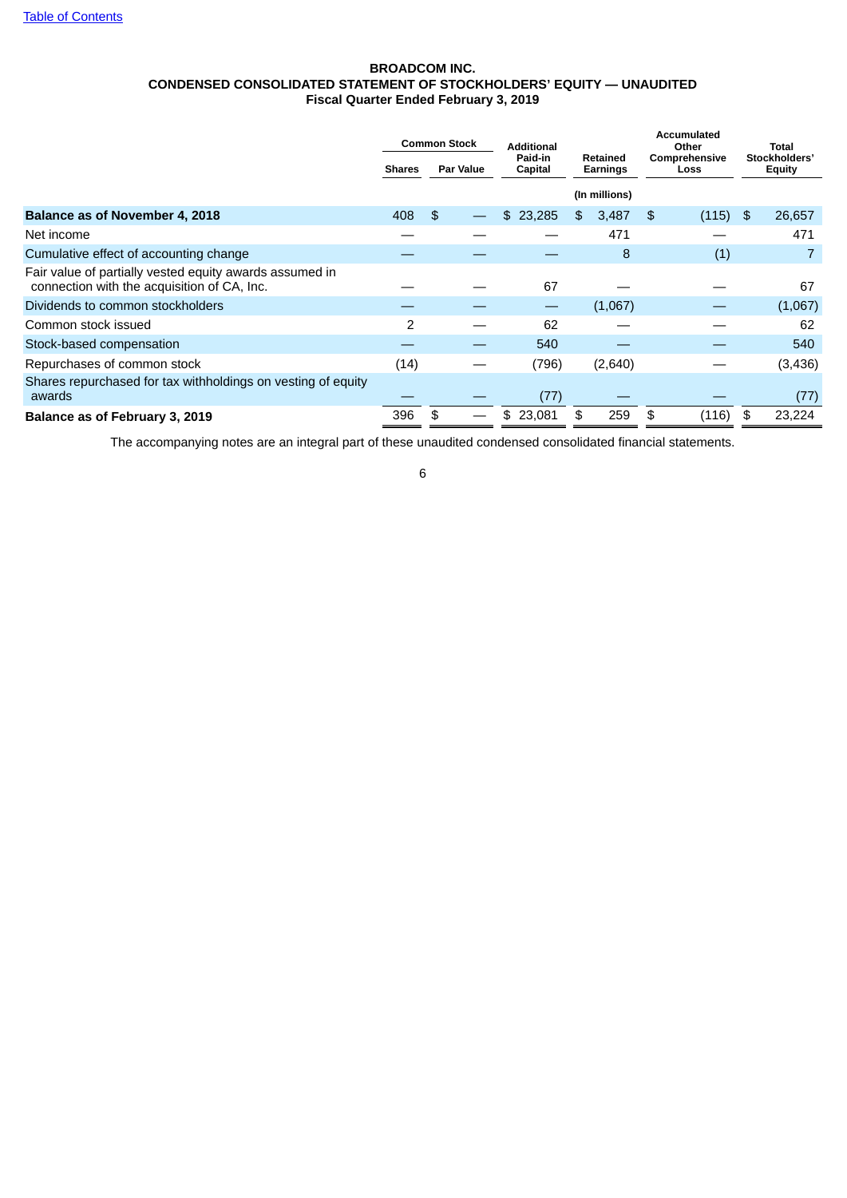BROADCOM INC.
CONDENSED CONSOLIDATED STATEMENT OF STOCKHOLDERS' EQUITY — UNAUDITED
Fiscal Quarter Ended February 3, 2019

| | Common Stock | | Additional Paid-in Capital | Retained Earnings | Accumulated Other Comprehensive Loss | Total Stockholders' Equity |
|---|---|---|---|---|---|---|
| | Shares | Par Value | | | | |
| | | | | (In millions) | | |
| **Balance as of November 4, 2018** | 408 | $ — | $ 23,285 | $ 3,487 | $ (115) | $ 26,657 |
| Net income | — | — | — | 471 | — | 471 |
| Cumulative effect of accounting change | — | — | — | 8 | (1) | 7 |
| Fair value of partially vested equity awards assumed in connection with the acquisition of CA, Inc. | — | — | 67 | — | — | 67 |
| Dividends to common stockholders | — | — | — | (1,067) | — | (1,067) |
| Common stock issued | 2 | — | 62 | — | — | 62 |
| Stock-based compensation | — | — | 540 | — | — | 540 |
| Repurchases of common stock | (14) | — | (796) | (2,640) | — | (3,436) |
| Shares repurchased for tax withholdings on vesting of equity awards | — | — | (77) | — | — | (77) |
| **Balance as of February 3, 2019** | 396 | $ — | $ 23,081 | $ 259 | $ (116) | $ 23,224 |

The accompanying notes are an integral part of these unaudited condensed consolidated financial statements.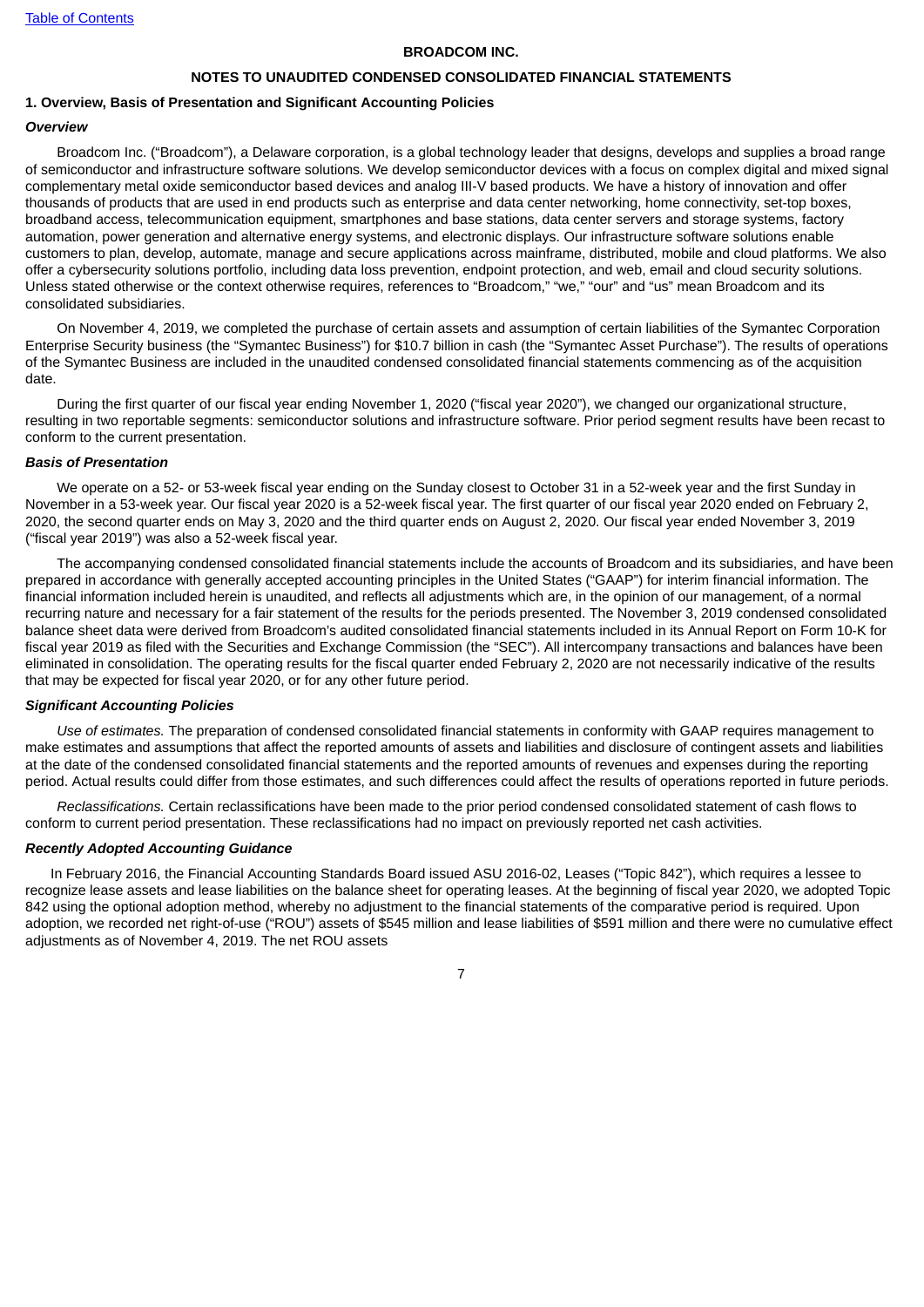**BROADCOM INC.**

**NOTES TO UNAUDITED CONDENSED CONSOLIDATED FINANCIAL STATEMENTS**

### 1. Overview, Basis of Presentation and Significant Accounting Policies

***Overview***

Broadcom Inc. ("Broadcom"), a Delaware corporation, is a global technology leader that designs, develops and supplies a broad range of semiconductor and infrastructure software solutions. We develop semiconductor devices with a focus on complex digital and mixed signal complementary metal oxide semiconductor based devices and analog III-V based products. We have a history of innovation and offer thousands of products that are used in end products such as enterprise and data center networking, home connectivity, set-top boxes, broadband access, telecommunication equipment, smartphones and base stations, data center servers and storage systems, factory automation, power generation and alternative energy systems, and electronic displays. Our infrastructure software solutions enable customers to plan, develop, automate, manage and secure applications across mainframe, distributed, mobile and cloud platforms. We also offer a cybersecurity solutions portfolio, including data loss prevention, endpoint protection, and web, email and cloud security solutions. Unless stated otherwise or the context otherwise requires, references to "Broadcom," "we," "our" and "us" mean Broadcom and its consolidated subsidiaries.

On November 4, 2019, we completed the purchase of certain assets and assumption of certain liabilities of the Symantec Corporation Enterprise Security business (the "Symantec Business") for $10.7 billion in cash (the "Symantec Asset Purchase"). The results of operations of the Symantec Business are included in the unaudited condensed consolidated financial statements commencing as of the acquisition date.

During the first quarter of our fiscal year ending November 1, 2020 ("fiscal year 2020"), we changed our organizational structure, resulting in two reportable segments: semiconductor solutions and infrastructure software. Prior period segment results have been recast to conform to the current presentation.

***Basis of Presentation***

We operate on a 52- or 53-week fiscal year ending on the Sunday closest to October 31 in a 52-week year and the first Sunday in November in a 53-week year. Our fiscal year 2020 is a 52-week fiscal year. The first quarter of our fiscal year 2020 ended on February 2, 2020, the second quarter ends on May 3, 2020 and the third quarter ends on August 2, 2020. Our fiscal year ended November 3, 2019 ("fiscal year 2019") was also a 52-week fiscal year.

The accompanying condensed consolidated financial statements include the accounts of Broadcom and its subsidiaries, and have been prepared in accordance with generally accepted accounting principles in the United States ("GAAP") for interim financial information. The financial information included herein is unaudited, and reflects all adjustments which are, in the opinion of our management, of a normal recurring nature and necessary for a fair statement of the results for the periods presented. The November 3, 2019 condensed consolidated balance sheet data were derived from Broadcom's audited consolidated financial statements included in its Annual Report on Form 10-K for fiscal year 2019 as filed with the Securities and Exchange Commission (the "SEC"). All intercompany transactions and balances have been eliminated in consolidation. The operating results for the fiscal quarter ended February 2, 2020 are not necessarily indicative of the results that may be expected for fiscal year 2020, or for any other future period.

***Significant Accounting Policies***

*Use of estimates.* The preparation of condensed consolidated financial statements in conformity with GAAP requires management to make estimates and assumptions that affect the reported amounts of assets and liabilities and disclosure of contingent assets and liabilities at the date of the condensed consolidated financial statements and the reported amounts of revenues and expenses during the reporting period. Actual results could differ from those estimates, and such differences could affect the results of operations reported in future periods.

*Reclassifications.* Certain reclassifications have been made to the prior period condensed consolidated statement of cash flows to conform to current period presentation. These reclassifications had no impact on previously reported net cash activities.

***Recently Adopted Accounting Guidance***

In February 2016, the Financial Accounting Standards Board issued ASU 2016-02, Leases ("Topic 842"), which requires a lessee to recognize lease assets and lease liabilities on the balance sheet for operating leases. At the beginning of fiscal year 2020, we adopted Topic 842 using the optional adoption method, whereby no adjustment to the financial statements of the comparative period is required. Upon adoption, we recorded net right-of-use ("ROU") assets of $545 million and lease liabilities of $591 million and there were no cumulative effect adjustments as of November 4, 2019. The net ROU assets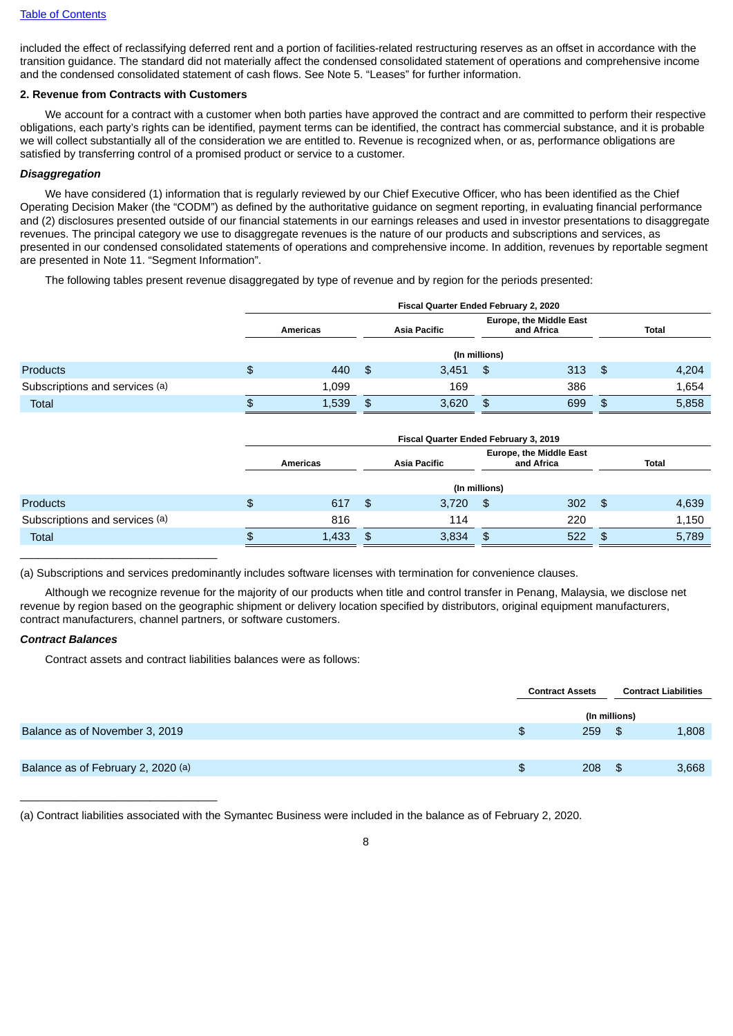included the effect of reclassifying deferred rent and a portion of facilities-related restructuring reserves as an offset in accordance with the transition guidance. The standard did not materially affect the condensed consolidated statement of operations and comprehensive income and the condensed consolidated statement of cash flows. See Note 5. "Leases" for further information.

### 2. Revenue from Contracts with Customers

We account for a contract with a customer when both parties have approved the contract and are committed to perform their respective obligations, each party's rights can be identified, payment terms can be identified, the contract has commercial substance, and it is probable we will collect substantially all of the consideration we are entitled to. Revenue is recognized when, or as, performance obligations are satisfied by transferring control of a promised product or service to a customer.

***Disaggregation***

We have considered (1) information that is regularly reviewed by our Chief Executive Officer, who has been identified as the Chief Operating Decision Maker (the "CODM") as defined by the authoritative guidance on segment reporting, in evaluating financial performance and (2) disclosures presented outside of our financial statements in our earnings releases and used in investor presentations to disaggregate revenues. The principal category we use to disaggregate revenues is the nature of our products and subscriptions and services, as presented in our condensed consolidated statements of operations and comprehensive income. In addition, revenues by reportable segment are presented in Note 11. "Segment Information".

The following tables present revenue disaggregated by type of revenue and by region for the periods presented:

| | Fiscal Quarter Ended February 2, 2020 | | | |
|---|---|---|---|---|
| | Americas | Asia Pacific | Europe, the Middle East and Africa | Total |
| | (In millions) | | | |
| Products | $ 440 | $ 3,451 | $ 313 | $ 4,204 |
| Subscriptions and services (a) | 1,099 | 169 | 386 | 1,654 |
| Total | $ 1,539 | $ 3,620 | $ 699 | $ 5,858 |

| | Fiscal Quarter Ended February 3, 2019 | | | |
|---|---|---|---|---|
| | Americas | Asia Pacific | Europe, the Middle East and Africa | Total |
| | (In millions) | | | |
| Products | $ 617 | $ 3,720 | $ 302 | $ 4,639 |
| Subscriptions and services (a) | 816 | 114 | 220 | 1,150 |
| Total | $ 1,433 | $ 3,834 | $ 522 | $ 5,789 |

(a) Subscriptions and services predominantly includes software licenses with termination for convenience clauses.

Although we recognize revenue for the majority of our products when title and control transfer in Penang, Malaysia, we disclose net revenue by region based on the geographic shipment or delivery location specified by distributors, original equipment manufacturers, contract manufacturers, channel partners, or software customers.

***Contract Balances***

Contract assets and contract liabilities balances were as follows:

| | Contract Assets | Contract Liabilities |
|---|---|---|
| | (In millions) | |
| Balance as of November 3, 2019 | $ 259 | $ 1,808 |
| Balance as of February 2, 2020 (a) | $ 208 | $ 3,668 |

(a) Contract liabilities associated with the Symantec Business were included in the balance as of February 2, 2020.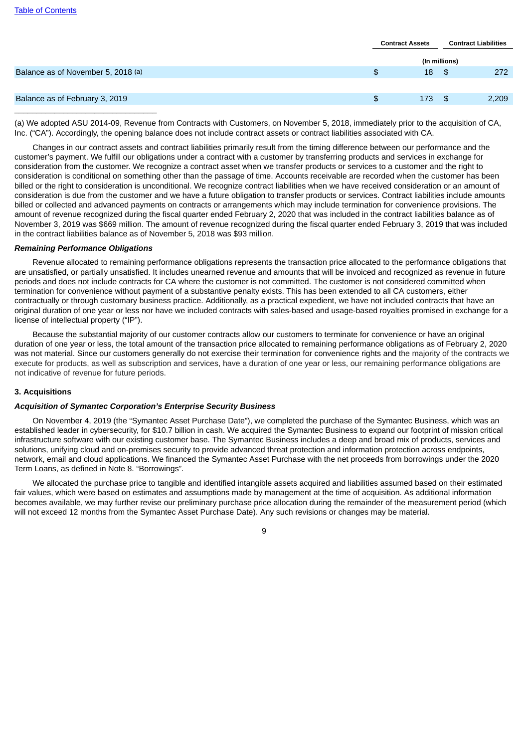| | Contract Assets | Contract Liabilities |
|---|---|---|
| | (In millions) | |
| Balance as of November 5, 2018 (a) | $ 18 | $ 272 |
| | | |
| Balance as of February 3, 2019 | $ 173 | $ 2,209 |

(a) We adopted ASU 2014-09, Revenue from Contracts with Customers, on November 5, 2018, immediately prior to the acquisition of CA, Inc. ("CA"). Accordingly, the opening balance does not include contract assets or contract liabilities associated with CA.

Changes in our contract assets and contract liabilities primarily result from the timing difference between our performance and the customer's payment. We fulfill our obligations under a contract with a customer by transferring products and services in exchange for consideration from the customer. We recognize a contract asset when we transfer products or services to a customer and the right to consideration is conditional on something other than the passage of time. Accounts receivable are recorded when the customer has been billed or the right to consideration is unconditional. We recognize contract liabilities when we have received consideration or an amount of consideration is due from the customer and we have a future obligation to transfer products or services. Contract liabilities include amounts billed or collected and advanced payments on contracts or arrangements which may include termination for convenience provisions. The amount of revenue recognized during the fiscal quarter ended February 2, 2020 that was included in the contract liabilities balance as of November 3, 2019 was $669 million. The amount of revenue recognized during the fiscal quarter ended February 3, 2019 that was included in the contract liabilities balance as of November 5, 2018 was $93 million.

***Remaining Performance Obligations***

Revenue allocated to remaining performance obligations represents the transaction price allocated to the performance obligations that are unsatisfied, or partially unsatisfied. It includes unearned revenue and amounts that will be invoiced and recognized as revenue in future periods and does not include contracts for CA where the customer is not committed. The customer is not considered committed when termination for convenience without payment of a substantive penalty exists. This has been extended to all CA customers, either contractually or through customary business practice. Additionally, as a practical expedient, we have not included contracts that have an original duration of one year or less nor have we included contracts with sales-based and usage-based royalties promised in exchange for a license of intellectual property ("IP").

Because the substantial majority of our customer contracts allow our customers to terminate for convenience or have an original duration of one year or less, the total amount of the transaction price allocated to remaining performance obligations as of February 2, 2020 was not material. Since our customers generally do not exercise their termination for convenience rights and the majority of the contracts we execute for products, as well as subscription and services, have a duration of one year or less, our remaining performance obligations are not indicative of revenue for future periods.

**3. Acquisitions**

***Acquisition of Symantec Corporation's Enterprise Security Business***

On November 4, 2019 (the "Symantec Asset Purchase Date"), we completed the purchase of the Symantec Business, which was an established leader in cybersecurity, for $10.7 billion in cash. We acquired the Symantec Business to expand our footprint of mission critical infrastructure software with our existing customer base. The Symantec Business includes a deep and broad mix of products, services and solutions, unifying cloud and on-premises security to provide advanced threat protection and information protection across endpoints, network, email and cloud applications. We financed the Symantec Asset Purchase with the net proceeds from borrowings under the 2020 Term Loans, as defined in Note 8. "Borrowings".

We allocated the purchase price to tangible and identified intangible assets acquired and liabilities assumed based on their estimated fair values, which were based on estimates and assumptions made by management at the time of acquisition. As additional information becomes available, we may further revise our preliminary purchase price allocation during the remainder of the measurement period (which will not exceed 12 months from the Symantec Asset Purchase Date). Any such revisions or changes may be material.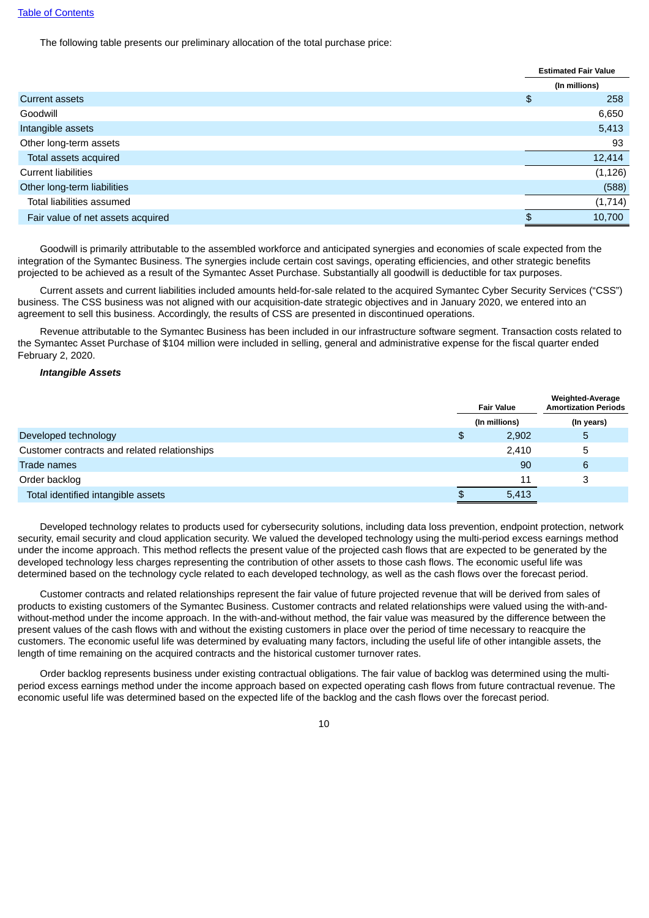The following table presents our preliminary allocation of the total purchase price:

| | Estimated Fair Value |
|---|---|
| | (In millions) |
| Current assets | $ 258 |
| Goodwill | 6,650 |
| Intangible assets | 5,413 |
| Other long-term assets | 93 |
| Total assets acquired | 12,414 |
| Current liabilities | (1,126) |
| Other long-term liabilities | (588) |
| Total liabilities assumed | (1,714) |
| Fair value of net assets acquired | $ 10,700 |

Goodwill is primarily attributable to the assembled workforce and anticipated synergies and economies of scale expected from the integration of the Symantec Business. The synergies include certain cost savings, operating efficiencies, and other strategic benefits projected to be achieved as a result of the Symantec Asset Purchase. Substantially all goodwill is deductible for tax purposes.

Current assets and current liabilities included amounts held-for-sale related to the acquired Symantec Cyber Security Services ("CSS") business. The CSS business was not aligned with our acquisition-date strategic objectives and in January 2020, we entered into an agreement to sell this business. Accordingly, the results of CSS are presented in discontinued operations.

Revenue attributable to the Symantec Business has been included in our infrastructure software segment. Transaction costs related to the Symantec Asset Purchase of $104 million were included in selling, general and administrative expense for the fiscal quarter ended February 2, 2020.

***Intangible Assets***

| | Fair Value | Weighted-Average Amortization Periods |
|---|---|---|
| | (In millions) | (In years) |
| Developed technology | $ 2,902 | 5 |
| Customer contracts and related relationships | 2,410 | 5 |
| Trade names | 90 | 6 |
| Order backlog | 11 | 3 |
| Total identified intangible assets | $ 5,413 | |

Developed technology relates to products used for cybersecurity solutions, including data loss prevention, endpoint protection, network security, email security and cloud application security. We valued the developed technology using the multi-period excess earnings method under the income approach. This method reflects the present value of the projected cash flows that are expected to be generated by the developed technology less charges representing the contribution of other assets to those cash flows. The economic useful life was determined based on the technology cycle related to each developed technology, as well as the cash flows over the forecast period.

Customer contracts and related relationships represent the fair value of future projected revenue that will be derived from sales of products to existing customers of the Symantec Business. Customer contracts and related relationships were valued using the with-and-without-method under the income approach. In the with-and-without method, the fair value was measured by the difference between the present values of the cash flows with and without the existing customers in place over the period of time necessary to reacquire the customers. The economic useful life was determined by evaluating many factors, including the useful life of other intangible assets, the length of time remaining on the acquired contracts and the historical customer turnover rates.

Order backlog represents business under existing contractual obligations. The fair value of backlog was determined using the multi-period excess earnings method under the income approach based on expected operating cash flows from future contractual revenue. The economic useful life was determined based on the expected life of the backlog and the cash flows over the forecast period.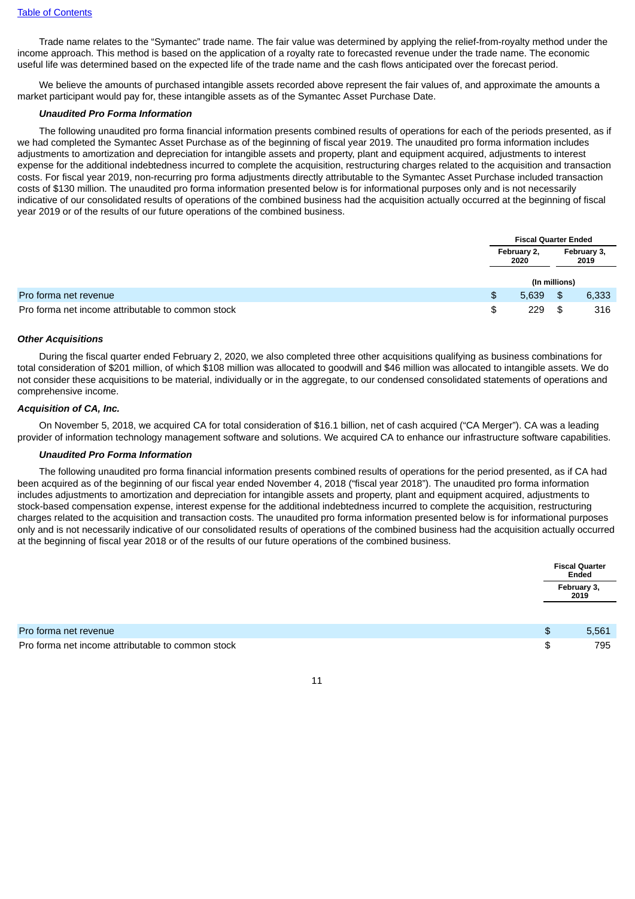Trade name relates to the "Symantec" trade name. The fair value was determined by applying the relief-from-royalty method under the income approach. This method is based on the application of a royalty rate to forecasted revenue under the trade name. The economic useful life was determined based on the expected life of the trade name and the cash flows anticipated over the forecast period.

We believe the amounts of purchased intangible assets recorded above represent the fair values of, and approximate the amounts a market participant would pay for, these intangible assets as of the Symantec Asset Purchase Date.

***Unaudited Pro Forma Information***

The following unaudited pro forma financial information presents combined results of operations for each of the periods presented, as if we had completed the Symantec Asset Purchase as of the beginning of fiscal year 2019. The unaudited pro forma information includes adjustments to amortization and depreciation for intangible assets and property, plant and equipment acquired, adjustments to interest expense for the additional indebtedness incurred to complete the acquisition, restructuring charges related to the acquisition and transaction costs. For fiscal year 2019, non-recurring pro forma adjustments directly attributable to the Symantec Asset Purchase included transaction costs of $130 million. The unaudited pro forma information presented below is for informational purposes only and is not necessarily indicative of our consolidated results of operations of the combined business had the acquisition actually occurred at the beginning of fiscal year 2019 or of the results of our future operations of the combined business.

| | Fiscal Quarter Ended | |
|---|---|---|
| | February 2, 2020 | February 3, 2019 |
| | (In millions) | |
| Pro forma net revenue | $ 5,639 | $ 6,333 |
| Pro forma net income attributable to common stock | $ 229 | $ 316 |

***Other Acquisitions***

During the fiscal quarter ended February 2, 2020, we also completed three other acquisitions qualifying as business combinations for total consideration of $201 million, of which $108 million was allocated to goodwill and $46 million was allocated to intangible assets. We do not consider these acquisitions to be material, individually or in the aggregate, to our condensed consolidated statements of operations and comprehensive income.

***Acquisition of CA, Inc.***

On November 5, 2018, we acquired CA for total consideration of $16.1 billion, net of cash acquired ("CA Merger"). CA was a leading provider of information technology management software and solutions. We acquired CA to enhance our infrastructure software capabilities.

***Unaudited Pro Forma Information***

The following unaudited pro forma financial information presents combined results of operations for the period presented, as if CA had been acquired as of the beginning of our fiscal year ended November 4, 2018 ("fiscal year 2018"). The unaudited pro forma information includes adjustments to amortization and depreciation for intangible assets and property, plant and equipment acquired, adjustments to stock-based compensation expense, interest expense for the additional indebtedness incurred to complete the acquisition, restructuring charges related to the acquisition and transaction costs. The unaudited pro forma information presented below is for informational purposes only and is not necessarily indicative of our consolidated results of operations of the combined business had the acquisition actually occurred at the beginning of fiscal year 2018 or of the results of our future operations of the combined business.

| | Fiscal Quarter Ended |
|---|---|
| | February 3, 2019 |
| Pro forma net revenue | $ 5,561 |
| Pro forma net income attributable to common stock | $ 795 |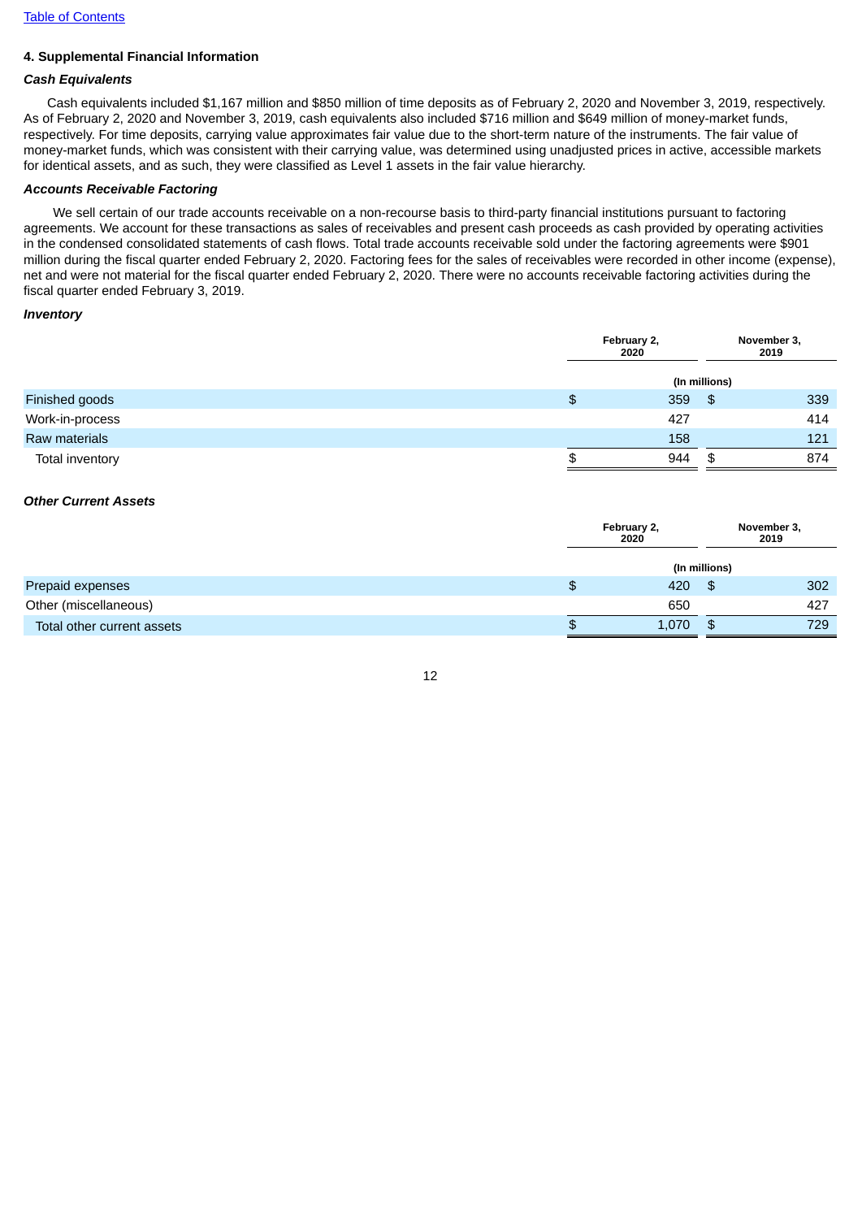[Table of Contents](#)

**4. Supplemental Financial Information**

***Cash Equivalents***

Cash equivalents included $1,167 million and $850 million of time deposits as of February 2, 2020 and November 3, 2019, respectively. As of February 2, 2020 and November 3, 2019, cash equivalents also included $716 million and $649 million of money-market funds, respectively. For time deposits, carrying value approximates fair value due to the short-term nature of the instruments. The fair value of money-market funds, which was consistent with their carrying value, was determined using unadjusted prices in active, accessible markets for identical assets, and as such, they were classified as Level 1 assets in the fair value hierarchy.

***Accounts Receivable Factoring***

We sell certain of our trade accounts receivable on a non-recourse basis to third-party financial institutions pursuant to factoring agreements. We account for these transactions as sales of receivables and present cash proceeds as cash provided by operating activities in the condensed consolidated statements of cash flows. Total trade accounts receivable sold under the factoring agreements were $901 million during the fiscal quarter ended February 2, 2020. Factoring fees for the sales of receivables were recorded in other income (expense), net and were not material for the fiscal quarter ended February 2, 2020. There were no accounts receivable factoring activities during the fiscal quarter ended February 3, 2019.

***Inventory***

| | February 2, 2020 | November 3, 2019 |
|---|---|---|
| | (In millions) | |
| Finished goods | $ 359 | $ 339 |
| Work-in-process | 427 | 414 |
| Raw materials | 158 | 121 |
| Total inventory | $ 944 | $ 874 |

***Other Current Assets***

| | February 2, 2020 | November 3, 2019 |
|---|---|---|
| | (In millions) | |
| Prepaid expenses | $ 420 | $ 302 |
| Other (miscellaneous) | 650 | 427 |
| Total other current assets | $ 1,070 | $ 729 |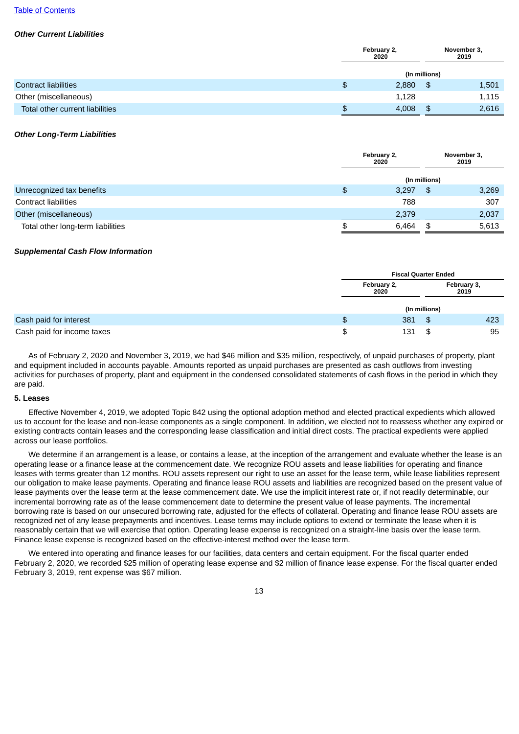[Table of Contents](#)

***Other Current Liabilities***

| | February 2, 2020 | November 3, 2019 |
|---|---|---|
| | (In millions) | |
| Contract liabilities | $ 2,880 | $ 1,501 |
| Other (miscellaneous) | 1,128 | 1,115 |
| Total other current liabilities | $ 4,008 | $ 2,616 |

***Other Long-Term Liabilities***

| | February 2, 2020 | November 3, 2019 |
|---|---|---|
| | (In millions) | |
| Unrecognized tax benefits | $ 3,297 | $ 3,269 |
| Contract liabilities | 788 | 307 |
| Other (miscellaneous) | 2,379 | 2,037 |
| Total other long-term liabilities | $ 6,464 | $ 5,613 |

***Supplemental Cash Flow Information***

| | Fiscal Quarter Ended | |
|---|---|---|
| | February 2, 2020 | February 3, 2019 |
| | (In millions) | |
| Cash paid for interest | $ 381 | $ 423 |
| Cash paid for income taxes | $ 131 | $ 95 |

As of February 2, 2020 and November 3, 2019, we had $46 million and $35 million, respectively, of unpaid purchases of property, plant and equipment included in accounts payable. Amounts reported as unpaid purchases are presented as cash outflows from investing activities for purchases of property, plant and equipment in the condensed consolidated statements of cash flows in the period in which they are paid.

**5. Leases**

Effective November 4, 2019, we adopted Topic 842 using the optional adoption method and elected practical expedients which allowed us to account for the lease and non-lease components as a single component. In addition, we elected not to reassess whether any expired or existing contracts contain leases and the corresponding lease classification and initial direct costs. The practical expedients were applied across our lease portfolios.

We determine if an arrangement is a lease, or contains a lease, at the inception of the arrangement and evaluate whether the lease is an operating lease or a finance lease at the commencement date. We recognize ROU assets and lease liabilities for operating and finance leases with terms greater than 12 months. ROU assets represent our right to use an asset for the lease term, while lease liabilities represent our obligation to make lease payments. Operating and finance lease ROU assets and liabilities are recognized based on the present value of lease payments over the lease term at the lease commencement date. We use the implicit interest rate or, if not readily determinable, our incremental borrowing rate as of the lease commencement date to determine the present value of lease payments. The incremental borrowing rate is based on our unsecured borrowing rate, adjusted for the effects of collateral. Operating and finance lease ROU assets are recognized net of any lease prepayments and incentives. Lease terms may include options to extend or terminate the lease when it is reasonably certain that we will exercise that option. Operating lease expense is recognized on a straight-line basis over the lease term. Finance lease expense is recognized based on the effective-interest method over the lease term.

We entered into operating and finance leases for our facilities, data centers and certain equipment. For the fiscal quarter ended February 2, 2020, we recorded $25 million of operating lease expense and $2 million of finance lease expense. For the fiscal quarter ended February 3, 2019, rent expense was $67 million.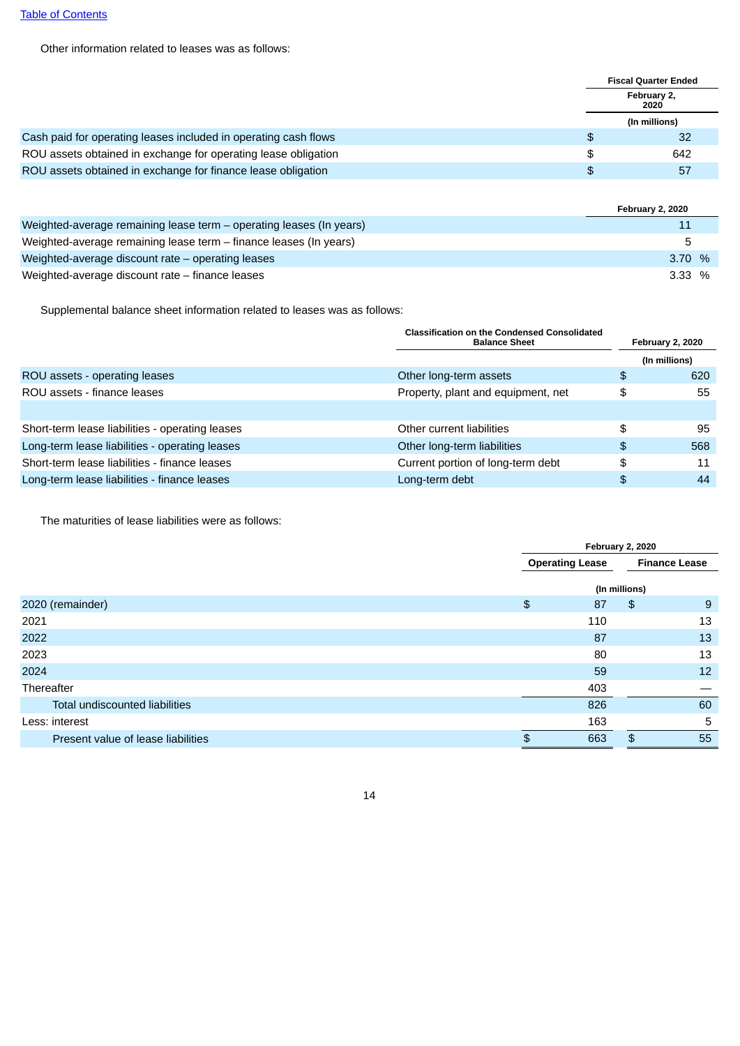[Table of Contents](#)

Other information related to leases was as follows:

| | Fiscal Quarter Ended February 2, 2020 |
|---|---|
| | (In millions) |
| Cash paid for operating leases included in operating cash flows | $ 32 |
| ROU assets obtained in exchange for operating lease obligation | $ 642 |
| ROU assets obtained in exchange for finance lease obligation | $ 57 |

| | February 2, 2020 |
|---|---|
| Weighted-average remaining lease term – operating leases (In years) | 11 |
| Weighted-average remaining lease term – finance leases (In years) | 5 |
| Weighted-average discount rate – operating leases | 3.70 % |
| Weighted-average discount rate – finance leases | 3.33 % |

Supplemental balance sheet information related to leases was as follows:

| | Classification on the Condensed Consolidated Balance Sheet | February 2, 2020 |
|---|---|---|
| | | (In millions) |
| ROU assets - operating leases | Other long-term assets | $ 620 |
| ROU assets - finance leases | Property, plant and equipment, net | $ 55 |
| | | |
| Short-term lease liabilities - operating leases | Other current liabilities | $ 95 |
| Long-term lease liabilities - operating leases | Other long-term liabilities | $ 568 |
| Short-term lease liabilities - finance leases | Current portion of long-term debt | $ 11 |
| Long-term lease liabilities - finance leases | Long-term debt | $ 44 |

The maturities of lease liabilities were as follows:

| | February 2, 2020 | |
|---|---|---|
| | Operating Lease | Finance Lease |
| | (In millions) | |
| 2020 (remainder) | $ 87 | $ 9 |
| 2021 | 110 | 13 |
| 2022 | 87 | 13 |
| 2023 | 80 | 13 |
| 2024 | 59 | 12 |
| Thereafter | 403 | — |
| Total undiscounted liabilities | 826 | 60 |
| Less: interest | 163 | 5 |
| Present value of lease liabilities | $ 663 | $ 55 |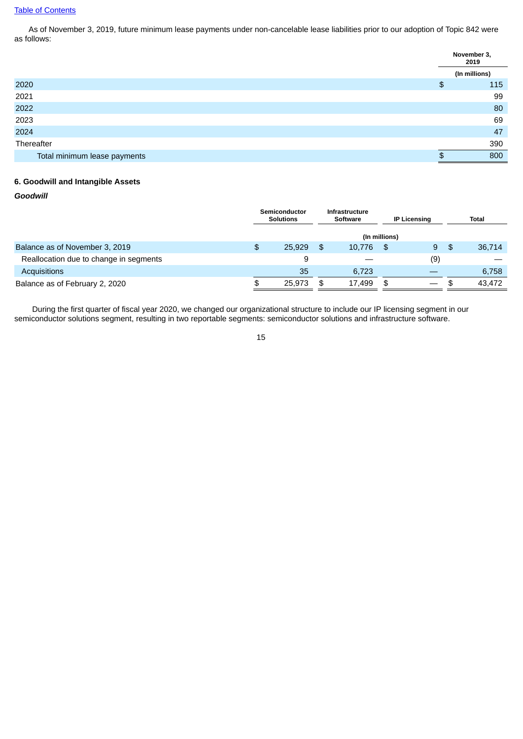[Table of Contents](#)

As of November 3, 2019, future minimum lease payments under non-cancelable lease liabilities prior to our adoption of Topic 842 were as follows:

| | November 3, 2019 |
|---|---|
| | (In millions) |
| 2020 | $ 115 |
| 2021 | 99 |
| 2022 | 80 |
| 2023 | 69 |
| 2024 | 47 |
| Thereafter | 390 |
| Total minimum lease payments | $ 800 |

### 6. Goodwill and Intangible Assets

***Goodwill***

| | Semiconductor Solutions | Infrastructure Software | IP Licensing | Total |
|---|---|---|---|---|
| | (In millions) | | | |
| Balance as of November 3, 2019 | $ 25,929 | $ 10,776 | $ 9 | $ 36,714 |
| Reallocation due to change in segments | 9 | — | (9) | — |
| Acquisitions | 35 | 6,723 | — | 6,758 |
| Balance as of February 2, 2020 | $ 25,973 | $ 17,499 | $ — | $ 43,472 |

During the first quarter of fiscal year 2020, we changed our organizational structure to include our IP licensing segment in our semiconductor solutions segment, resulting in two reportable segments: semiconductor solutions and infrastructure software.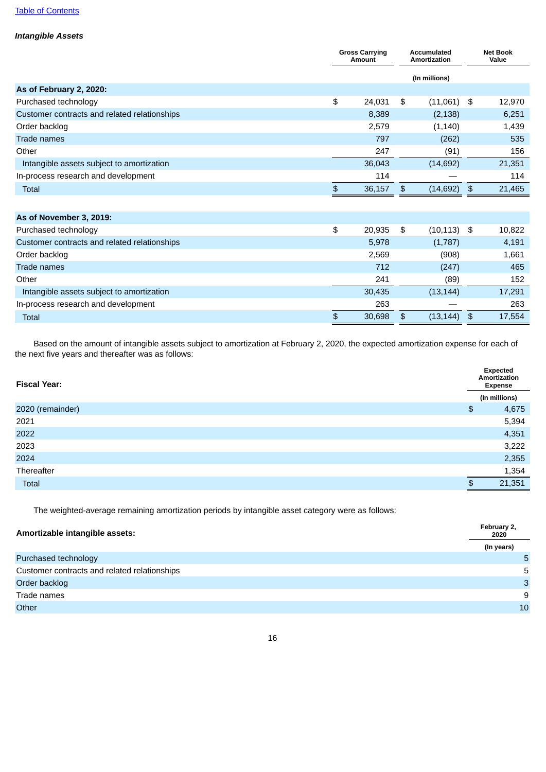[Table of Contents](#)

***Intangible Assets***

| | Gross Carrying Amount | Accumulated Amortization | Net Book Value |
|---|---|---|---|
| | | (In millions) | |
| **As of February 2, 2020:** | | | |
| Purchased technology | $ 24,031 | $ (11,061) | $ 12,970 |
| Customer contracts and related relationships | 8,389 | (2,138) | 6,251 |
| Order backlog | 2,579 | (1,140) | 1,439 |
| Trade names | 797 | (262) | 535 |
| Other | 247 | (91) | 156 |
| Intangible assets subject to amortization | 36,043 | (14,692) | 21,351 |
| In-process research and development | 114 | — | 114 |
| Total | $ 36,157 | $ (14,692) | $ 21,465 |
| | | | |
| **As of November 3, 2019:** | | | |
| Purchased technology | $ 20,935 | $ (10,113) | $ 10,822 |
| Customer contracts and related relationships | 5,978 | (1,787) | 4,191 |
| Order backlog | 2,569 | (908) | 1,661 |
| Trade names | 712 | (247) | 465 |
| Other | 241 | (89) | 152 |
| Intangible assets subject to amortization | 30,435 | (13,144) | 17,291 |
| In-process research and development | 263 | — | 263 |
| Total | $ 30,698 | $ (13,144) | $ 17,554 |

Based on the amount of intangible assets subject to amortization at February 2, 2020, the expected amortization expense for each of the next five years and thereafter was as follows:

| Fiscal Year: | Expected Amortization Expense |
|---|---|
| | (In millions) |
| 2020 (remainder) | $ 4,675 |
| 2021 | 5,394 |
| 2022 | 4,351 |
| 2023 | 3,222 |
| 2024 | 2,355 |
| Thereafter | 1,354 |
| Total | $ 21,351 |

The weighted-average remaining amortization periods by intangible asset category were as follows:

| Amortizable intangible assets: | February 2, 2020 |
|---|---|
| | (In years) |
| Purchased technology | 5 |
| Customer contracts and related relationships | 5 |
| Order backlog | 3 |
| Trade names | 9 |
| Other | 10 |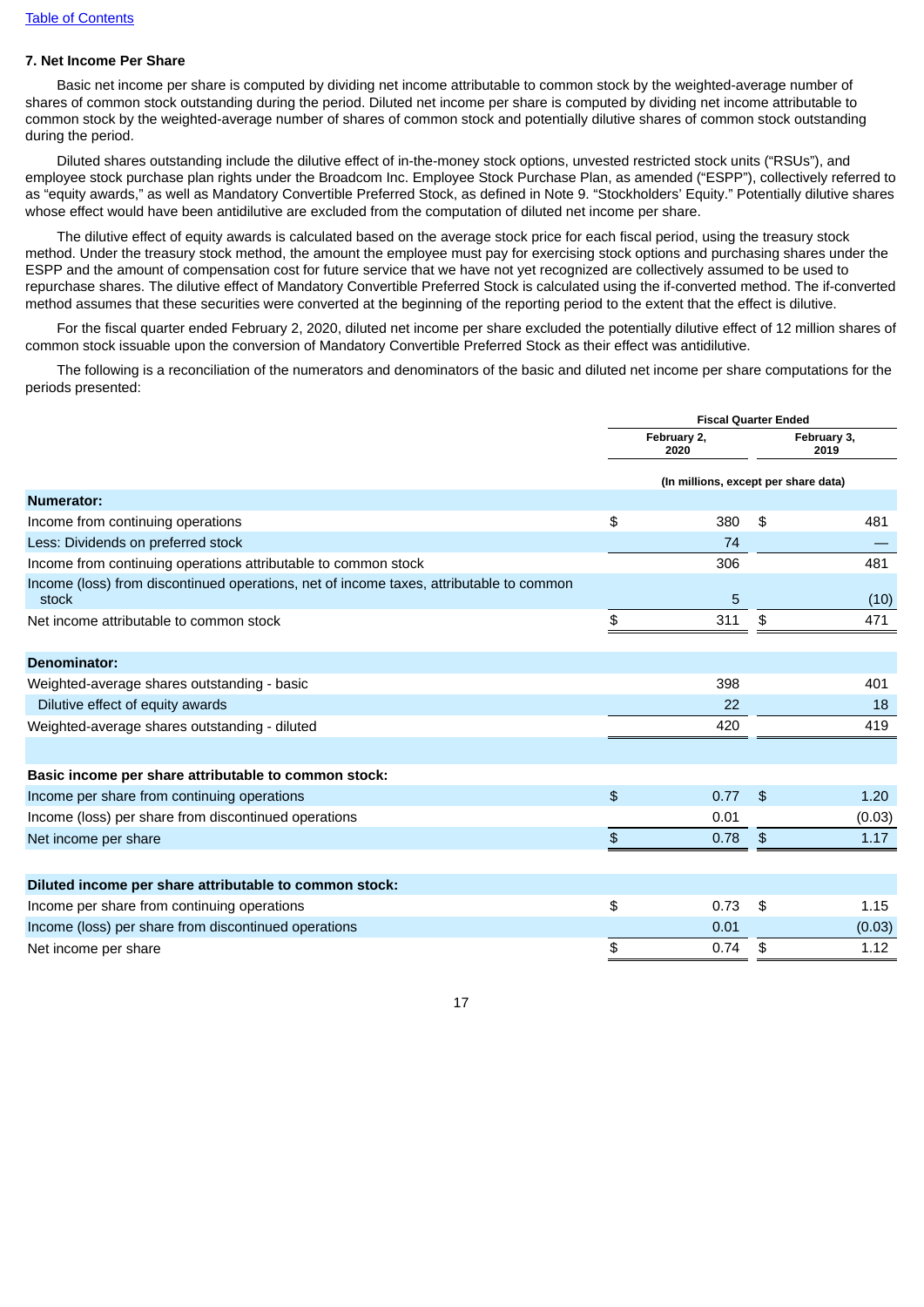### 7. Net Income Per Share

Basic net income per share is computed by dividing net income attributable to common stock by the weighted-average number of shares of common stock outstanding during the period. Diluted net income per share is computed by dividing net income attributable to common stock by the weighted-average number of shares of common stock and potentially dilutive shares of common stock outstanding during the period.

Diluted shares outstanding include the dilutive effect of in-the-money stock options, unvested restricted stock units ("RSUs"), and employee stock purchase plan rights under the Broadcom Inc. Employee Stock Purchase Plan, as amended ("ESPP"), collectively referred to as "equity awards," as well as Mandatory Convertible Preferred Stock, as defined in Note 9. "Stockholders' Equity." Potentially dilutive shares whose effect would have been antidilutive are excluded from the computation of diluted net income per share.

The dilutive effect of equity awards is calculated based on the average stock price for each fiscal period, using the treasury stock method. Under the treasury stock method, the amount the employee must pay for exercising stock options and purchasing shares under the ESPP and the amount of compensation cost for future service that we have not yet recognized are collectively assumed to be used to repurchase shares. The dilutive effect of Mandatory Convertible Preferred Stock is calculated using the if-converted method. The if-converted method assumes that these securities were converted at the beginning of the reporting period to the extent that the effect is dilutive.

For the fiscal quarter ended February 2, 2020, diluted net income per share excluded the potentially dilutive effect of 12 million shares of common stock issuable upon the conversion of Mandatory Convertible Preferred Stock as their effect was antidilutive.

The following is a reconciliation of the numerators and denominators of the basic and diluted net income per share computations for the periods presented:

| | Fiscal Quarter Ended | |
|---|---|---|
| | February 2, 2020 | February 3, 2019 |
| | (In millions, except per share data) | |
| **Numerator:** | | |
| Income from continuing operations | $ 380 | $ 481 |
| Less: Dividends on preferred stock | 74 | — |
| Income from continuing operations attributable to common stock | 306 | 481 |
| Income (loss) from discontinued operations, net of income taxes, attributable to common stock | 5 | (10) |
| Net income attributable to common stock | $ 311 | $ 471 |
| **Denominator:** | | |
| Weighted-average shares outstanding - basic | 398 | 401 |
| Dilutive effect of equity awards | 22 | 18 |
| Weighted-average shares outstanding - diluted | 420 | 419 |
| **Basic income per share attributable to common stock:** | | |
| Income per share from continuing operations | $ 0.77 | $ 1.20 |
| Income (loss) per share from discontinued operations | 0.01 | (0.03) |
| Net income per share | $ 0.78 | $ 1.17 |
| **Diluted income per share attributable to common stock:** | | |
| Income per share from continuing operations | $ 0.73 | $ 1.15 |
| Income (loss) per share from discontinued operations | 0.01 | (0.03) |
| Net income per share | $ 0.74 | $ 1.12 |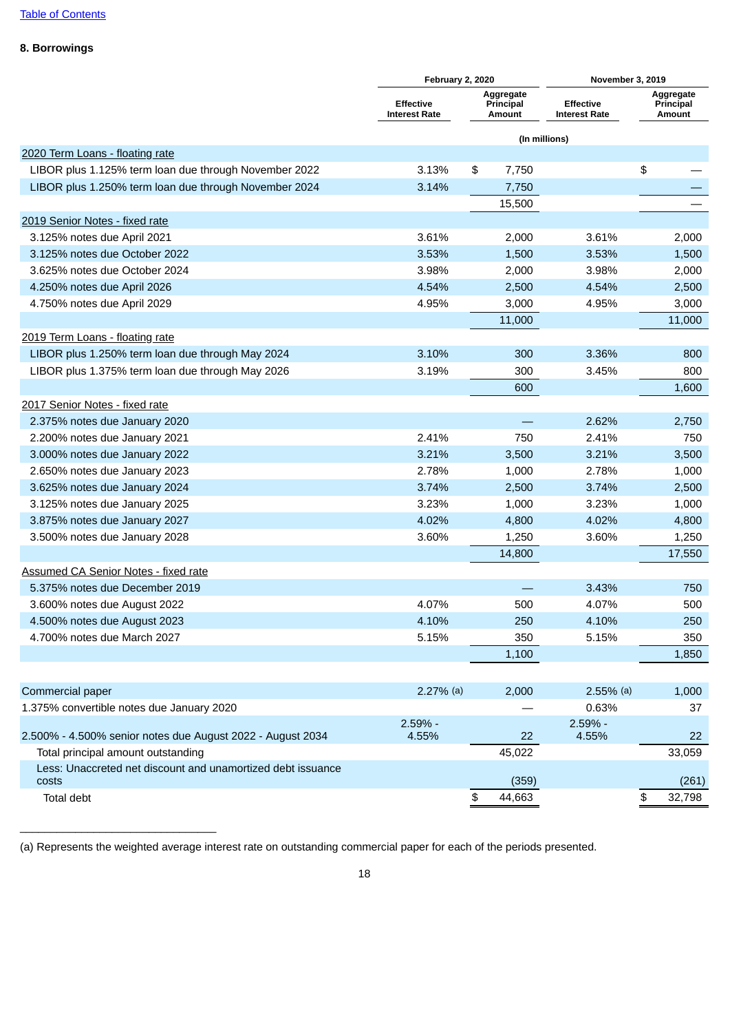## 8. Borrowings

| | February 2, 2020 | | November 3, 2019 | |
|---|---|---|---|---|
| | Effective Interest Rate | Aggregate Principal Amount | Effective Interest Rate | Aggregate Principal Amount |
| | | (In millions) | | |
| 2020 Term Loans - floating rate | | | | |
| LIBOR plus 1.125% term loan due through November 2022 | 3.13% | $ 7,750 | | $ — |
| LIBOR plus 1.250% term loan due through November 2024 | 3.14% | 7,750 | | — |
| | | 15,500 | | — |
| 2019 Senior Notes - fixed rate | | | | |
| 3.125% notes due April 2021 | 3.61% | 2,000 | 3.61% | 2,000 |
| 3.125% notes due October 2022 | 3.53% | 1,500 | 3.53% | 1,500 |
| 3.625% notes due October 2024 | 3.98% | 2,000 | 3.98% | 2,000 |
| 4.250% notes due April 2026 | 4.54% | 2,500 | 4.54% | 2,500 |
| 4.750% notes due April 2029 | 4.95% | 3,000 | 4.95% | 3,000 |
| | | 11,000 | | 11,000 |
| 2019 Term Loans - floating rate | | | | |
| LIBOR plus 1.250% term loan due through May 2024 | 3.10% | 300 | 3.36% | 800 |
| LIBOR plus 1.375% term loan due through May 2026 | 3.19% | 300 | 3.45% | 800 |
| | | 600 | | 1,600 |
| 2017 Senior Notes - fixed rate | | | | |
| 2.375% notes due January 2020 | | — | 2.62% | 2,750 |
| 2.200% notes due January 2021 | 2.41% | 750 | 2.41% | 750 |
| 3.000% notes due January 2022 | 3.21% | 3,500 | 3.21% | 3,500 |
| 2.650% notes due January 2023 | 2.78% | 1,000 | 2.78% | 1,000 |
| 3.625% notes due January 2024 | 3.74% | 2,500 | 3.74% | 2,500 |
| 3.125% notes due January 2025 | 3.23% | 1,000 | 3.23% | 1,000 |
| 3.875% notes due January 2027 | 4.02% | 4,800 | 4.02% | 4,800 |
| 3.500% notes due January 2028 | 3.60% | 1,250 | 3.60% | 1,250 |
| | | 14,800 | | 17,550 |
| Assumed CA Senior Notes - fixed rate | | | | |
| 5.375% notes due December 2019 | | — | 3.43% | 750 |
| 3.600% notes due August 2022 | 4.07% | 500 | 4.07% | 500 |
| 4.500% notes due August 2023 | 4.10% | 250 | 4.10% | 250 |
| 4.700% notes due March 2027 | 5.15% | 350 | 5.15% | 350 |
| | | 1,100 | | 1,850 |
| Commercial paper | 2.27% (a) | 2,000 | 2.55% (a) | 1,000 |
| 1.375% convertible notes due January 2020 | | — | 0.63% | 37 |
| 2.500% - 4.500% senior notes due August 2022 - August 2034 | 2.59% - 4.55% | 22 | 2.59% - 4.55% | 22 |
| Total principal amount outstanding | | 45,022 | | 33,059 |
| Less: Unaccreted net discount and unamortized debt issuance costs | | (359) | | (261) |
| Total debt | | $ 44,663 | | $ 32,798 |

(a) Represents the weighted average interest rate on outstanding commercial paper for each of the periods presented.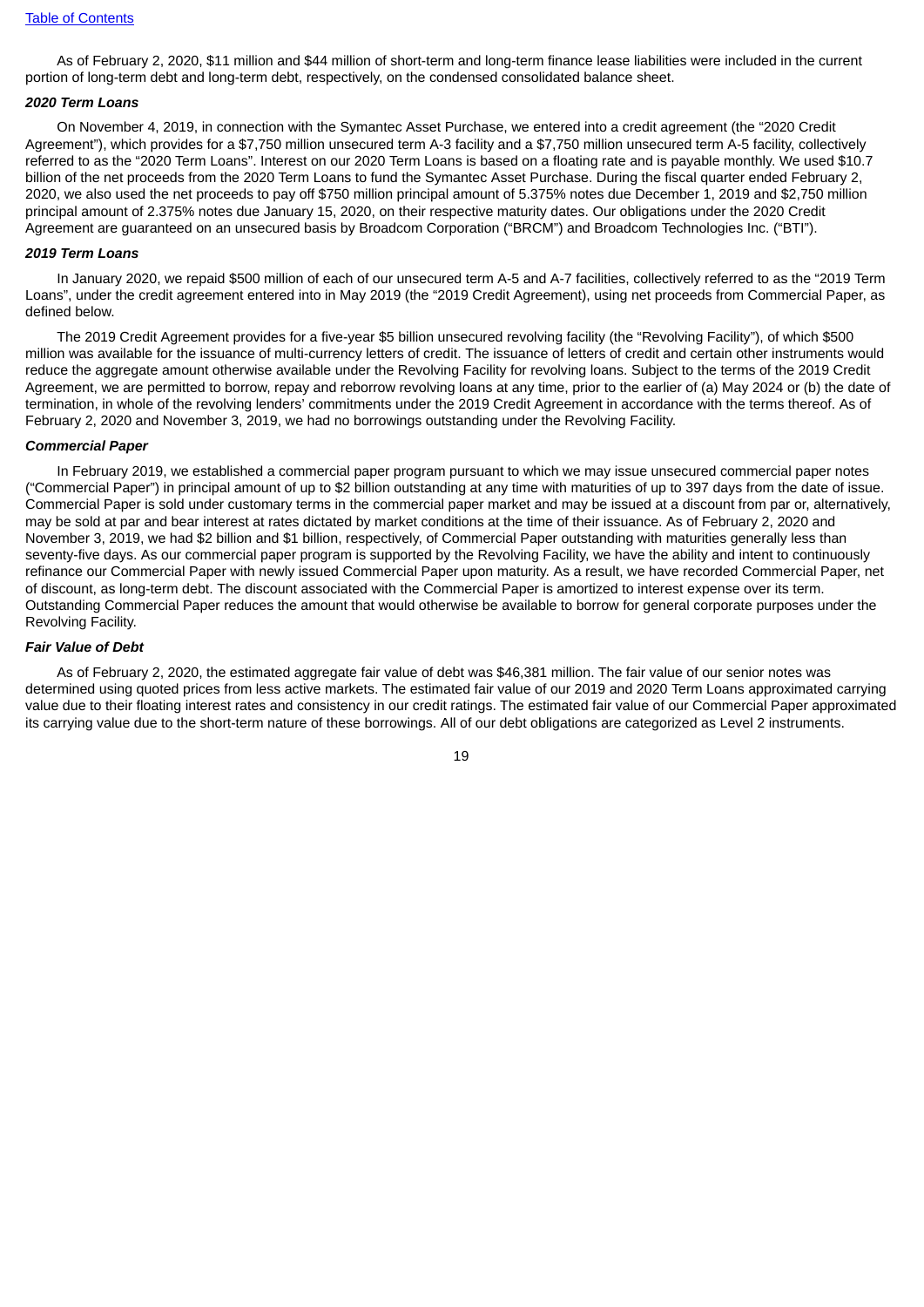As of February 2, 2020, $11 million and $44 million of short-term and long-term finance lease liabilities were included in the current portion of long-term debt and long-term debt, respectively, on the condensed consolidated balance sheet.

***2020 Term Loans***

On November 4, 2019, in connection with the Symantec Asset Purchase, we entered into a credit agreement (the "2020 Credit Agreement"), which provides for a $7,750 million unsecured term A-3 facility and a $7,750 million unsecured term A-5 facility, collectively referred to as the "2020 Term Loans". Interest on our 2020 Term Loans is based on a floating rate and is payable monthly. We used $10.7 billion of the net proceeds from the 2020 Term Loans to fund the Symantec Asset Purchase. During the fiscal quarter ended February 2, 2020, we also used the net proceeds to pay off $750 million principal amount of 5.375% notes due December 1, 2019 and $2,750 million principal amount of 2.375% notes due January 15, 2020, on their respective maturity dates. Our obligations under the 2020 Credit Agreement are guaranteed on an unsecured basis by Broadcom Corporation ("BRCM") and Broadcom Technologies Inc. ("BTI").

***2019 Term Loans***

In January 2020, we repaid $500 million of each of our unsecured term A-5 and A-7 facilities, collectively referred to as the "2019 Term Loans", under the credit agreement entered into in May 2019 (the "2019 Credit Agreement), using net proceeds from Commercial Paper, as defined below.

The 2019 Credit Agreement provides for a five-year $5 billion unsecured revolving facility (the "Revolving Facility"), of which $500 million was available for the issuance of multi-currency letters of credit. The issuance of letters of credit and certain other instruments would reduce the aggregate amount otherwise available under the Revolving Facility for revolving loans. Subject to the terms of the 2019 Credit Agreement, we are permitted to borrow, repay and reborrow revolving loans at any time, prior to the earlier of (a) May 2024 or (b) the date of termination, in whole of the revolving lenders' commitments under the 2019 Credit Agreement in accordance with the terms thereof. As of February 2, 2020 and November 3, 2019, we had no borrowings outstanding under the Revolving Facility.

***Commercial Paper***

In February 2019, we established a commercial paper program pursuant to which we may issue unsecured commercial paper notes ("Commercial Paper") in principal amount of up to $2 billion outstanding at any time with maturities of up to 397 days from the date of issue. Commercial Paper is sold under customary terms in the commercial paper market and may be issued at a discount from par or, alternatively, may be sold at par and bear interest at rates dictated by market conditions at the time of their issuance. As of February 2, 2020 and November 3, 2019, we had $2 billion and $1 billion, respectively, of Commercial Paper outstanding with maturities generally less than seventy-five days. As our commercial paper program is supported by the Revolving Facility, we have the ability and intent to continuously refinance our Commercial Paper with newly issued Commercial Paper upon maturity. As a result, we have recorded Commercial Paper, net of discount, as long-term debt. The discount associated with the Commercial Paper is amortized to interest expense over its term. Outstanding Commercial Paper reduces the amount that would otherwise be available to borrow for general corporate purposes under the Revolving Facility.

***Fair Value of Debt***

As of February 2, 2020, the estimated aggregate fair value of debt was $46,381 million. The fair value of our senior notes was determined using quoted prices from less active markets. The estimated fair value of our 2019 and 2020 Term Loans approximated carrying value due to their floating interest rates and consistency in our credit ratings. The estimated fair value of our Commercial Paper approximated its carrying value due to the short-term nature of these borrowings. All of our debt obligations are categorized as Level 2 instruments.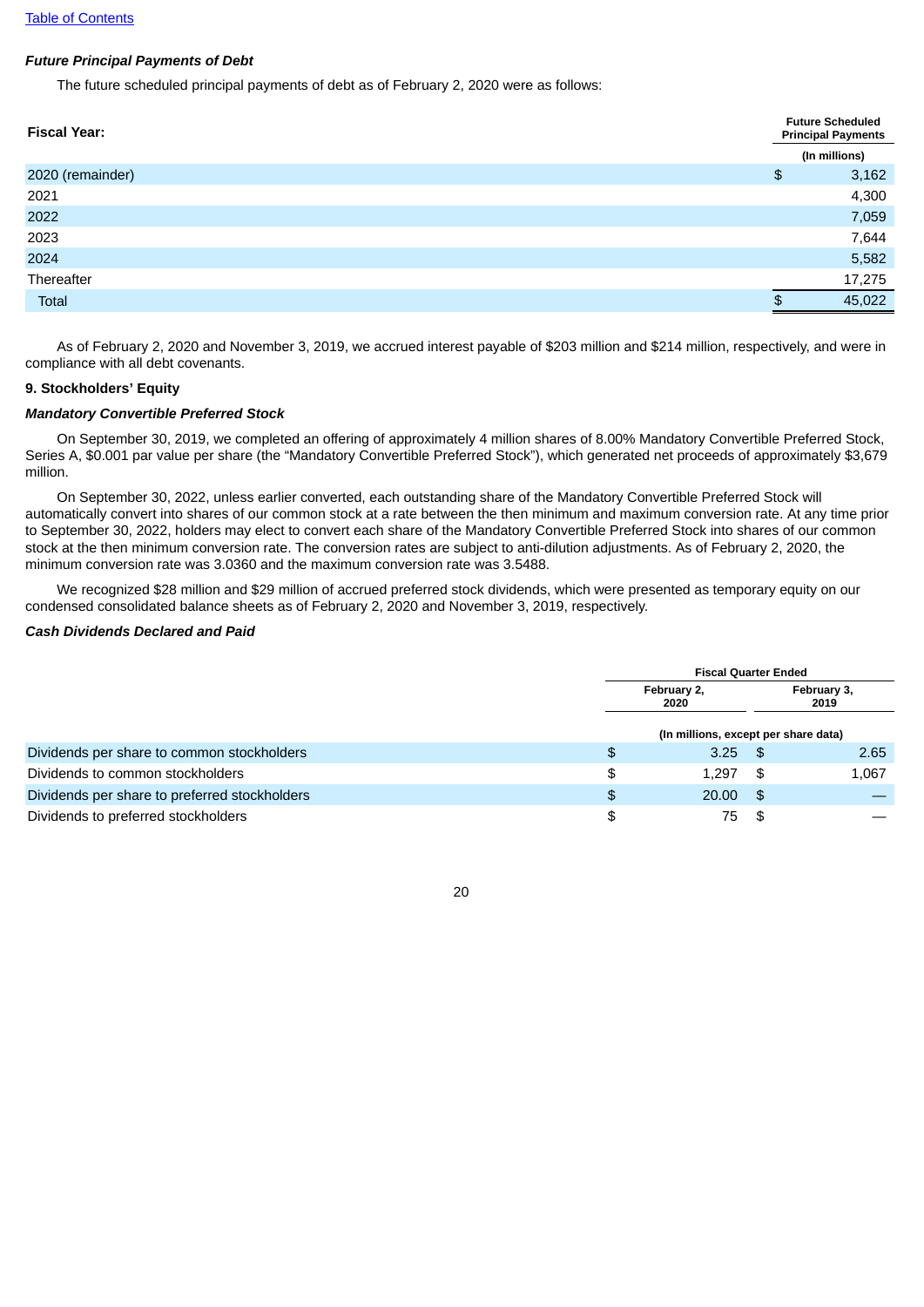Table of Contents

***Future Principal Payments of Debt***

The future scheduled principal payments of debt as of February 2, 2020 were as follows:

| Fiscal Year: | Future Scheduled Principal Payments |
|---|---|
| | (In millions) |
| 2020 (remainder) | $ 3,162 |
| 2021 | 4,300 |
| 2022 | 7,059 |
| 2023 | 7,644 |
| 2024 | 5,582 |
| Thereafter | 17,275 |
| Total | $ 45,022 |

As of February 2, 2020 and November 3, 2019, we accrued interest payable of $203 million and $214 million, respectively, and were in compliance with all debt covenants.

**9. Stockholders' Equity**

***Mandatory Convertible Preferred Stock***

On September 30, 2019, we completed an offering of approximately 4 million shares of 8.00% Mandatory Convertible Preferred Stock, Series A, $0.001 par value per share (the "Mandatory Convertible Preferred Stock"), which generated net proceeds of approximately $3,679 million.

On September 30, 2022, unless earlier converted, each outstanding share of the Mandatory Convertible Preferred Stock will automatically convert into shares of our common stock at a rate between the then minimum and maximum conversion rate. At any time prior to September 30, 2022, holders may elect to convert each share of the Mandatory Convertible Preferred Stock into shares of our common stock at the then minimum conversion rate. The conversion rates are subject to anti-dilution adjustments. As of February 2, 2020, the minimum conversion rate was 3.0360 and the maximum conversion rate was 3.5488.

We recognized $28 million and $29 million of accrued preferred stock dividends, which were presented as temporary equity on our condensed consolidated balance sheets as of February 2, 2020 and November 3, 2019, respectively.

***Cash Dividends Declared and Paid***

| | Fiscal Quarter Ended | |
|---|---|---|
| | February 2, 2020 | February 3, 2019 |
| | (In millions, except per share data) | |
| Dividends per share to common stockholders | $ 3.25 | $ 2.65 |
| Dividends to common stockholders | $ 1,297 | $ 1,067 |
| Dividends per share to preferred stockholders | $ 20.00 | $ — |
| Dividends to preferred stockholders | $ 75 | $ — |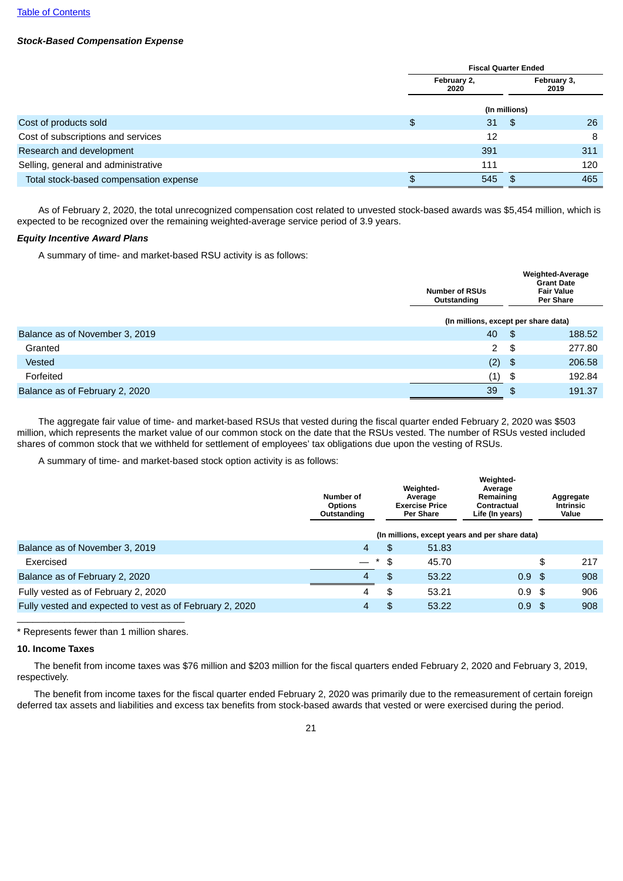*Stock-Based Compensation Expense*

| | Fiscal Quarter Ended | |
|---|---|---|
| | February 2, 2020 | February 3, 2019 |
| | (In millions) | |
| Cost of products sold | $ 31 | $ 26 |
| Cost of subscriptions and services | 12 | 8 |
| Research and development | 391 | 311 |
| Selling, general and administrative | 111 | 120 |
| Total stock-based compensation expense | $ 545 | $ 465 |

As of February 2, 2020, the total unrecognized compensation cost related to unvested stock-based awards was $5,454 million, which is expected to be recognized over the remaining weighted-average service period of 3.9 years.

***Equity Incentive Award Plans***

A summary of time- and market-based RSU activity is as follows:

| | Number of RSUs Outstanding | Weighted-Average Grant Date Fair Value Per Share |
|---|---|---|
| | (In millions, except per share data) | |
| Balance as of November 3, 2019 | 40 | $ 188.52 |
| Granted | 2 | $ 277.80 |
| Vested | (2) | $ 206.58 |
| Forfeited | (1) | $ 192.84 |
| Balance as of February 2, 2020 | 39 | $ 191.37 |

The aggregate fair value of time- and market-based RSUs that vested during the fiscal quarter ended February 2, 2020 was $503 million, which represents the market value of our common stock on the date that the RSUs vested. The number of RSUs vested included shares of common stock that we withheld for settlement of employees' tax obligations due upon the vesting of RSUs.

A summary of time- and market-based stock option activity is as follows:

| | Number of Options Outstanding | Weighted-Average Exercise Price Per Share | Weighted-Average Remaining Contractual Life (In years) | Aggregate Intrinsic Value |
|---|---|---|---|---|
| | (In millions, except years and per share data) | | | |
| Balance as of November 3, 2019 | 4 | $ 51.83 | | |
| Exercised | — * | $ 45.70 | | $ 217 |
| Balance as of February 2, 2020 | 4 | $ 53.22 | 0.9 | $ 908 |
| Fully vested as of February 2, 2020 | 4 | $ 53.21 | 0.9 | $ 906 |
| Fully vested and expected to vest as of February 2, 2020 | 4 | $ 53.22 | 0.9 | $ 908 |

\* Represents fewer than 1 million shares.

**10. Income Taxes**

The benefit from income taxes was $76 million and $203 million for the fiscal quarters ended February 2, 2020 and February 3, 2019, respectively.

The benefit from income taxes for the fiscal quarter ended February 2, 2020 was primarily due to the remeasurement of certain foreign deferred tax assets and liabilities and excess tax benefits from stock-based awards that vested or were exercised during the period.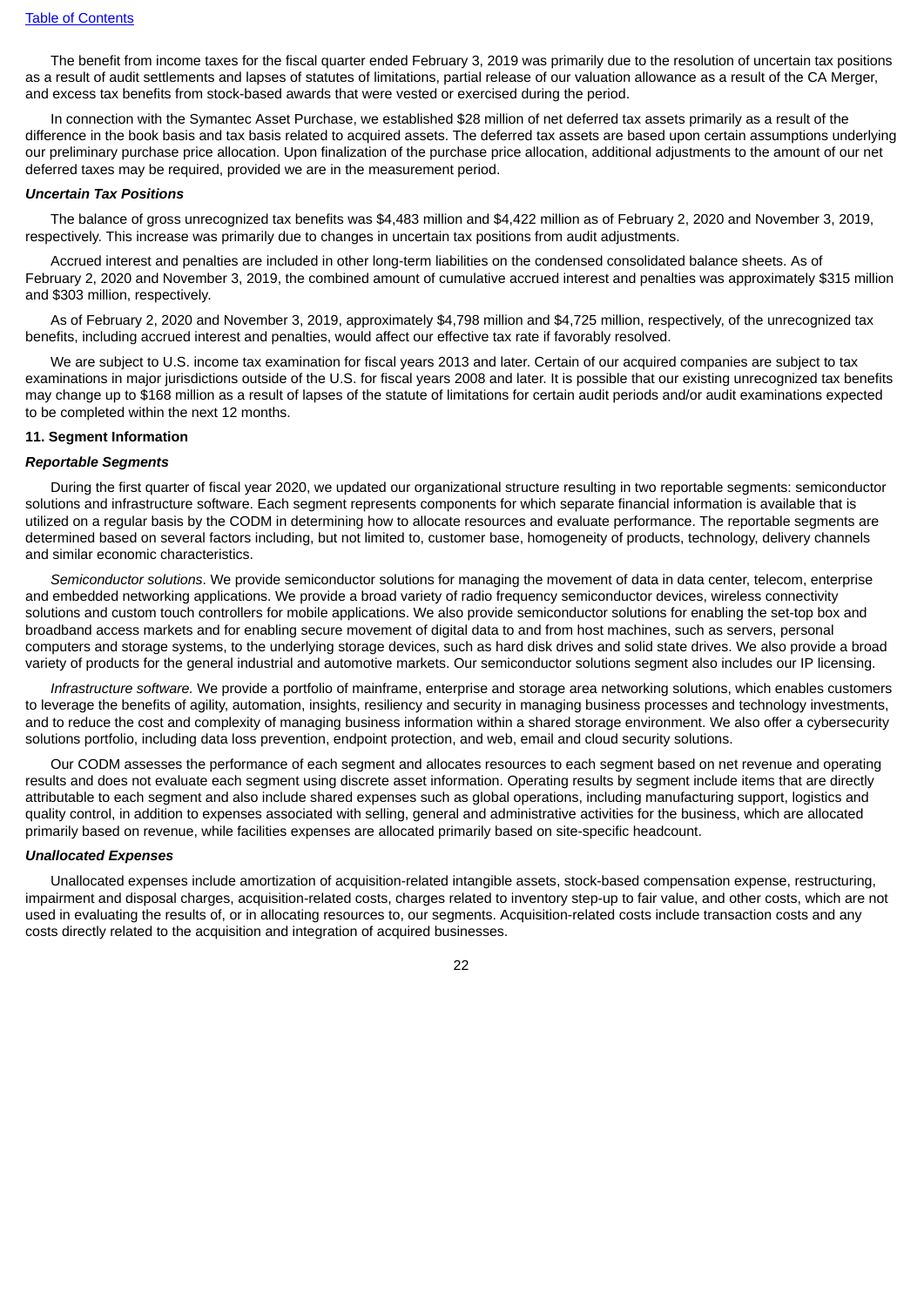The benefit from income taxes for the fiscal quarter ended February 3, 2019 was primarily due to the resolution of uncertain tax positions as a result of audit settlements and lapses of statutes of limitations, partial release of our valuation allowance as a result of the CA Merger, and excess tax benefits from stock-based awards that were vested or exercised during the period.

In connection with the Symantec Asset Purchase, we established $28 million of net deferred tax assets primarily as a result of the difference in the book basis and tax basis related to acquired assets. The deferred tax assets are based upon certain assumptions underlying our preliminary purchase price allocation. Upon finalization of the purchase price allocation, additional adjustments to the amount of our net deferred taxes may be required, provided we are in the measurement period.

***Uncertain Tax Positions***

The balance of gross unrecognized tax benefits was $4,483 million and $4,422 million as of February 2, 2020 and November 3, 2019, respectively. This increase was primarily due to changes in uncertain tax positions from audit adjustments.

Accrued interest and penalties are included in other long-term liabilities on the condensed consolidated balance sheets. As of February 2, 2020 and November 3, 2019, the combined amount of cumulative accrued interest and penalties was approximately $315 million and $303 million, respectively.

As of February 2, 2020 and November 3, 2019, approximately $4,798 million and $4,725 million, respectively, of the unrecognized tax benefits, including accrued interest and penalties, would affect our effective tax rate if favorably resolved.

We are subject to U.S. income tax examination for fiscal years 2013 and later. Certain of our acquired companies are subject to tax examinations in major jurisdictions outside of the U.S. for fiscal years 2008 and later. It is possible that our existing unrecognized tax benefits may change up to $168 million as a result of lapses of the statute of limitations for certain audit periods and/or audit examinations expected to be completed within the next 12 months.

**11. Segment Information**

***Reportable Segments***

During the first quarter of fiscal year 2020, we updated our organizational structure resulting in two reportable segments: semiconductor solutions and infrastructure software. Each segment represents components for which separate financial information is available that is utilized on a regular basis by the CODM in determining how to allocate resources and evaluate performance. The reportable segments are determined based on several factors including, but not limited to, customer base, homogeneity of products, technology, delivery channels and similar economic characteristics.

*Semiconductor solutions*. We provide semiconductor solutions for managing the movement of data in data center, telecom, enterprise and embedded networking applications. We provide a broad variety of radio frequency semiconductor devices, wireless connectivity solutions and custom touch controllers for mobile applications. We also provide semiconductor solutions for enabling the set-top box and broadband access markets and for enabling secure movement of digital data to and from host machines, such as servers, personal computers and storage systems, to the underlying storage devices, such as hard disk drives and solid state drives. We also provide a broad variety of products for the general industrial and automotive markets. Our semiconductor solutions segment also includes our IP licensing.

*Infrastructure software.* We provide a portfolio of mainframe, enterprise and storage area networking solutions, which enables customers to leverage the benefits of agility, automation, insights, resiliency and security in managing business processes and technology investments, and to reduce the cost and complexity of managing business information within a shared storage environment. We also offer a cybersecurity solutions portfolio, including data loss prevention, endpoint protection, and web, email and cloud security solutions.

Our CODM assesses the performance of each segment and allocates resources to each segment based on net revenue and operating results and does not evaluate each segment using discrete asset information. Operating results by segment include items that are directly attributable to each segment and also include shared expenses such as global operations, including manufacturing support, logistics and quality control, in addition to expenses associated with selling, general and administrative activities for the business, which are allocated primarily based on revenue, while facilities expenses are allocated primarily based on site-specific headcount.

***Unallocated Expenses***

Unallocated expenses include amortization of acquisition-related intangible assets, stock-based compensation expense, restructuring, impairment and disposal charges, acquisition-related costs, charges related to inventory step-up to fair value, and other costs, which are not used in evaluating the results of, or in allocating resources to, our segments. Acquisition-related costs include transaction costs and any costs directly related to the acquisition and integration of acquired businesses.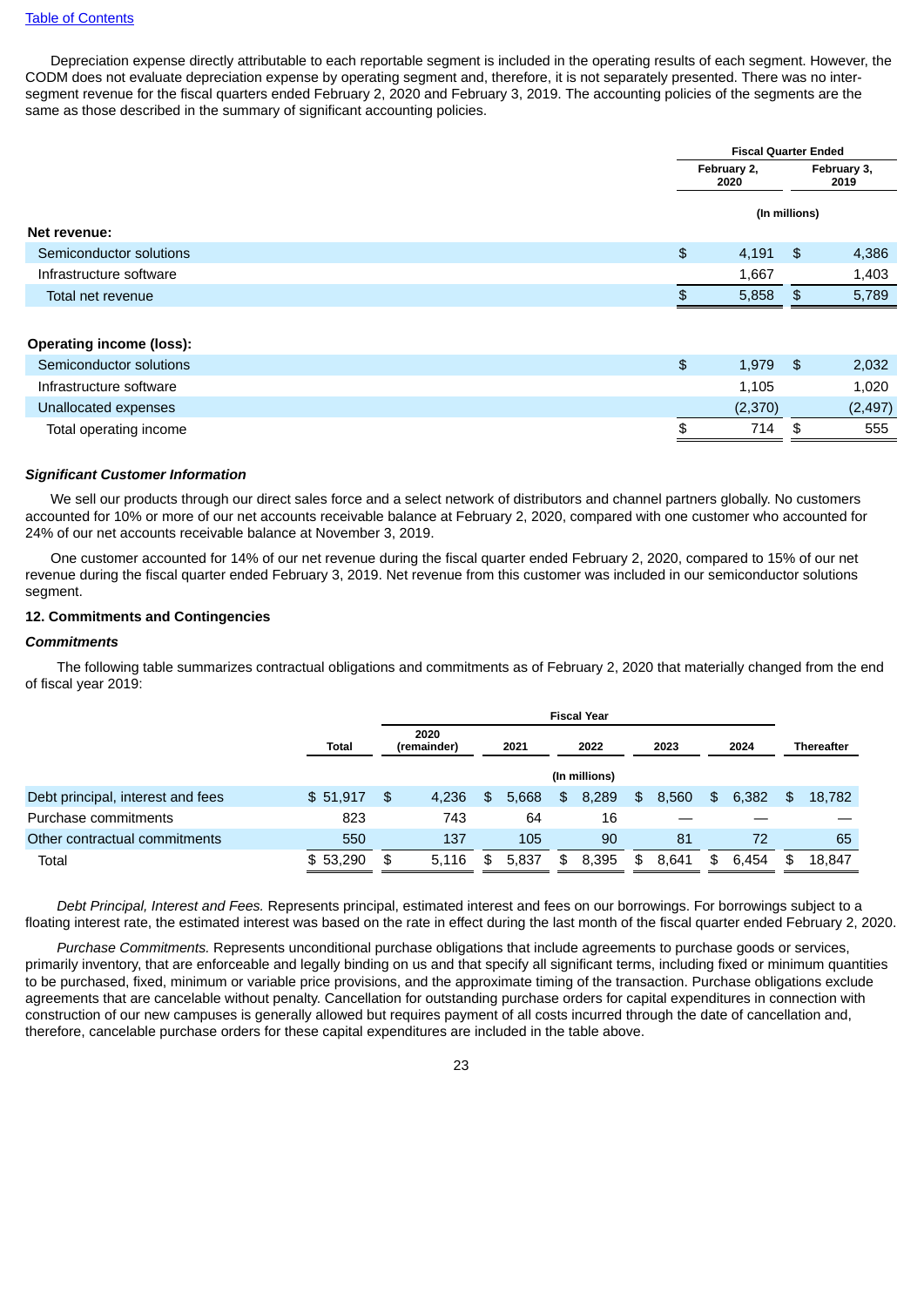Depreciation expense directly attributable to each reportable segment is included in the operating results of each segment. However, the CODM does not evaluate depreciation expense by operating segment and, therefore, it is not separately presented. There was no inter-segment revenue for the fiscal quarters ended February 2, 2020 and February 3, 2019. The accounting policies of the segments are the same as those described in the summary of significant accounting policies.

| | Fiscal Quarter Ended | |
|---|---|---|
| | February 2, 2020 | February 3, 2019 |
| | (In millions) | |
| **Net revenue:** | | |
| Semiconductor solutions | $ 4,191 | $ 4,386 |
| Infrastructure software | 1,667 | 1,403 |
| Total net revenue | $ 5,858 | $ 5,789 |
| | | |
| **Operating income (loss):** | | |
| Semiconductor solutions | $ 1,979 | $ 2,032 |
| Infrastructure software | 1,105 | 1,020 |
| Unallocated expenses | (2,370) | (2,497) |
| Total operating income | $ 714 | $ 555 |

***Significant Customer Information***

We sell our products through our direct sales force and a select network of distributors and channel partners globally. No customers accounted for 10% or more of our net accounts receivable balance at February 2, 2020, compared with one customer who accounted for 24% of our net accounts receivable balance at November 3, 2019.

One customer accounted for 14% of our net revenue during the fiscal quarter ended February 2, 2020, compared to 15% of our net revenue during the fiscal quarter ended February 3, 2019. Net revenue from this customer was included in our semiconductor solutions segment.

**12. Commitments and Contingencies**

***Commitments***

The following table summarizes contractual obligations and commitments as of February 2, 2020 that materially changed from the end of fiscal year 2019:

| | | Fiscal Year | | | | | |
|---|---|---|---|---|---|---|---|
| | Total | 2020 (remainder) | 2021 | 2022 | 2023 | 2024 | Thereafter |
| | | | | (In millions) | | | |
| Debt principal, interest and fees | $ 51,917 | $ 4,236 | $ 5,668 | $ 8,289 | $ 8,560 | $ 6,382 | $ 18,782 |
| Purchase commitments | 823 | 743 | 64 | 16 | — | — | — |
| Other contractual commitments | 550 | 137 | 105 | 90 | 81 | 72 | 65 |
| Total | $ 53,290 | $ 5,116 | $ 5,837 | $ 8,395 | $ 8,641 | $ 6,454 | $ 18,847 |

*Debt Principal, Interest and Fees.* Represents principal, estimated interest and fees on our borrowings. For borrowings subject to a floating interest rate, the estimated interest was based on the rate in effect during the last month of the fiscal quarter ended February 2, 2020.

*Purchase Commitments.* Represents unconditional purchase obligations that include agreements to purchase goods or services, primarily inventory, that are enforceable and legally binding on us and that specify all significant terms, including fixed or minimum quantities to be purchased, fixed, minimum or variable price provisions, and the approximate timing of the transaction. Purchase obligations exclude agreements that are cancelable without penalty. Cancellation for outstanding purchase orders for capital expenditures in connection with construction of our new campuses is generally allowed but requires payment of all costs incurred through the date of cancellation and, therefore, cancelable purchase orders for these capital expenditures are included in the table above.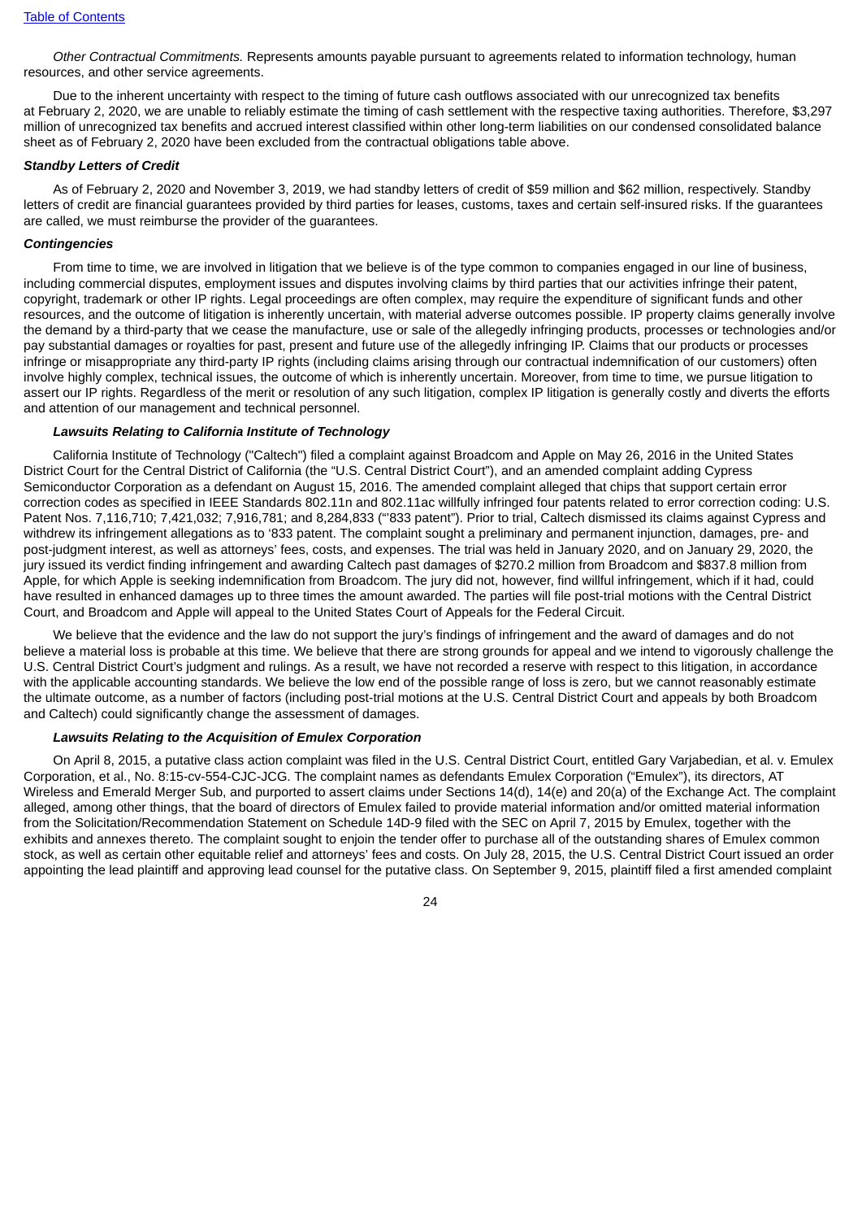*Other Contractual Commitments.* Represents amounts payable pursuant to agreements related to information technology, human resources, and other service agreements.

Due to the inherent uncertainty with respect to the timing of future cash outflows associated with our unrecognized tax benefits at February 2, 2020, we are unable to reliably estimate the timing of cash settlement with the respective taxing authorities. Therefore, $3,297 million of unrecognized tax benefits and accrued interest classified within other long-term liabilities on our condensed consolidated balance sheet as of February 2, 2020 have been excluded from the contractual obligations table above.

***Standby Letters of Credit***

As of February 2, 2020 and November 3, 2019, we had standby letters of credit of $59 million and $62 million, respectively. Standby letters of credit are financial guarantees provided by third parties for leases, customs, taxes and certain self-insured risks. If the guarantees are called, we must reimburse the provider of the guarantees.

***Contingencies***

From time to time, we are involved in litigation that we believe is of the type common to companies engaged in our line of business, including commercial disputes, employment issues and disputes involving claims by third parties that our activities infringe their patent, copyright, trademark or other IP rights. Legal proceedings are often complex, may require the expenditure of significant funds and other resources, and the outcome of litigation is inherently uncertain, with material adverse outcomes possible. IP property claims generally involve the demand by a third-party that we cease the manufacture, use or sale of the allegedly infringing products, processes or technologies and/or pay substantial damages or royalties for past, present and future use of the allegedly infringing IP. Claims that our products or processes infringe or misappropriate any third-party IP rights (including claims arising through our contractual indemnification of our customers) often involve highly complex, technical issues, the outcome of which is inherently uncertain. Moreover, from time to time, we pursue litigation to assert our IP rights. Regardless of the merit or resolution of any such litigation, complex IP litigation is generally costly and diverts the efforts and attention of our management and technical personnel.

***Lawsuits Relating to California Institute of Technology***

California Institute of Technology ("Caltech") filed a complaint against Broadcom and Apple on May 26, 2016 in the United States District Court for the Central District of California (the "U.S. Central District Court"), and an amended complaint adding Cypress Semiconductor Corporation as a defendant on August 15, 2016. The amended complaint alleged that chips that support certain error correction codes as specified in IEEE Standards 802.11n and 802.11ac willfully infringed four patents related to error correction coding: U.S. Patent Nos. 7,116,710; 7,421,032; 7,916,781; and 8,284,833 ("'833 patent"). Prior to trial, Caltech dismissed its claims against Cypress and withdrew its infringement allegations as to '833 patent. The complaint sought a preliminary and permanent injunction, damages, pre- and post-judgment interest, as well as attorneys' fees, costs, and expenses. The trial was held in January 2020, and on January 29, 2020, the jury issued its verdict finding infringement and awarding Caltech past damages of $270.2 million from Broadcom and $837.8 million from Apple, for which Apple is seeking indemnification from Broadcom. The jury did not, however, find willful infringement, which if it had, could have resulted in enhanced damages up to three times the amount awarded. The parties will file post-trial motions with the Central District Court, and Broadcom and Apple will appeal to the United States Court of Appeals for the Federal Circuit.

We believe that the evidence and the law do not support the jury's findings of infringement and the award of damages and do not believe a material loss is probable at this time. We believe that there are strong grounds for appeal and we intend to vigorously challenge the U.S. Central District Court's judgment and rulings. As a result, we have not recorded a reserve with respect to this litigation, in accordance with the applicable accounting standards. We believe the low end of the possible range of loss is zero, but we cannot reasonably estimate the ultimate outcome, as a number of factors (including post-trial motions at the U.S. Central District Court and appeals by both Broadcom and Caltech) could significantly change the assessment of damages.

***Lawsuits Relating to the Acquisition of Emulex Corporation***

On April 8, 2015, a putative class action complaint was filed in the U.S. Central District Court, entitled Gary Varjabedian, et al. v. Emulex Corporation, et al., No. 8:15-cv-554-CJC-JCG. The complaint names as defendants Emulex Corporation ("Emulex"), its directors, AT Wireless and Emerald Merger Sub, and purported to assert claims under Sections 14(d), 14(e) and 20(a) of the Exchange Act. The complaint alleged, among other things, that the board of directors of Emulex failed to provide material information and/or omitted material information from the Solicitation/Recommendation Statement on Schedule 14D-9 filed with the SEC on April 7, 2015 by Emulex, together with the exhibits and annexes thereto. The complaint sought to enjoin the tender offer to purchase all of the outstanding shares of Emulex common stock, as well as certain other equitable relief and attorneys' fees and costs. On July 28, 2015, the U.S. Central District Court issued an order appointing the lead plaintiff and approving lead counsel for the putative class. On September 9, 2015, plaintiff filed a first amended complaint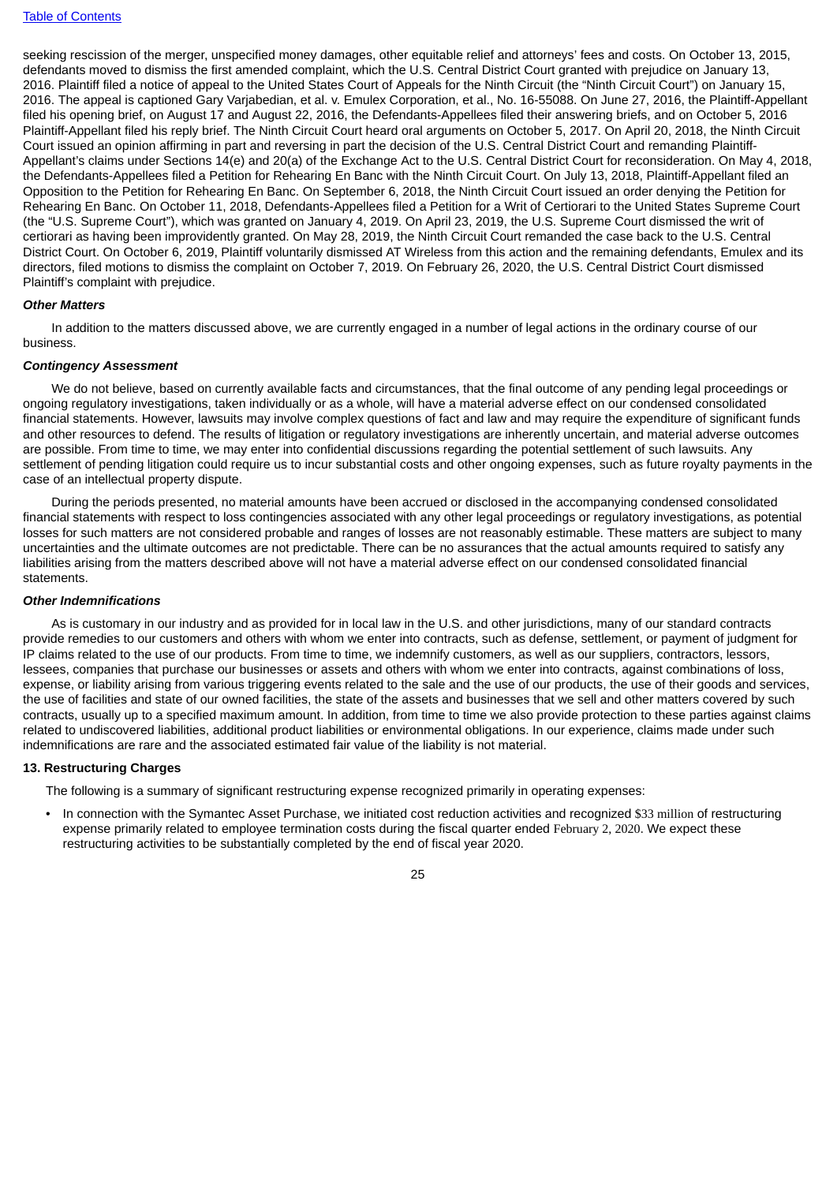seeking rescission of the merger, unspecified money damages, other equitable relief and attorneys' fees and costs. On October 13, 2015, defendants moved to dismiss the first amended complaint, which the U.S. Central District Court granted with prejudice on January 13, 2016. Plaintiff filed a notice of appeal to the United States Court of Appeals for the Ninth Circuit (the "Ninth Circuit Court") on January 15, 2016. The appeal is captioned Gary Varjabedian, et al. v. Emulex Corporation, et al., No. 16-55088. On June 27, 2016, the Plaintiff-Appellant filed his opening brief, on August 17 and August 22, 2016, the Defendants-Appellees filed their answering briefs, and on October 5, 2016 Plaintiff-Appellant filed his reply brief. The Ninth Circuit Court heard oral arguments on October 5, 2017. On April 20, 2018, the Ninth Circuit Court issued an opinion affirming in part and reversing in part the decision of the U.S. Central District Court and remanding Plaintiff-Appellant's claims under Sections 14(e) and 20(a) of the Exchange Act to the U.S. Central District Court for reconsideration. On May 4, 2018, the Defendants-Appellees filed a Petition for Rehearing En Banc with the Ninth Circuit Court. On July 13, 2018, Plaintiff-Appellant filed an Opposition to the Petition for Rehearing En Banc. On September 6, 2018, the Ninth Circuit Court issued an order denying the Petition for Rehearing En Banc. On October 11, 2018, Defendants-Appellees filed a Petition for a Writ of Certiorari to the United States Supreme Court (the "U.S. Supreme Court"), which was granted on January 4, 2019. On April 23, 2019, the U.S. Supreme Court dismissed the writ of certiorari as having been improvidently granted. On May 28, 2019, the Ninth Circuit Court remanded the case back to the U.S. Central District Court. On October 6, 2019, Plaintiff voluntarily dismissed AT Wireless from this action and the remaining defendants, Emulex and its directors, filed motions to dismiss the complaint on October 7, 2019. On February 26, 2020, the U.S. Central District Court dismissed Plaintiff's complaint with prejudice.

***Other Matters***

In addition to the matters discussed above, we are currently engaged in a number of legal actions in the ordinary course of our business.

***Contingency Assessment***

We do not believe, based on currently available facts and circumstances, that the final outcome of any pending legal proceedings or ongoing regulatory investigations, taken individually or as a whole, will have a material adverse effect on our condensed consolidated financial statements. However, lawsuits may involve complex questions of fact and law and may require the expenditure of significant funds and other resources to defend. The results of litigation or regulatory investigations are inherently uncertain, and material adverse outcomes are possible. From time to time, we may enter into confidential discussions regarding the potential settlement of such lawsuits. Any settlement of pending litigation could require us to incur substantial costs and other ongoing expenses, such as future royalty payments in the case of an intellectual property dispute.

During the periods presented, no material amounts have been accrued or disclosed in the accompanying condensed consolidated financial statements with respect to loss contingencies associated with any other legal proceedings or regulatory investigations, as potential losses for such matters are not considered probable and ranges of losses are not reasonably estimable. These matters are subject to many uncertainties and the ultimate outcomes are not predictable. There can be no assurances that the actual amounts required to satisfy any liabilities arising from the matters described above will not have a material adverse effect on our condensed consolidated financial statements.

***Other Indemnifications***

As is customary in our industry and as provided for in local law in the U.S. and other jurisdictions, many of our standard contracts provide remedies to our customers and others with whom we enter into contracts, such as defense, settlement, or payment of judgment for IP claims related to the use of our products. From time to time, we indemnify customers, as well as our suppliers, contractors, lessors, lessees, companies that purchase our businesses or assets and others with whom we enter into contracts, against combinations of loss, expense, or liability arising from various triggering events related to the sale and the use of our products, the use of their goods and services, the use of facilities and state of our owned facilities, the state of the assets and businesses that we sell and other matters covered by such contracts, usually up to a specified maximum amount. In addition, from time to time we also provide protection to these parties against claims related to undiscovered liabilities, additional product liabilities or environmental obligations. In our experience, claims made under such indemnifications are rare and the associated estimated fair value of the liability is not material.

**13. Restructuring Charges**

The following is a summary of significant restructuring expense recognized primarily in operating expenses:

- In connection with the Symantec Asset Purchase, we initiated cost reduction activities and recognized $33 million of restructuring expense primarily related to employee termination costs during the fiscal quarter ended February 2, 2020. We expect these restructuring activities to be substantially completed by the end of fiscal year 2020.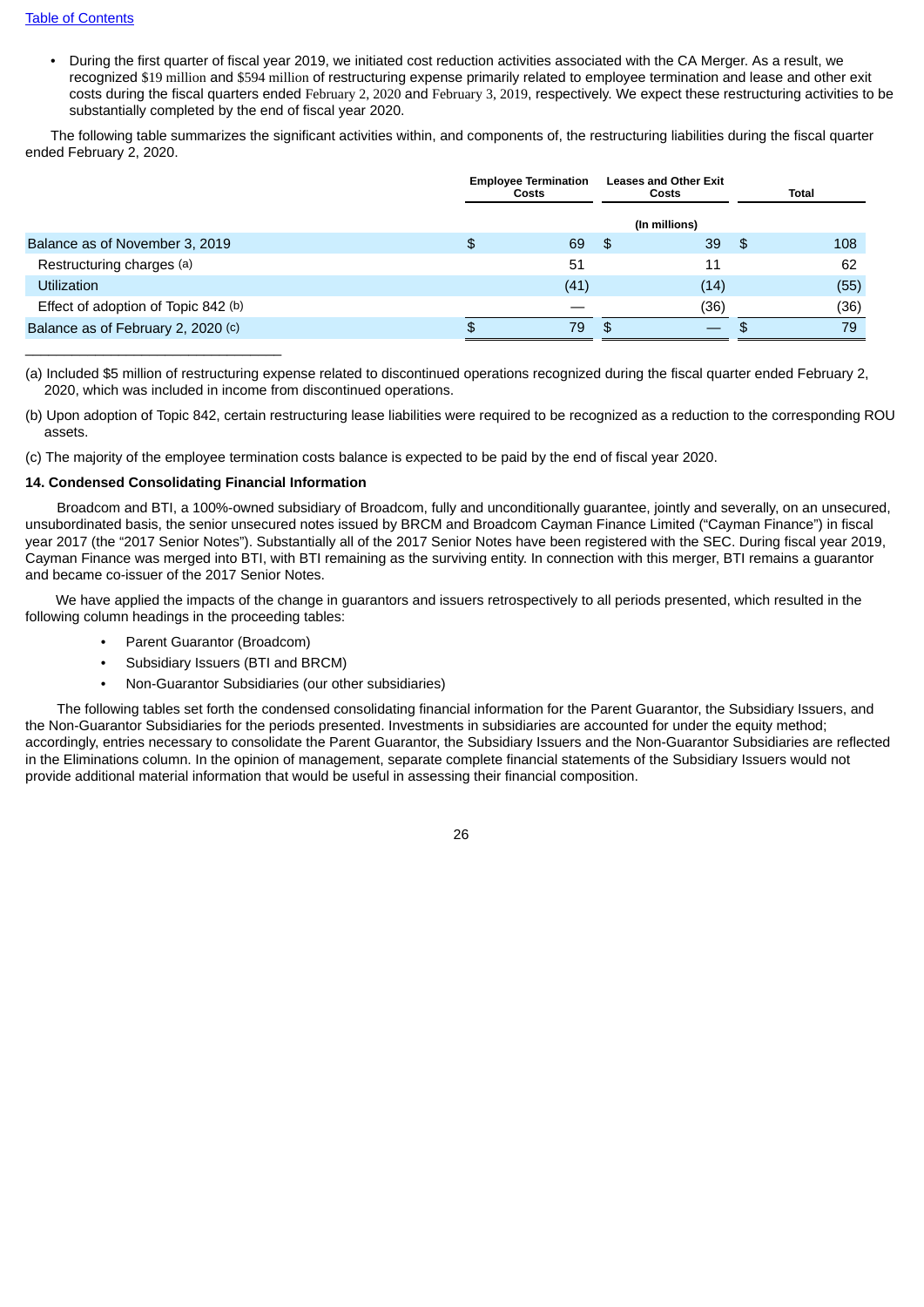- During the first quarter of fiscal year 2019, we initiated cost reduction activities associated with the CA Merger. As a result, we recognized $19 million and $594 million of restructuring expense primarily related to employee termination and lease and other exit costs during the fiscal quarters ended February 2, 2020 and February 3, 2019, respectively. We expect these restructuring activities to be substantially completed by the end of fiscal year 2020.

The following table summarizes the significant activities within, and components of, the restructuring liabilities during the fiscal quarter ended February 2, 2020.

| | Employee Termination Costs | Leases and Other Exit Costs | Total |
|---|---|---|---|
| | | (In millions) | |
| Balance as of November 3, 2019 | $ 69 | $ 39 | $ 108 |
| Restructuring charges (a) | 51 | 11 | 62 |
| Utilization | (41) | (14) | (55) |
| Effect of adoption of Topic 842 (b) | — | (36) | (36) |
| Balance as of February 2, 2020 (c) | $ 79 | $ — | $ 79 |

(a) Included $5 million of restructuring expense related to discontinued operations recognized during the fiscal quarter ended February 2, 2020, which was included in income from discontinued operations.

(b) Upon adoption of Topic 842, certain restructuring lease liabilities were required to be recognized as a reduction to the corresponding ROU assets.

(c) The majority of the employee termination costs balance is expected to be paid by the end of fiscal year 2020.

**14. Condensed Consolidating Financial Information**

Broadcom and BTI, a 100%-owned subsidiary of Broadcom, fully and unconditionally guarantee, jointly and severally, on an unsecured, unsubordinated basis, the senior unsecured notes issued by BRCM and Broadcom Cayman Finance Limited ("Cayman Finance") in fiscal year 2017 (the "2017 Senior Notes"). Substantially all of the 2017 Senior Notes have been registered with the SEC. During fiscal year 2019, Cayman Finance was merged into BTI, with BTI remaining as the surviving entity. In connection with this merger, BTI remains a guarantor and became co-issuer of the 2017 Senior Notes.

We have applied the impacts of the change in guarantors and issuers retrospectively to all periods presented, which resulted in the following column headings in the proceeding tables:

- Parent Guarantor (Broadcom)
- Subsidiary Issuers (BTI and BRCM)
- Non-Guarantor Subsidiaries (our other subsidiaries)

The following tables set forth the condensed consolidating financial information for the Parent Guarantor, the Subsidiary Issuers, and the Non-Guarantor Subsidiaries for the periods presented. Investments in subsidiaries are accounted for under the equity method; accordingly, entries necessary to consolidate the Parent Guarantor, the Subsidiary Issuers and the Non-Guarantor Subsidiaries are reflected in the Eliminations column. In the opinion of management, separate complete financial statements of the Subsidiary Issuers would not provide additional material information that would be useful in assessing their financial composition.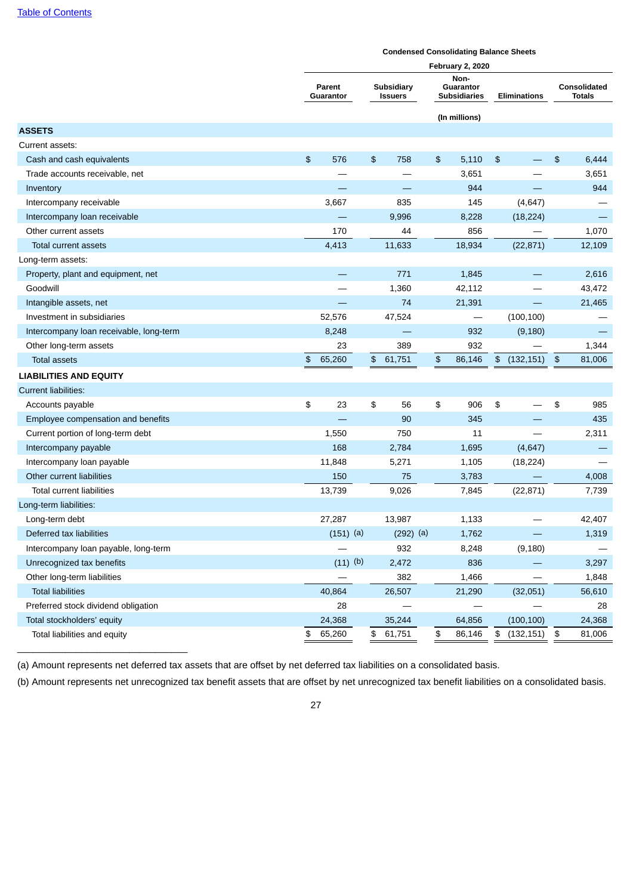**Condensed Consolidating Balance Sheets**

| | February 2, 2020 | | | | |
|---|---|---|---|---|---|
| | Parent Guarantor | Subsidiary Issuers | Non-Guarantor Subsidiaries | Eliminations | Consolidated Totals |
| | (In millions) | | | | |
| **ASSETS** | | | | | |
| Current assets: | | | | | |
| Cash and cash equivalents | $ 576 | $ 758 | $ 5,110 | $ — | $ 6,444 |
| Trade accounts receivable, net | — | — | 3,651 | — | 3,651 |
| Inventory | — | — | 944 | — | 944 |
| Intercompany receivable | 3,667 | 835 | 145 | (4,647) | — |
| Intercompany loan receivable | — | 9,996 | 8,228 | (18,224) | — |
| Other current assets | 170 | 44 | 856 | — | 1,070 |
| Total current assets | 4,413 | 11,633 | 18,934 | (22,871) | 12,109 |
| Long-term assets: | | | | | |
| Property, plant and equipment, net | — | 771 | 1,845 | — | 2,616 |
| Goodwill | — | 1,360 | 42,112 | — | 43,472 |
| Intangible assets, net | — | 74 | 21,391 | — | 21,465 |
| Investment in subsidiaries | 52,576 | 47,524 | — | (100,100) | — |
| Intercompany loan receivable, long-term | 8,248 | — | 932 | (9,180) | — |
| Other long-term assets | 23 | 389 | 932 | — | 1,344 |
| Total assets | $ 65,260 | $ 61,751 | $ 86,146 | $ (132,151) | $ 81,006 |
| **LIABILITIES AND EQUITY** | | | | | |
| Current liabilities: | | | | | |
| Accounts payable | $ 23 | $ 56 | $ 906 | $ — | $ 985 |
| Employee compensation and benefits | — | 90 | 345 | — | 435 |
| Current portion of long-term debt | 1,550 | 750 | 11 | — | 2,311 |
| Intercompany payable | 168 | 2,784 | 1,695 | (4,647) | — |
| Intercompany loan payable | 11,848 | 5,271 | 1,105 | (18,224) | — |
| Other current liabilities | 150 | 75 | 3,783 | — | 4,008 |
| Total current liabilities | 13,739 | 9,026 | 7,845 | (22,871) | 7,739 |
| Long-term liabilities: | | | | | |
| Long-term debt | 27,287 | 13,987 | 1,133 | — | 42,407 |
| Deferred tax liabilities | (151) (a) | (292) (a) | 1,762 | — | 1,319 |
| Intercompany loan payable, long-term | — | 932 | 8,248 | (9,180) | — |
| Unrecognized tax benefits | (11) (b) | 2,472 | 836 | — | 3,297 |
| Other long-term liabilities | — | 382 | 1,466 | — | 1,848 |
| Total liabilities | 40,864 | 26,507 | 21,290 | (32,051) | 56,610 |
| Preferred stock dividend obligation | 28 | — | — | — | 28 |
| Total stockholders' equity | 24,368 | 35,244 | 64,856 | (100,100) | 24,368 |
| Total liabilities and equity | $ 65,260 | $ 61,751 | $ 86,146 | $ (132,151) | $ 81,006 |

---

(a) Amount represents net deferred tax assets that are offset by net deferred tax liabilities on a consolidated basis.

(b) Amount represents net unrecognized tax benefit assets that are offset by net unrecognized tax benefit liabilities on a consolidated basis.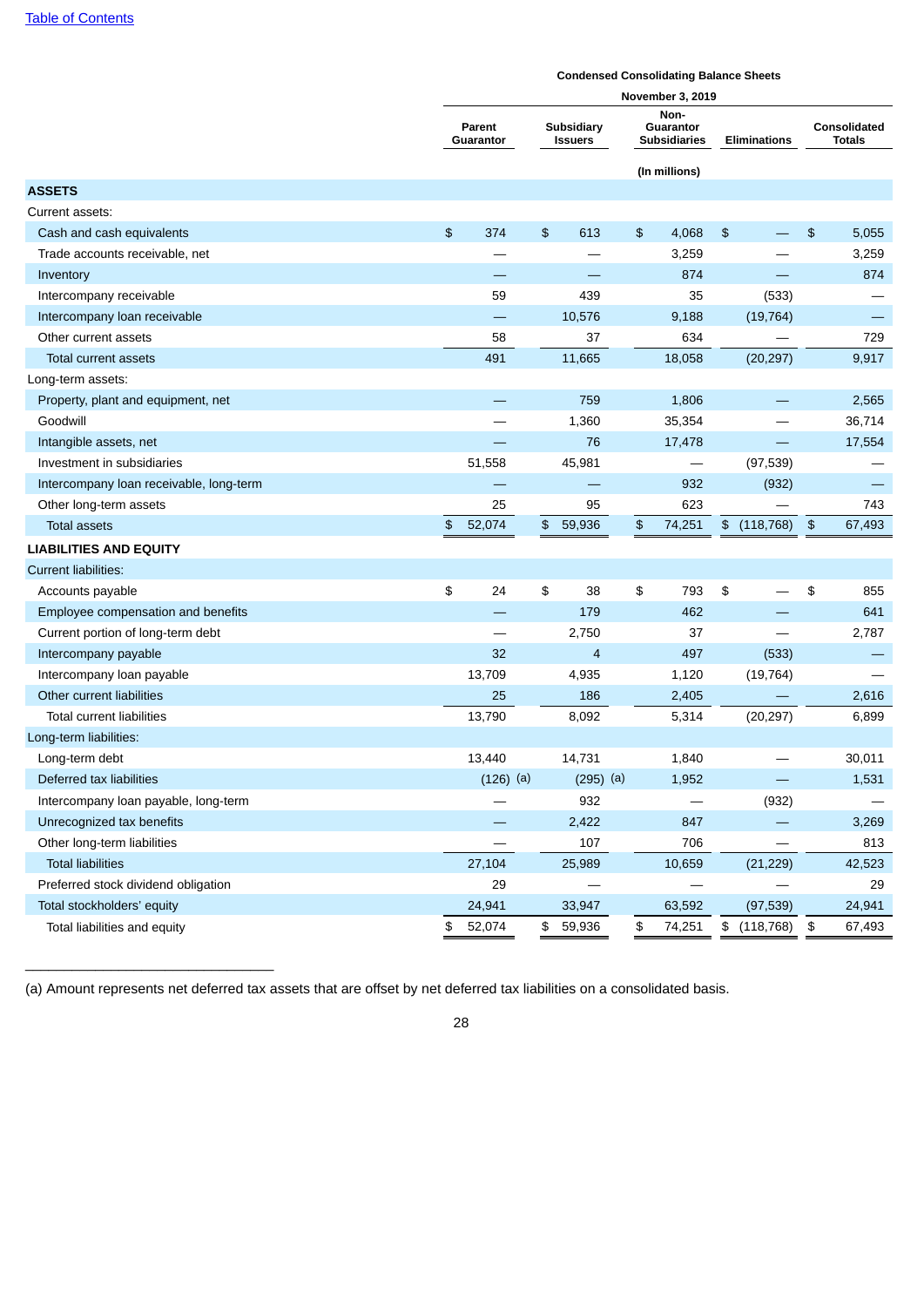**Condensed Consolidating Balance Sheets**

| | November 3, 2019 | | | | |
|---|---|---|---|---|---|
| | Parent Guarantor | Subsidiary Issuers | Non-Guarantor Subsidiaries | Eliminations | Consolidated Totals |
| | (In millions) | | | | |
| **ASSETS** | | | | | |
| Current assets: | | | | | |
| Cash and cash equivalents | $ 374 | $ 613 | $ 4,068 | $ — | $ 5,055 |
| Trade accounts receivable, net | — | — | 3,259 | — | 3,259 |
| Inventory | — | — | 874 | — | 874 |
| Intercompany receivable | 59 | 439 | 35 | (533) | — |
| Intercompany loan receivable | — | 10,576 | 9,188 | (19,764) | — |
| Other current assets | 58 | 37 | 634 | — | 729 |
| Total current assets | 491 | 11,665 | 18,058 | (20,297) | 9,917 |
| Long-term assets: | | | | | |
| Property, plant and equipment, net | — | 759 | 1,806 | — | 2,565 |
| Goodwill | — | 1,360 | 35,354 | — | 36,714 |
| Intangible assets, net | — | 76 | 17,478 | — | 17,554 |
| Investment in subsidiaries | 51,558 | 45,981 | — | (97,539) | — |
| Intercompany loan receivable, long-term | — | — | 932 | (932) | — |
| Other long-term assets | 25 | 95 | 623 | — | 743 |
| Total assets | $ 52,074 | $ 59,936 | $ 74,251 | $ (118,768) | $ 67,493 |
| **LIABILITIES AND EQUITY** | | | | | |
| Current liabilities: | | | | | |
| Accounts payable | $ 24 | $ 38 | $ 793 | $ — | $ 855 |
| Employee compensation and benefits | — | 179 | 462 | — | 641 |
| Current portion of long-term debt | — | 2,750 | 37 | — | 2,787 |
| Intercompany payable | 32 | 4 | 497 | (533) | — |
| Intercompany loan payable | 13,709 | 4,935 | 1,120 | (19,764) | — |
| Other current liabilities | 25 | 186 | 2,405 | — | 2,616 |
| Total current liabilities | 13,790 | 8,092 | 5,314 | (20,297) | 6,899 |
| Long-term liabilities: | | | | | |
| Long-term debt | 13,440 | 14,731 | 1,840 | — | 30,011 |
| Deferred tax liabilities | (126) (a) | (295) (a) | 1,952 | — | 1,531 |
| Intercompany loan payable, long-term | — | 932 | — | (932) | — |
| Unrecognized tax benefits | — | 2,422 | 847 | — | 3,269 |
| Other long-term liabilities | — | 107 | 706 | — | 813 |
| Total liabilities | 27,104 | 25,989 | 10,659 | (21,229) | 42,523 |
| Preferred stock dividend obligation | 29 | — | — | — | 29 |
| Total stockholders' equity | 24,941 | 33,947 | 63,592 | (97,539) | 24,941 |
| Total liabilities and equity | $ 52,074 | $ 59,936 | $ 74,251 | $ (118,768) | $ 67,493 |

---

(a) Amount represents net deferred tax assets that are offset by net deferred tax liabilities on a consolidated basis.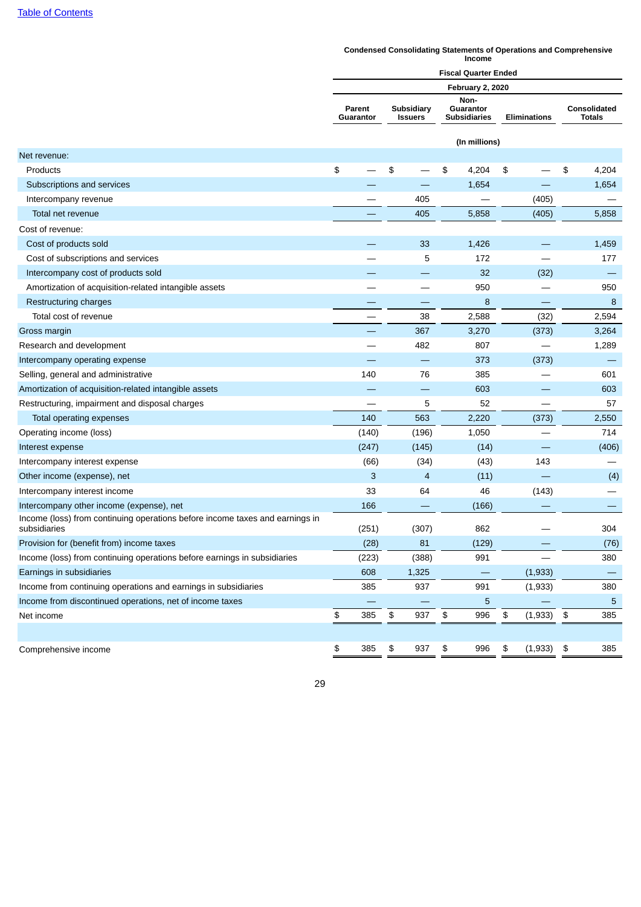[Table of Contents](#)

**Condensed Consolidating Statements of Operations and Comprehensive Income**

| | Fiscal Quarter Ended | | | | |
|---|---|---|---|---|---|
| | February 2, 2020 | | | | |
| | Parent Guarantor | Subsidiary Issuers | Non-Guarantor Subsidiaries | Eliminations | Consolidated Totals |
| | (In millions) | | | | |
| Net revenue: | | | | | |
| Products | $ — | $ — | $ 4,204 | $ — | $ 4,204 |
| Subscriptions and services | — | — | 1,654 | — | 1,654 |
| Intercompany revenue | — | 405 | — | (405) | — |
| Total net revenue | — | 405 | 5,858 | (405) | 5,858 |
| Cost of revenue: | | | | | |
| Cost of products sold | — | 33 | 1,426 | — | 1,459 |
| Cost of subscriptions and services | — | 5 | 172 | — | 177 |
| Intercompany cost of products sold | — | — | 32 | (32) | — |
| Amortization of acquisition-related intangible assets | — | — | 950 | — | 950 |
| Restructuring charges | — | — | 8 | — | 8 |
| Total cost of revenue | — | 38 | 2,588 | (32) | 2,594 |
| Gross margin | — | 367 | 3,270 | (373) | 3,264 |
| Research and development | — | 482 | 807 | — | 1,289 |
| Intercompany operating expense | — | — | 373 | (373) | — |
| Selling, general and administrative | 140 | 76 | 385 | — | 601 |
| Amortization of acquisition-related intangible assets | — | — | 603 | — | 603 |
| Restructuring, impairment and disposal charges | — | 5 | 52 | — | 57 |
| Total operating expenses | 140 | 563 | 2,220 | (373) | 2,550 |
| Operating income (loss) | (140) | (196) | 1,050 | — | 714 |
| Interest expense | (247) | (145) | (14) | — | (406) |
| Intercompany interest expense | (66) | (34) | (43) | 143 | — |
| Other income (expense), net | 3 | 4 | (11) | — | (4) |
| Intercompany interest income | 33 | 64 | 46 | (143) | — |
| Intercompany other income (expense), net | 166 | — | (166) | — | — |
| Income (loss) from continuing operations before income taxes and earnings in subsidiaries | (251) | (307) | 862 | — | 304 |
| Provision for (benefit from) income taxes | (28) | 81 | (129) | — | (76) |
| Income (loss) from continuing operations before earnings in subsidiaries | (223) | (388) | 991 | — | 380 |
| Earnings in subsidiaries | 608 | 1,325 | — | (1,933) | — |
| Income from continuing operations and earnings in subsidiaries | 385 | 937 | 991 | (1,933) | 380 |
| Income from discontinued operations, net of income taxes | — | — | 5 | — | 5 |
| Net income | $ 385 | $ 937 | $ 996 | $ (1,933) | $ 385 |
| | | | | | |
| Comprehensive income | $ 385 | $ 937 | $ 996 | $ (1,933) | $ 385 |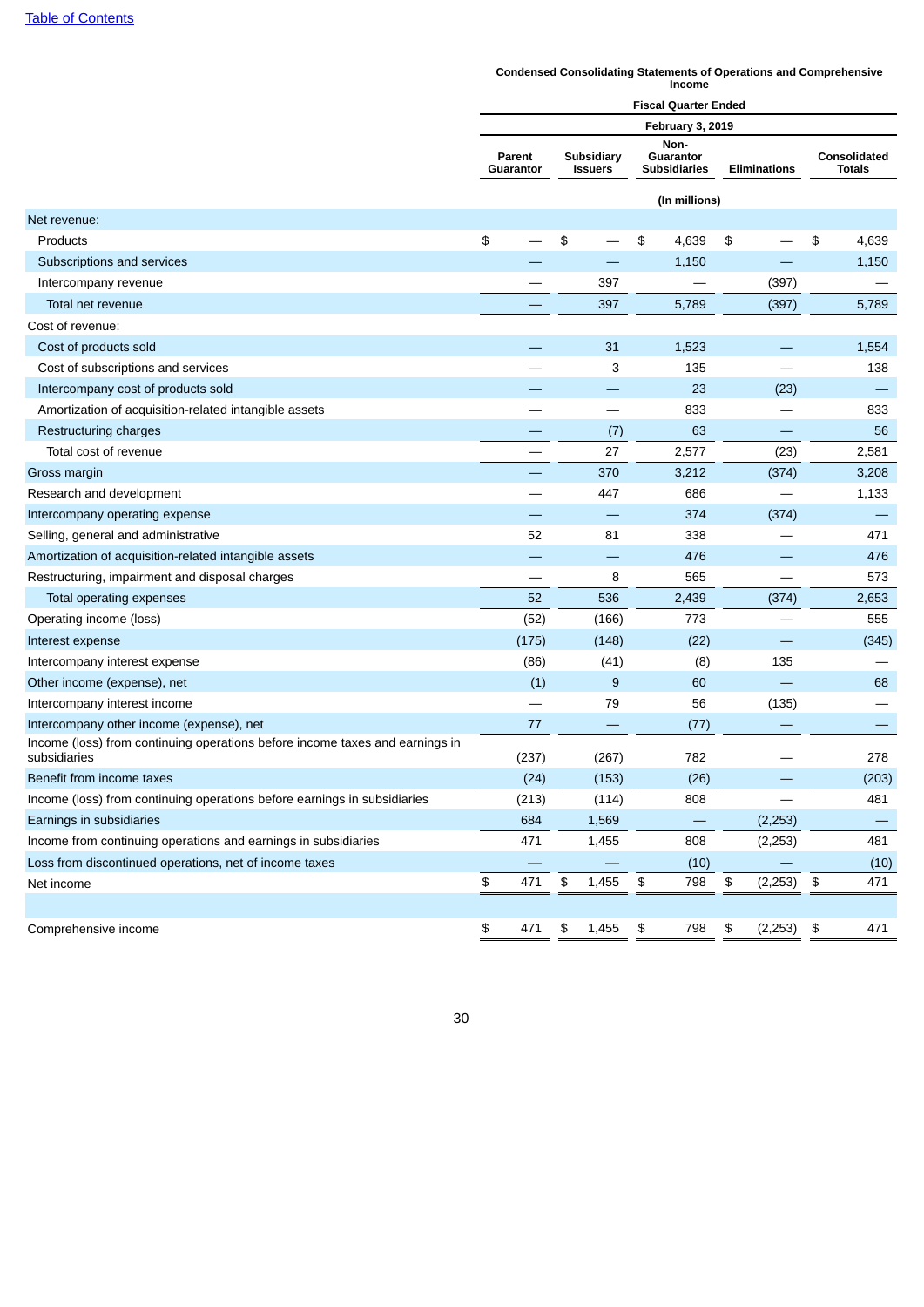**Condensed Consolidating Statements of Operations and Comprehensive Income**

| | Fiscal Quarter Ended | | | | |
|---|---|---|---|---|---|
| | February 3, 2019 | | | | |
| | Parent Guarantor | Subsidiary Issuers | Non-Guarantor Subsidiaries | Eliminations | Consolidated Totals |
| | (In millions) | | | | |
| Net revenue: | | | | | |
| Products | $ — | $ — | $ 4,639 | $ — | $ 4,639 |
| Subscriptions and services | — | — | 1,150 | — | 1,150 |
| Intercompany revenue | — | 397 | — | (397) | — |
| Total net revenue | — | 397 | 5,789 | (397) | 5,789 |
| Cost of revenue: | | | | | |
| Cost of products sold | — | 31 | 1,523 | — | 1,554 |
| Cost of subscriptions and services | — | 3 | 135 | — | 138 |
| Intercompany cost of products sold | — | — | 23 | (23) | — |
| Amortization of acquisition-related intangible assets | — | — | 833 | — | 833 |
| Restructuring charges | — | (7) | 63 | — | 56 |
| Total cost of revenue | — | 27 | 2,577 | (23) | 2,581 |
| Gross margin | — | 370 | 3,212 | (374) | 3,208 |
| Research and development | — | 447 | 686 | — | 1,133 |
| Intercompany operating expense | — | — | 374 | (374) | — |
| Selling, general and administrative | 52 | 81 | 338 | — | 471 |
| Amortization of acquisition-related intangible assets | — | — | 476 | — | 476 |
| Restructuring, impairment and disposal charges | — | 8 | 565 | — | 573 |
| Total operating expenses | 52 | 536 | 2,439 | (374) | 2,653 |
| Operating income (loss) | (52) | (166) | 773 | — | 555 |
| Interest expense | (175) | (148) | (22) | — | (345) |
| Intercompany interest expense | (86) | (41) | (8) | 135 | — |
| Other income (expense), net | (1) | 9 | 60 | — | 68 |
| Intercompany interest income | — | 79 | 56 | (135) | — |
| Intercompany other income (expense), net | 77 | — | (77) | — | — |
| Income (loss) from continuing operations before income taxes and earnings in subsidiaries | (237) | (267) | 782 | — | 278 |
| Benefit from income taxes | (24) | (153) | (26) | — | (203) |
| Income (loss) from continuing operations before earnings in subsidiaries | (213) | (114) | 808 | — | 481 |
| Earnings in subsidiaries | 684 | 1,569 | — | (2,253) | — |
| Income from continuing operations and earnings in subsidiaries | 471 | 1,455 | 808 | (2,253) | 481 |
| Loss from discontinued operations, net of income taxes | — | — | (10) | — | (10) |
| Net income | $ 471 | $ 1,455 | $ 798 | $ (2,253) | $ 471 |
| | | | | | |
| Comprehensive income | $ 471 | $ 1,455 | $ 798 | $ (2,253) | $ 471 |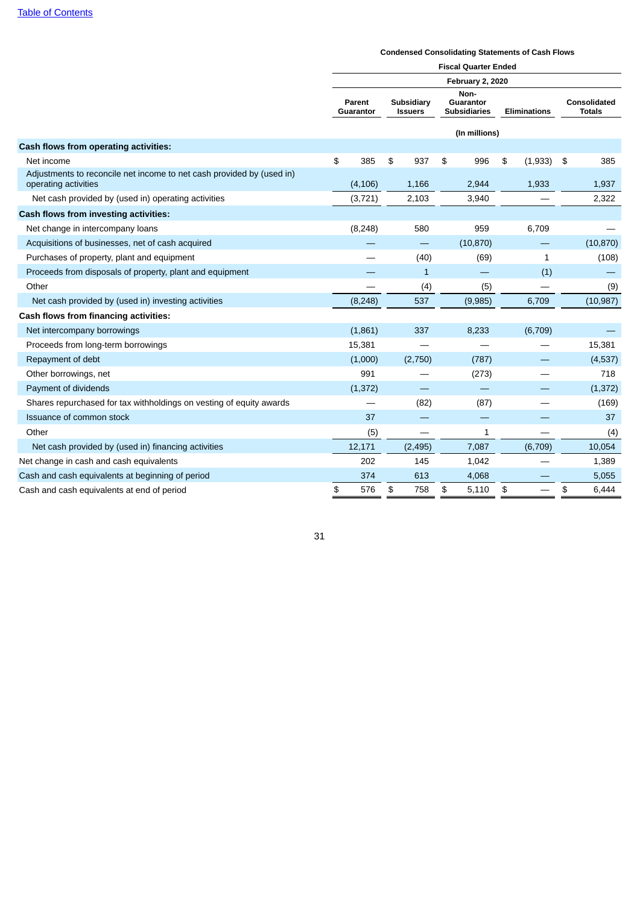[Table of Contents](#)

**Condensed Consolidating Statements of Cash Flows**

| | Fiscal Quarter Ended | | | | |
|---|---|---|---|---|---|
| | February 2, 2020 | | | | |
| | Parent Guarantor | Subsidiary Issuers | Non-Guarantor Subsidiaries | Eliminations | Consolidated Totals |
| | (In millions) | | | | |
| **Cash flows from operating activities:** | | | | | |
| Net income | $ 385 | $ 937 | $ 996 | $ (1,933) | $ 385 |
| Adjustments to reconcile net income to net cash provided by (used in) operating activities | (4,106) | 1,166 | 2,944 | 1,933 | 1,937 |
| Net cash provided by (used in) operating activities | (3,721) | 2,103 | 3,940 | — | 2,322 |
| **Cash flows from investing activities:** | | | | | |
| Net change in intercompany loans | (8,248) | 580 | 959 | 6,709 | — |
| Acquisitions of businesses, net of cash acquired | — | — | (10,870) | — | (10,870) |
| Purchases of property, plant and equipment | — | (40) | (69) | 1 | (108) |
| Proceeds from disposals of property, plant and equipment | — | 1 | — | (1) | — |
| Other | — | (4) | (5) | — | (9) |
| Net cash provided by (used in) investing activities | (8,248) | 537 | (9,985) | 6,709 | (10,987) |
| **Cash flows from financing activities:** | | | | | |
| Net intercompany borrowings | (1,861) | 337 | 8,233 | (6,709) | — |
| Proceeds from long-term borrowings | 15,381 | — | — | — | 15,381 |
| Repayment of debt | (1,000) | (2,750) | (787) | — | (4,537) |
| Other borrowings, net | 991 | — | (273) | — | 718 |
| Payment of dividends | (1,372) | — | — | — | (1,372) |
| Shares repurchased for tax withholdings on vesting of equity awards | — | (82) | (87) | — | (169) |
| Issuance of common stock | 37 | — | — | — | 37 |
| Other | (5) | — | 1 | — | (4) |
| Net cash provided by (used in) financing activities | 12,171 | (2,495) | 7,087 | (6,709) | 10,054 |
| Net change in cash and cash equivalents | 202 | 145 | 1,042 | — | 1,389 |
| Cash and cash equivalents at beginning of period | 374 | 613 | 4,068 | — | 5,055 |
| Cash and cash equivalents at end of period | $ 576 | $ 758 | $ 5,110 | $ — | $ 6,444 |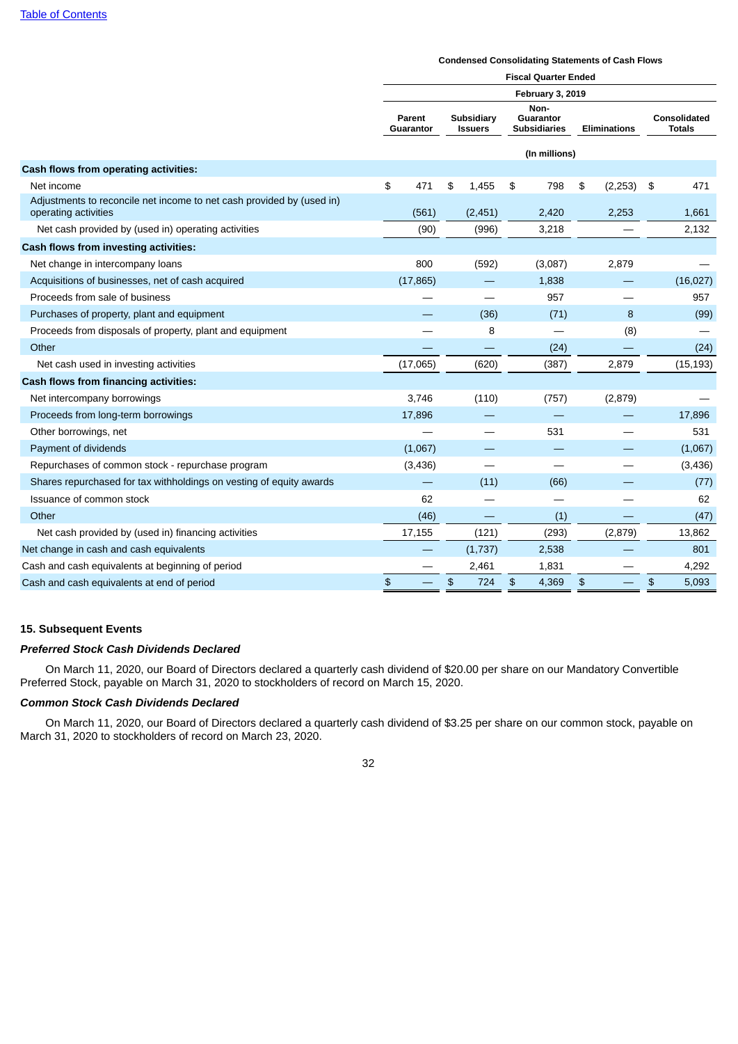**Condensed Consolidating Statements of Cash Flows**

| | Fiscal Quarter Ended | | | | |
|---|---|---|---|---|---|
| | February 3, 2019 | | | | |
| | Parent Guarantor | Subsidiary Issuers | Non-Guarantor Subsidiaries | Eliminations | Consolidated Totals |
| | (In millions) | | | | |
| **Cash flows from operating activities:** | | | | | |
| Net income | $ 471 | $ 1,455 | $ 798 | $ (2,253) | $ 471 |
| Adjustments to reconcile net income to net cash provided by (used in) operating activities | (561) | (2,451) | 2,420 | 2,253 | 1,661 |
| Net cash provided by (used in) operating activities | (90) | (996) | 3,218 | — | 2,132 |
| **Cash flows from investing activities:** | | | | | |
| Net change in intercompany loans | 800 | (592) | (3,087) | 2,879 | — |
| Acquisitions of businesses, net of cash acquired | (17,865) | — | 1,838 | — | (16,027) |
| Proceeds from sale of business | — | — | 957 | — | 957 |
| Purchases of property, plant and equipment | — | (36) | (71) | 8 | (99) |
| Proceeds from disposals of property, plant and equipment | — | 8 | — | (8) | — |
| Other | — | — | (24) | — | (24) |
| Net cash used in investing activities | (17,065) | (620) | (387) | 2,879 | (15,193) |
| **Cash flows from financing activities:** | | | | | |
| Net intercompany borrowings | 3,746 | (110) | (757) | (2,879) | — |
| Proceeds from long-term borrowings | 17,896 | — | — | — | 17,896 |
| Other borrowings, net | — | — | 531 | — | 531 |
| Payment of dividends | (1,067) | — | — | — | (1,067) |
| Repurchases of common stock - repurchase program | (3,436) | — | — | — | (3,436) |
| Shares repurchased for tax withholdings on vesting of equity awards | — | (11) | (66) | — | (77) |
| Issuance of common stock | 62 | — | — | — | 62 |
| Other | (46) | — | (1) | — | (47) |
| Net cash provided by (used in) financing activities | 17,155 | (121) | (293) | (2,879) | 13,862 |
| Net change in cash and cash equivalents | — | (1,737) | 2,538 | — | 801 |
| Cash and cash equivalents at beginning of period | — | 2,461 | 1,831 | — | 4,292 |
| Cash and cash equivalents at end of period | $ — | $ 724 | $ 4,369 | $ — | $ 5,093 |

### 15. Subsequent Events

***Preferred Stock Cash Dividends Declared***

On March 11, 2020, our Board of Directors declared a quarterly cash dividend of $20.00 per share on our Mandatory Convertible Preferred Stock, payable on March 31, 2020 to stockholders of record on March 15, 2020.

***Common Stock Cash Dividends Declared***

On March 11, 2020, our Board of Directors declared a quarterly cash dividend of $3.25 per share on our common stock, payable on March 31, 2020 to stockholders of record on March 23, 2020.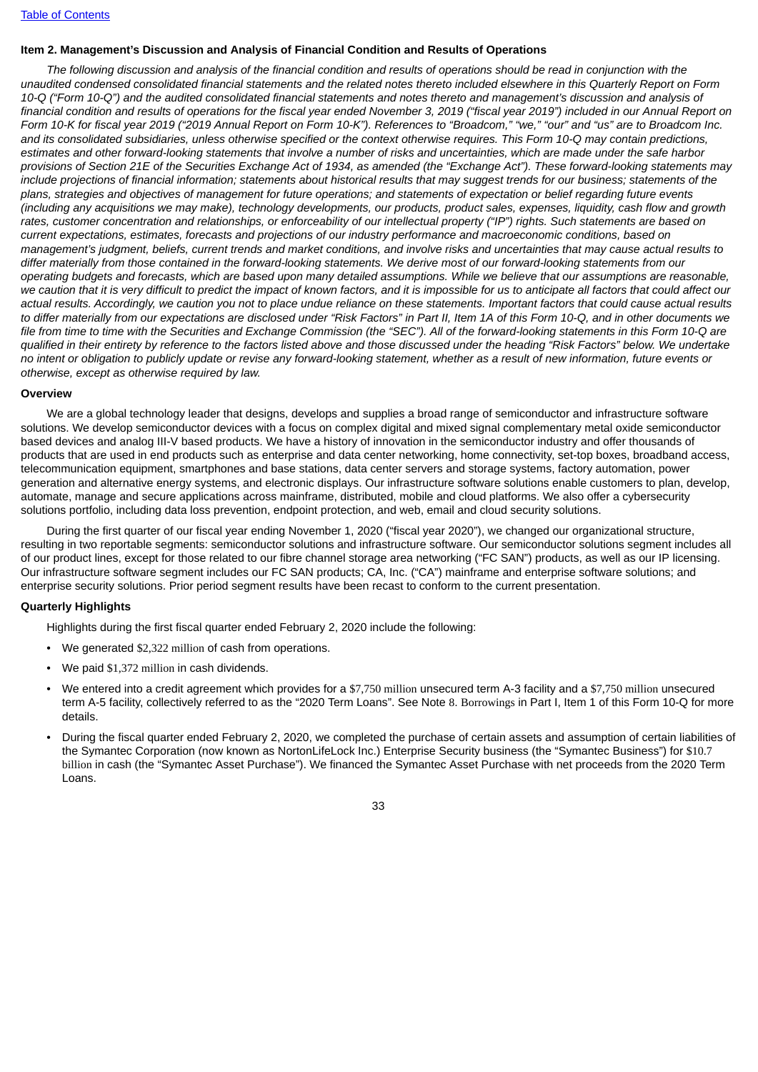## Item 2. Management's Discussion and Analysis of Financial Condition and Results of Operations

*The following discussion and analysis of the financial condition and results of operations should be read in conjunction with the unaudited condensed consolidated financial statements and the related notes thereto included elsewhere in this Quarterly Report on Form 10-Q ("Form 10-Q") and the audited consolidated financial statements and notes thereto and management's discussion and analysis of financial condition and results of operations for the fiscal year ended November 3, 2019 ("fiscal year 2019") included in our Annual Report on Form 10-K for fiscal year 2019 ("2019 Annual Report on Form 10-K"). References to "Broadcom," "we," "our" and "us" are to Broadcom Inc. and its consolidated subsidiaries, unless otherwise specified or the context otherwise requires. This Form 10-Q may contain predictions, estimates and other forward-looking statements that involve a number of risks and uncertainties, which are made under the safe harbor provisions of Section 21E of the Securities Exchange Act of 1934, as amended (the "Exchange Act"). These forward-looking statements may include projections of financial information; statements about historical results that may suggest trends for our business; statements of the plans, strategies and objectives of management for future operations; and statements of expectation or belief regarding future events (including any acquisitions we may make), technology developments, our products, product sales, expenses, liquidity, cash flow and growth rates, customer concentration and relationships, or enforceability of our intellectual property ("IP") rights. Such statements are based on current expectations, estimates, forecasts and projections of our industry performance and macroeconomic conditions, based on management's judgment, beliefs, current trends and market conditions, and involve risks and uncertainties that may cause actual results to differ materially from those contained in the forward-looking statements. We derive most of our forward-looking statements from our operating budgets and forecasts, which are based upon many detailed assumptions. While we believe that our assumptions are reasonable, we caution that it is very difficult to predict the impact of known factors, and it is impossible for us to anticipate all factors that could affect our actual results. Accordingly, we caution you not to place undue reliance on these statements. Important factors that could cause actual results to differ materially from our expectations are disclosed under "Risk Factors" in Part II, Item 1A of this Form 10-Q, and in other documents we file from time to time with the Securities and Exchange Commission (the "SEC"). All of the forward-looking statements in this Form 10-Q are qualified in their entirety by reference to the factors listed above and those discussed under the heading "Risk Factors" below. We undertake no intent or obligation to publicly update or revise any forward-looking statement, whether as a result of new information, future events or otherwise, except as otherwise required by law.*

### Overview

We are a global technology leader that designs, develops and supplies a broad range of semiconductor and infrastructure software solutions. We develop semiconductor devices with a focus on complex digital and mixed signal complementary metal oxide semiconductor based devices and analog III-V based products. We have a history of innovation in the semiconductor industry and offer thousands of products that are used in end products such as enterprise and data center networking, home connectivity, set-top boxes, broadband access, telecommunication equipment, smartphones and base stations, data center servers and storage systems, factory automation, power generation and alternative energy systems, and electronic displays. Our infrastructure software solutions enable customers to plan, develop, automate, manage and secure applications across mainframe, distributed, mobile and cloud platforms. We also offer a cybersecurity solutions portfolio, including data loss prevention, endpoint protection, and web, email and cloud security solutions.

During the first quarter of our fiscal year ending November 1, 2020 ("fiscal year 2020"), we changed our organizational structure, resulting in two reportable segments: semiconductor solutions and infrastructure software. Our semiconductor solutions segment includes all of our product lines, except for those related to our fibre channel storage area networking ("FC SAN") products, as well as our IP licensing. Our infrastructure software segment includes our FC SAN products; CA, Inc. ("CA") mainframe and enterprise software solutions; and enterprise security solutions. Prior period segment results have been recast to conform to the current presentation.

### Quarterly Highlights

Highlights during the first fiscal quarter ended February 2, 2020 include the following:

- We generated $2,322 million of cash from operations.
- We paid $1,372 million in cash dividends.
- We entered into a credit agreement which provides for a $7,750 million unsecured term A-3 facility and a $7,750 million unsecured term A-5 facility, collectively referred to as the "2020 Term Loans". See Note 8. Borrowings in Part I, Item 1 of this Form 10-Q for more details.
- During the fiscal quarter ended February 2, 2020, we completed the purchase of certain assets and assumption of certain liabilities of the Symantec Corporation (now known as NortonLifeLock Inc.) Enterprise Security business (the "Symantec Business") for $10.7 billion in cash (the "Symantec Asset Purchase"). We financed the Symantec Asset Purchase with net proceeds from the 2020 Term Loans.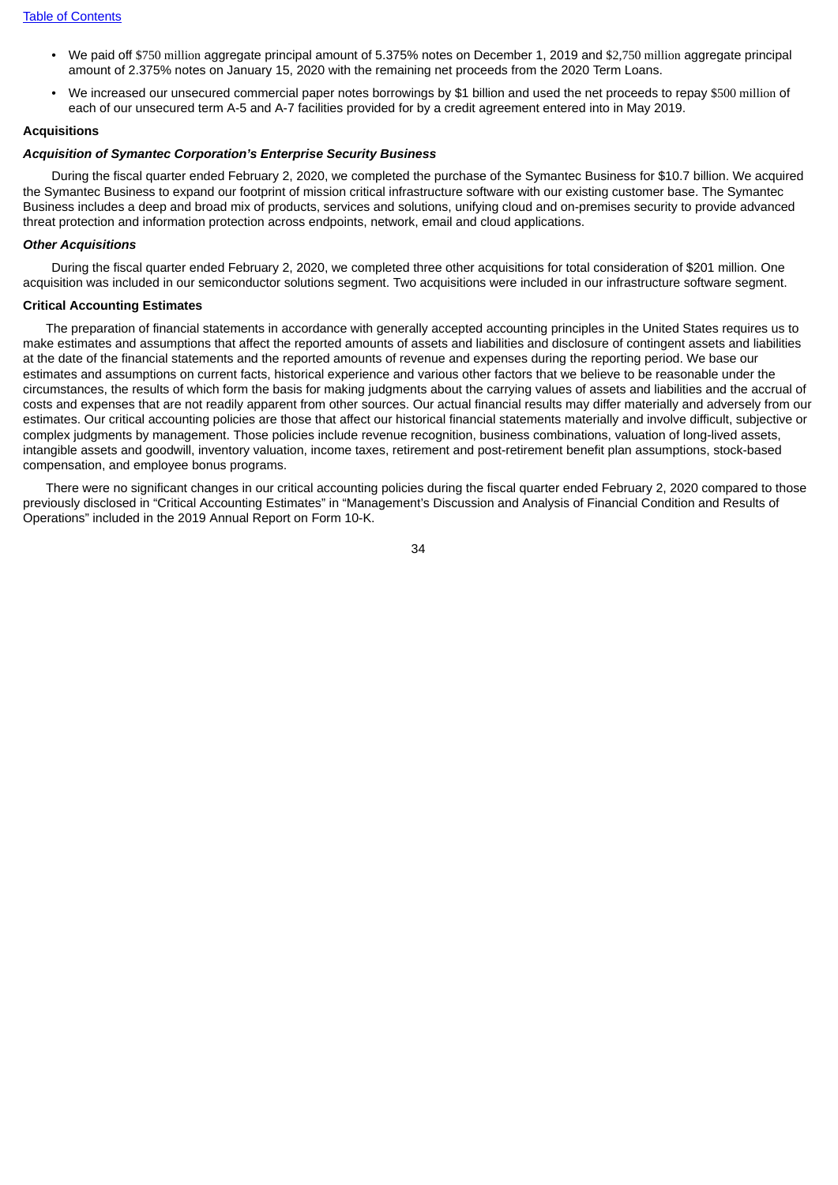- We paid off $750 million aggregate principal amount of 5.375% notes on December 1, 2019 and $2,750 million aggregate principal amount of 2.375% notes on January 15, 2020 with the remaining net proceeds from the 2020 Term Loans.
- We increased our unsecured commercial paper notes borrowings by $1 billion and used the net proceeds to repay $500 million of each of our unsecured term A-5 and A-7 facilities provided for by a credit agreement entered into in May 2019.

**Acquisitions**

***Acquisition of Symantec Corporation's Enterprise Security Business***

During the fiscal quarter ended February 2, 2020, we completed the purchase of the Symantec Business for $10.7 billion. We acquired the Symantec Business to expand our footprint of mission critical infrastructure software with our existing customer base. The Symantec Business includes a deep and broad mix of products, services and solutions, unifying cloud and on-premises security to provide advanced threat protection and information protection across endpoints, network, email and cloud applications.

***Other Acquisitions***

During the fiscal quarter ended February 2, 2020, we completed three other acquisitions for total consideration of $201 million. One acquisition was included in our semiconductor solutions segment. Two acquisitions were included in our infrastructure software segment.

**Critical Accounting Estimates**

The preparation of financial statements in accordance with generally accepted accounting principles in the United States requires us to make estimates and assumptions that affect the reported amounts of assets and liabilities and disclosure of contingent assets and liabilities at the date of the financial statements and the reported amounts of revenue and expenses during the reporting period. We base our estimates and assumptions on current facts, historical experience and various other factors that we believe to be reasonable under the circumstances, the results of which form the basis for making judgments about the carrying values of assets and liabilities and the accrual of costs and expenses that are not readily apparent from other sources. Our actual financial results may differ materially and adversely from our estimates. Our critical accounting policies are those that affect our historical financial statements materially and involve difficult, subjective or complex judgments by management. Those policies include revenue recognition, business combinations, valuation of long-lived assets, intangible assets and goodwill, inventory valuation, income taxes, retirement and post-retirement benefit plan assumptions, stock-based compensation, and employee bonus programs.

There were no significant changes in our critical accounting policies during the fiscal quarter ended February 2, 2020 compared to those previously disclosed in "Critical Accounting Estimates" in "Management's Discussion and Analysis of Financial Condition and Results of Operations" included in the 2019 Annual Report on Form 10-K.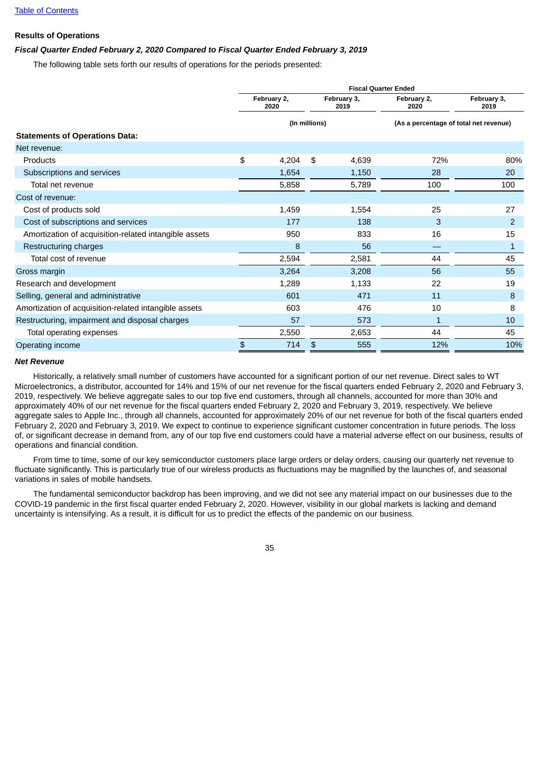[Table of Contents](#)

**Results of Operations**

***Fiscal Quarter Ended February 2, 2020 Compared to Fiscal Quarter Ended February 3, 2019***

The following table sets forth our results of operations for the periods presented:

| | Fiscal Quarter Ended | | | |
|---|---|---|---|---|
| | February 2, 2020 | February 3, 2019 | February 2, 2020 | February 3, 2019 |
| | (In millions) | | (As a percentage of total net revenue) | |
| **Statements of Operations Data:** | | | | |
| Net revenue: | | | | |
| Products | $ 4,204 | $ 4,639 | 72% | 80% |
| Subscriptions and services | 1,654 | 1,150 | 28 | 20 |
| Total net revenue | 5,858 | 5,789 | 100 | 100 |
| Cost of revenue: | | | | |
| Cost of products sold | 1,459 | 1,554 | 25 | 27 |
| Cost of subscriptions and services | 177 | 138 | 3 | 2 |
| Amortization of acquisition-related intangible assets | 950 | 833 | 16 | 15 |
| Restructuring charges | 8 | 56 | — | 1 |
| Total cost of revenue | 2,594 | 2,581 | 44 | 45 |
| Gross margin | 3,264 | 3,208 | 56 | 55 |
| Research and development | 1,289 | 1,133 | 22 | 19 |
| Selling, general and administrative | 601 | 471 | 11 | 8 |
| Amortization of acquisition-related intangible assets | 603 | 476 | 10 | 8 |
| Restructuring, impairment and disposal charges | 57 | 573 | 1 | 10 |
| Total operating expenses | 2,550 | 2,653 | 44 | 45 |
| Operating income | $ 714 | $ 555 | 12% | 10% |

***Net Revenue***

Historically, a relatively small number of customers have accounted for a significant portion of our net revenue. Direct sales to WT Microelectronics, a distributor, accounted for 14% and 15% of our net revenue for the fiscal quarters ended February 2, 2020 and February 3, 2019, respectively. We believe aggregate sales to our top five end customers, through all channels, accounted for more than 30% and approximately 40% of our net revenue for the fiscal quarters ended February 2, 2020 and February 3, 2019, respectively. We believe aggregate sales to Apple Inc., through all channels, accounted for approximately 20% of our net revenue for both of the fiscal quarters ended February 2, 2020 and February 3, 2019. We expect to continue to experience significant customer concentration in future periods. The loss of, or significant decrease in demand from, any of our top five end customers could have a material adverse effect on our business, results of operations and financial condition.

From time to time, some of our key semiconductor customers place large orders or delay orders, causing our quarterly net revenue to fluctuate significantly. This is particularly true of our wireless products as fluctuations may be magnified by the launches of, and seasonal variations in sales of mobile handsets.

The fundamental semiconductor backdrop has been improving, and we did not see any material impact on our businesses due to the COVID-19 pandemic in the first fiscal quarter ended February 2, 2020. However, visibility in our global markets is lacking and demand uncertainty is intensifying. As a result, it is difficult for us to predict the effects of the pandemic on our business.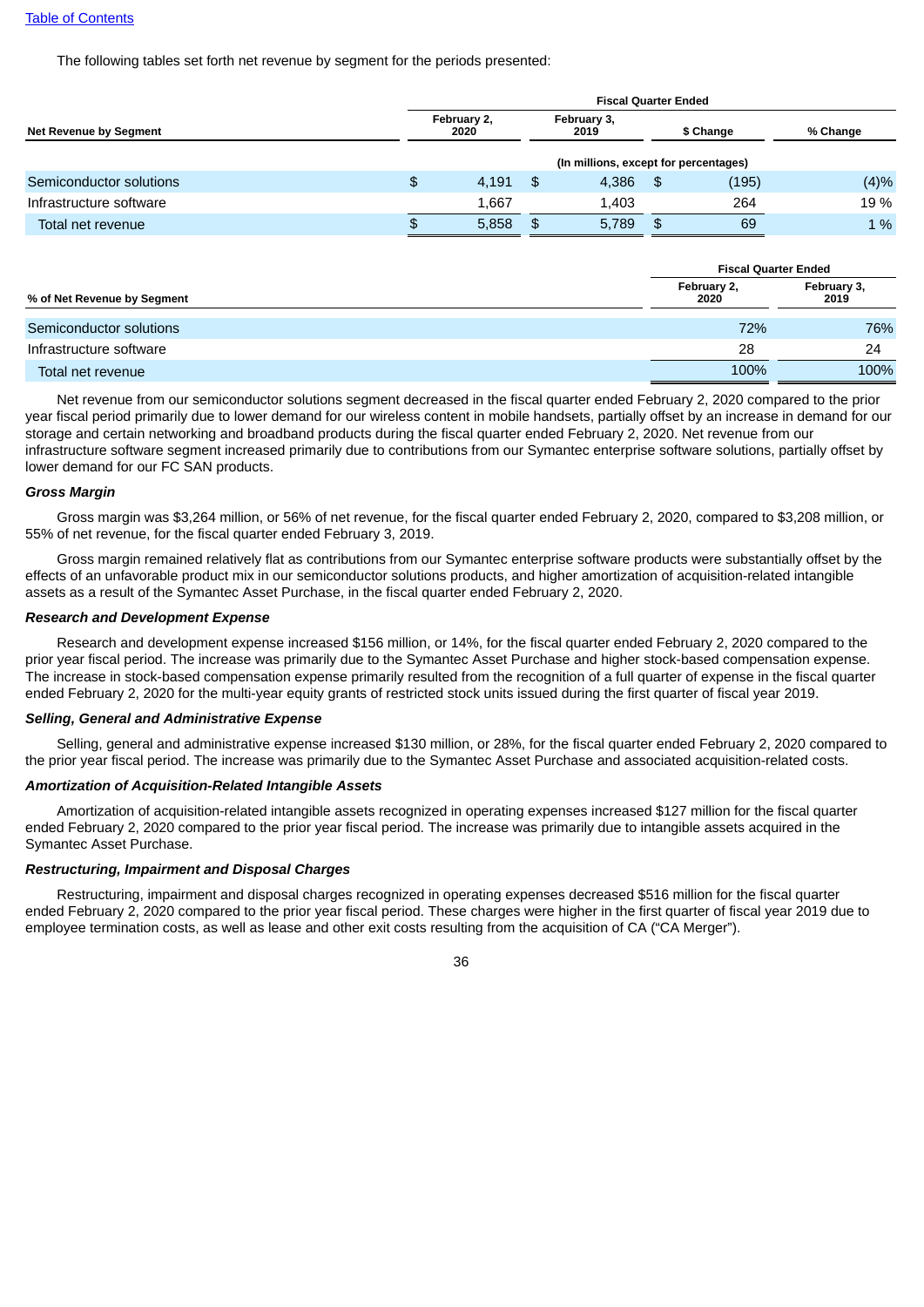[Table of Contents](#)

The following tables set forth net revenue by segment for the periods presented:

| Net Revenue by Segment | Fiscal Quarter Ended | | | |
|---|---|---|---|---|
| | February 2, 2020 | February 3, 2019 | $ Change | % Change |
| | (In millions, except for percentages) | | | |
| Semiconductor solutions | $ 4,191 | $ 4,386 | $ (195) | (4)% |
| Infrastructure software | 1,667 | 1,403 | 264 | 19 % |
| Total net revenue | $ 5,858 | $ 5,789 | $ 69 | 1 % |

| % of Net Revenue by Segment | Fiscal Quarter Ended | |
|---|---|---|
| | February 2, 2020 | February 3, 2019 |
| Semiconductor solutions | 72% | 76% |
| Infrastructure software | 28 | 24 |
| Total net revenue | 100% | 100% |

Net revenue from our semiconductor solutions segment decreased in the fiscal quarter ended February 2, 2020 compared to the prior year fiscal period primarily due to lower demand for our wireless content in mobile handsets, partially offset by an increase in demand for our storage and certain networking and broadband products during the fiscal quarter ended February 2, 2020. Net revenue from our infrastructure software segment increased primarily due to contributions from our Symantec enterprise software solutions, partially offset by lower demand for our FC SAN products.

***Gross Margin***

Gross margin was $3,264 million, or 56% of net revenue, for the fiscal quarter ended February 2, 2020, compared to $3,208 million, or 55% of net revenue, for the fiscal quarter ended February 3, 2019.

Gross margin remained relatively flat as contributions from our Symantec enterprise software products were substantially offset by the effects of an unfavorable product mix in our semiconductor solutions products, and higher amortization of acquisition-related intangible assets as a result of the Symantec Asset Purchase, in the fiscal quarter ended February 2, 2020.

***Research and Development Expense***

Research and development expense increased $156 million, or 14%, for the fiscal quarter ended February 2, 2020 compared to the prior year fiscal period. The increase was primarily due to the Symantec Asset Purchase and higher stock-based compensation expense. The increase in stock-based compensation expense primarily resulted from the recognition of a full quarter of expense in the fiscal quarter ended February 2, 2020 for the multi-year equity grants of restricted stock units issued during the first quarter of fiscal year 2019.

***Selling, General and Administrative Expense***

Selling, general and administrative expense increased $130 million, or 28%, for the fiscal quarter ended February 2, 2020 compared to the prior year fiscal period. The increase was primarily due to the Symantec Asset Purchase and associated acquisition-related costs.

***Amortization of Acquisition-Related Intangible Assets***

Amortization of acquisition-related intangible assets recognized in operating expenses increased $127 million for the fiscal quarter ended February 2, 2020 compared to the prior year fiscal period. The increase was primarily due to intangible assets acquired in the Symantec Asset Purchase.

***Restructuring, Impairment and Disposal Charges***

Restructuring, impairment and disposal charges recognized in operating expenses decreased $516 million for the fiscal quarter ended February 2, 2020 compared to the prior year fiscal period. These charges were higher in the first quarter of fiscal year 2019 due to employee termination costs, as well as lease and other exit costs resulting from the acquisition of CA ("CA Merger").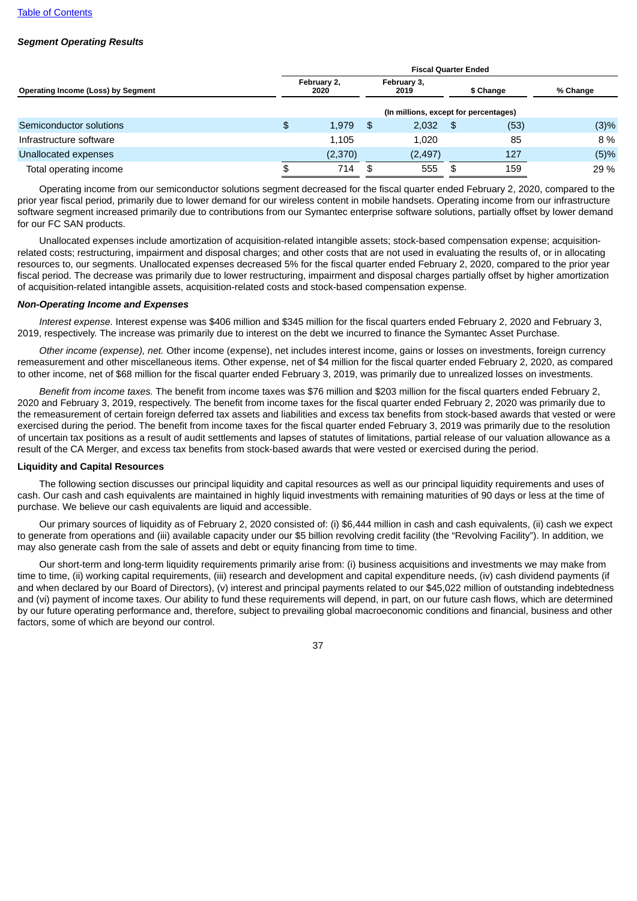[Table of Contents](#)

***Segment Operating Results***

| Operating Income (Loss) by Segment | Fiscal Quarter Ended | | | |
|---|---|---|---|---|
| | February 2, 2020 | February 3, 2019 | $ Change | % Change |
| | (In millions, except for percentages) | | | |
| Semiconductor solutions | $ 1,979 | $ 2,032 | $ (53) | (3)% |
| Infrastructure software | 1,105 | 1,020 | 85 | 8 % |
| Unallocated expenses | (2,370) | (2,497) | 127 | (5)% |
| Total operating income | $ 714 | $ 555 | $ 159 | 29 % |

Operating income from our semiconductor solutions segment decreased for the fiscal quarter ended February 2, 2020, compared to the prior year fiscal period, primarily due to lower demand for our wireless content in mobile handsets. Operating income from our infrastructure software segment increased primarily due to contributions from our Symantec enterprise software solutions, partially offset by lower demand for our FC SAN products.

Unallocated expenses include amortization of acquisition-related intangible assets; stock-based compensation expense; acquisition-related costs; restructuring, impairment and disposal charges; and other costs that are not used in evaluating the results of, or in allocating resources to, our segments. Unallocated expenses decreased 5% for the fiscal quarter ended February 2, 2020, compared to the prior year fiscal period. The decrease was primarily due to lower restructuring, impairment and disposal charges partially offset by higher amortization of acquisition-related intangible assets, acquisition-related costs and stock-based compensation expense.

***Non-Operating Income and Expenses***

*Interest expense.* Interest expense was $406 million and $345 million for the fiscal quarters ended February 2, 2020 and February 3, 2019, respectively. The increase was primarily due to interest on the debt we incurred to finance the Symantec Asset Purchase.

*Other income (expense), net.* Other income (expense), net includes interest income, gains or losses on investments, foreign currency remeasurement and other miscellaneous items. Other expense, net of $4 million for the fiscal quarter ended February 2, 2020, as compared to other income, net of $68 million for the fiscal quarter ended February 3, 2019, was primarily due to unrealized losses on investments.

*Benefit from income taxes.* The benefit from income taxes was $76 million and $203 million for the fiscal quarters ended February 2, 2020 and February 3, 2019, respectively. The benefit from income taxes for the fiscal quarter ended February 2, 2020 was primarily due to the remeasurement of certain foreign deferred tax assets and liabilities and excess tax benefits from stock-based awards that vested or were exercised during the period. The benefit from income taxes for the fiscal quarter ended February 3, 2019 was primarily due to the resolution of uncertain tax positions as a result of audit settlements and lapses of statutes of limitations, partial release of our valuation allowance as a result of the CA Merger, and excess tax benefits from stock-based awards that were vested or exercised during the period.

**Liquidity and Capital Resources**

The following section discusses our principal liquidity and capital resources as well as our principal liquidity requirements and uses of cash. Our cash and cash equivalents are maintained in highly liquid investments with remaining maturities of 90 days or less at the time of purchase. We believe our cash equivalents are liquid and accessible.

Our primary sources of liquidity as of February 2, 2020 consisted of: (i) $6,444 million in cash and cash equivalents, (ii) cash we expect to generate from operations and (iii) available capacity under our $5 billion revolving credit facility (the "Revolving Facility"). In addition, we may also generate cash from the sale of assets and debt or equity financing from time to time.

Our short-term and long-term liquidity requirements primarily arise from: (i) business acquisitions and investments we may make from time to time, (ii) working capital requirements, (iii) research and development and capital expenditure needs, (iv) cash dividend payments (if and when declared by our Board of Directors), (v) interest and principal payments related to our $45,022 million of outstanding indebtedness and (vi) payment of income taxes. Our ability to fund these requirements will depend, in part, on our future cash flows, which are determined by our future operating performance and, therefore, subject to prevailing global macroeconomic conditions and financial, business and other factors, some of which are beyond our control.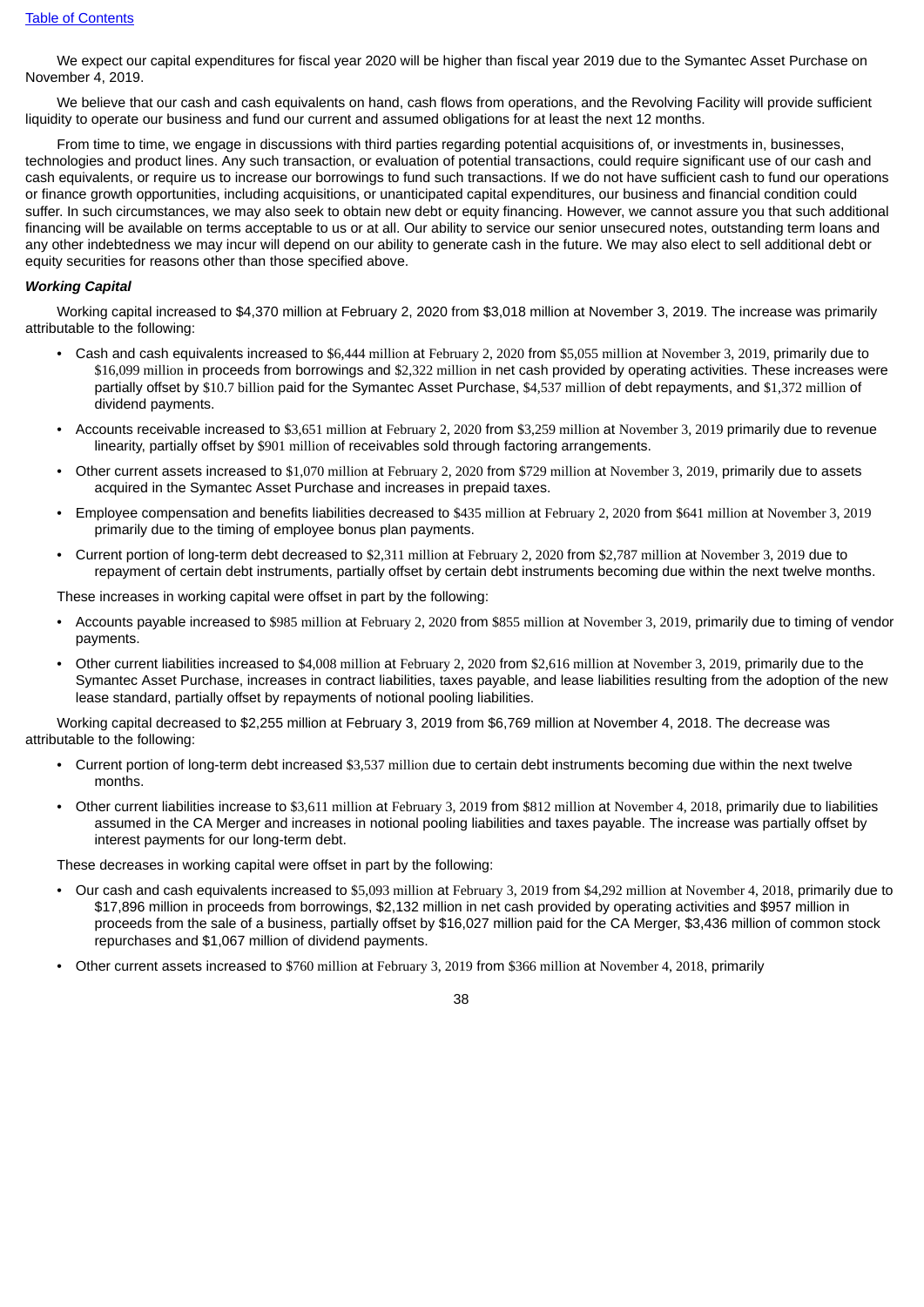We expect our capital expenditures for fiscal year 2020 will be higher than fiscal year 2019 due to the Symantec Asset Purchase on November 4, 2019.

We believe that our cash and cash equivalents on hand, cash flows from operations, and the Revolving Facility will provide sufficient liquidity to operate our business and fund our current and assumed obligations for at least the next 12 months.

From time to time, we engage in discussions with third parties regarding potential acquisitions of, or investments in, businesses, technologies and product lines. Any such transaction, or evaluation of potential transactions, could require significant use of our cash and cash equivalents, or require us to increase our borrowings to fund such transactions. If we do not have sufficient cash to fund our operations or finance growth opportunities, including acquisitions, or unanticipated capital expenditures, our business and financial condition could suffer. In such circumstances, we may also seek to obtain new debt or equity financing. However, we cannot assure you that such additional financing will be available on terms acceptable to us or at all. Our ability to service our senior unsecured notes, outstanding term loans and any other indebtedness we may incur will depend on our ability to generate cash in the future. We may also elect to sell additional debt or equity securities for reasons other than those specified above.

***Working Capital***

Working capital increased to $4,370 million at February 2, 2020 from $3,018 million at November 3, 2019. The increase was primarily attributable to the following:

- Cash and cash equivalents increased to $6,444 million at February 2, 2020 from $5,055 million at November 3, 2019, primarily due to $16,099 million in proceeds from borrowings and $2,322 million in net cash provided by operating activities. These increases were partially offset by $10.7 billion paid for the Symantec Asset Purchase, $4,537 million of debt repayments, and $1,372 million of dividend payments.
- Accounts receivable increased to $3,651 million at February 2, 2020 from $3,259 million at November 3, 2019 primarily due to revenue linearity, partially offset by $901 million of receivables sold through factoring arrangements.
- Other current assets increased to $1,070 million at February 2, 2020 from $729 million at November 3, 2019, primarily due to assets acquired in the Symantec Asset Purchase and increases in prepaid taxes.
- Employee compensation and benefits liabilities decreased to $435 million at February 2, 2020 from $641 million at November 3, 2019 primarily due to the timing of employee bonus plan payments.
- Current portion of long-term debt decreased to $2,311 million at February 2, 2020 from $2,787 million at November 3, 2019 due to repayment of certain debt instruments, partially offset by certain debt instruments becoming due within the next twelve months.

These increases in working capital were offset in part by the following:

- Accounts payable increased to $985 million at February 2, 2020 from $855 million at November 3, 2019, primarily due to timing of vendor payments.
- Other current liabilities increased to $4,008 million at February 2, 2020 from $2,616 million at November 3, 2019, primarily due to the Symantec Asset Purchase, increases in contract liabilities, taxes payable, and lease liabilities resulting from the adoption of the new lease standard, partially offset by repayments of notional pooling liabilities.

Working capital decreased to $2,255 million at February 3, 2019 from $6,769 million at November 4, 2018. The decrease was attributable to the following:

- Current portion of long-term debt increased $3,537 million due to certain debt instruments becoming due within the next twelve months.
- Other current liabilities increase to $3,611 million at February 3, 2019 from $812 million at November 4, 2018, primarily due to liabilities assumed in the CA Merger and increases in notional pooling liabilities and taxes payable. The increase was partially offset by interest payments for our long-term debt.

These decreases in working capital were offset in part by the following:

- Our cash and cash equivalents increased to $5,093 million at February 3, 2019 from $4,292 million at November 4, 2018, primarily due to $17,896 million in proceeds from borrowings, $2,132 million in net cash provided by operating activities and $957 million in proceeds from the sale of a business, partially offset by $16,027 million paid for the CA Merger, $3,436 million of common stock repurchases and $1,067 million of dividend payments.
- Other current assets increased to $760 million at February 3, 2019 from $366 million at November 4, 2018, primarily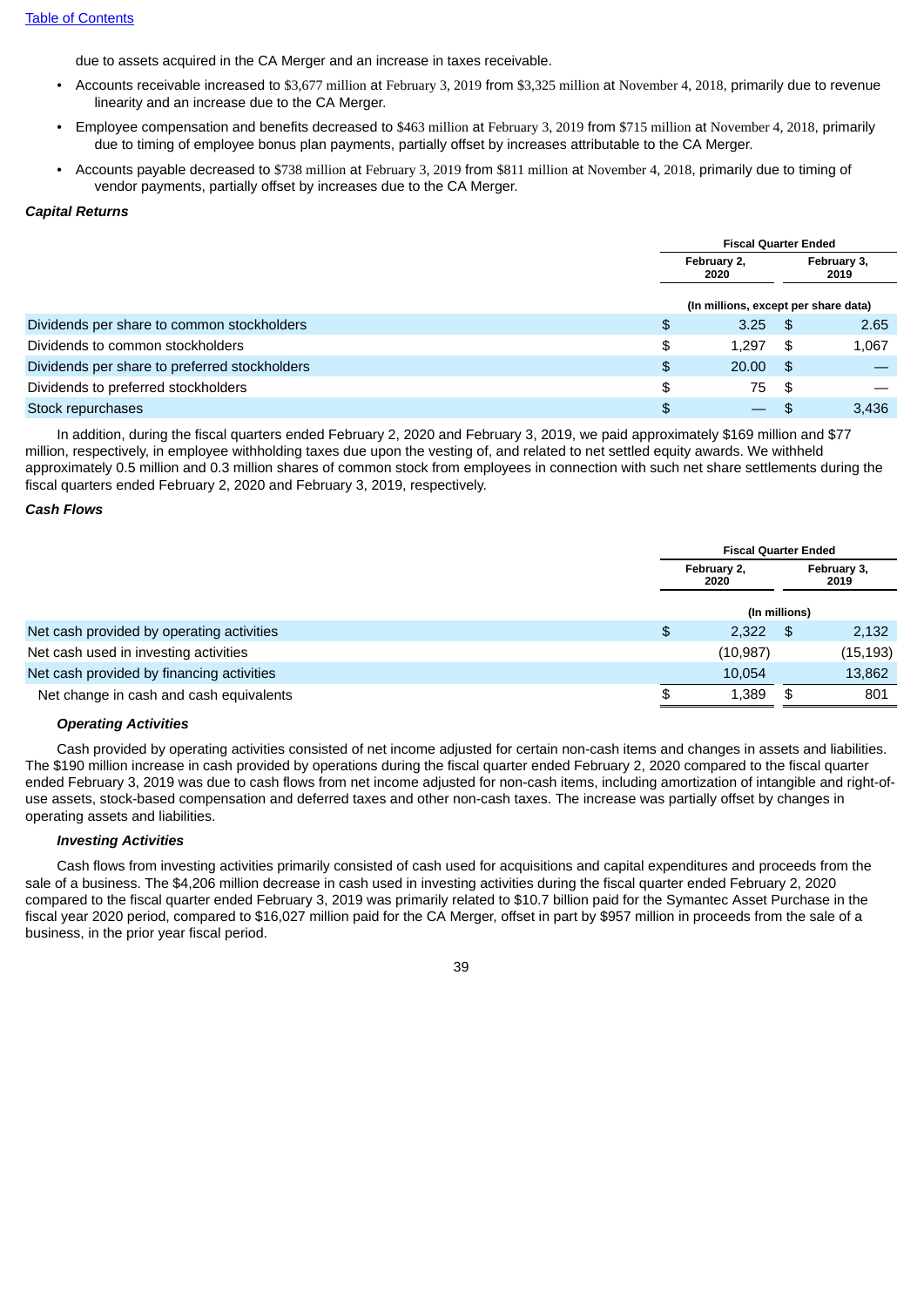due to assets acquired in the CA Merger and an increase in taxes receivable.

- Accounts receivable increased to $3,677 million at February 3, 2019 from $3,325 million at November 4, 2018, primarily due to revenue linearity and an increase due to the CA Merger.
- Employee compensation and benefits decreased to $463 million at February 3, 2019 from $715 million at November 4, 2018, primarily due to timing of employee bonus plan payments, partially offset by increases attributable to the CA Merger.
- Accounts payable decreased to $738 million at February 3, 2019 from $811 million at November 4, 2018, primarily due to timing of vendor payments, partially offset by increases due to the CA Merger.

***Capital Returns***

| | Fiscal Quarter Ended | |
|---|---|---|
| | February 2, 2020 | February 3, 2019 |
| | (In millions, except per share data) | |
| Dividends per share to common stockholders | $ 3.25 | $ 2.65 |
| Dividends to common stockholders | $ 1,297 | $ 1,067 |
| Dividends per share to preferred stockholders | $ 20.00 | $ — |
| Dividends to preferred stockholders | $ 75 | $ — |
| Stock repurchases | $ — | $ 3,436 |

In addition, during the fiscal quarters ended February 2, 2020 and February 3, 2019, we paid approximately $169 million and $77 million, respectively, in employee withholding taxes due upon the vesting of, and related to net settled equity awards. We withheld approximately 0.5 million and 0.3 million shares of common stock from employees in connection with such net share settlements during the fiscal quarters ended February 2, 2020 and February 3, 2019, respectively.

***Cash Flows***

| | Fiscal Quarter Ended | |
|---|---|---|
| | February 2, 2020 | February 3, 2019 |
| | (In millions) | |
| Net cash provided by operating activities | $ 2,322 | $ 2,132 |
| Net cash used in investing activities | (10,987) | (15,193) |
| Net cash provided by financing activities | 10,054 | 13,862 |
| Net change in cash and cash equivalents | $ 1,389 | $ 801 |

***Operating Activities***

Cash provided by operating activities consisted of net income adjusted for certain non-cash items and changes in assets and liabilities. The $190 million increase in cash provided by operations during the fiscal quarter ended February 2, 2020 compared to the fiscal quarter ended February 3, 2019 was due to cash flows from net income adjusted for non-cash items, including amortization of intangible and right-of-use assets, stock-based compensation and deferred taxes and other non-cash taxes. The increase was partially offset by changes in operating assets and liabilities.

***Investing Activities***

Cash flows from investing activities primarily consisted of cash used for acquisitions and capital expenditures and proceeds from the sale of a business. The $4,206 million decrease in cash used in investing activities during the fiscal quarter ended February 2, 2020 compared to the fiscal quarter ended February 3, 2019 was primarily related to $10.7 billion paid for the Symantec Asset Purchase in the fiscal year 2020 period, compared to $16,027 million paid for the CA Merger, offset in part by $957 million in proceeds from the sale of a business, in the prior year fiscal period.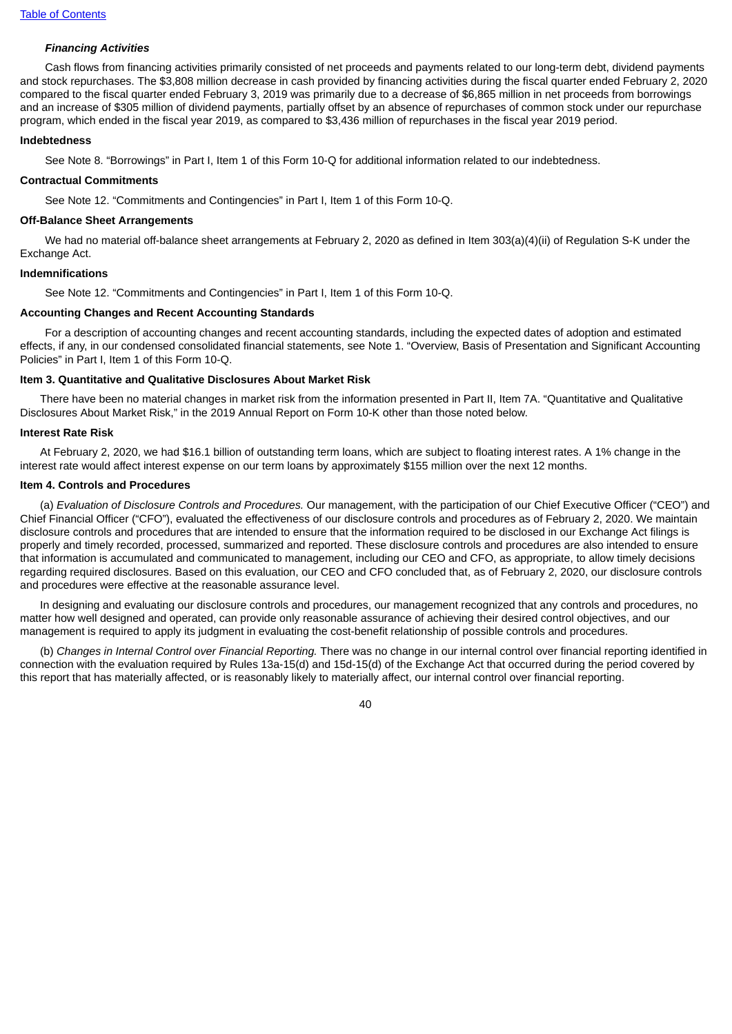***Financing Activities***

Cash flows from financing activities primarily consisted of net proceeds and payments related to our long-term debt, dividend payments and stock repurchases. The $3,808 million decrease in cash provided by financing activities during the fiscal quarter ended February 2, 2020 compared to the fiscal quarter ended February 3, 2019 was primarily due to a decrease of $6,865 million in net proceeds from borrowings and an increase of $305 million of dividend payments, partially offset by an absence of repurchases of common stock under our repurchase program, which ended in the fiscal year 2019, as compared to $3,436 million of repurchases in the fiscal year 2019 period.

**Indebtedness**

See Note 8. "Borrowings" in Part I, Item 1 of this Form 10-Q for additional information related to our indebtedness.

**Contractual Commitments**

See Note 12. "Commitments and Contingencies" in Part I, Item 1 of this Form 10-Q.

**Off-Balance Sheet Arrangements**

We had no material off-balance sheet arrangements at February 2, 2020 as defined in Item 303(a)(4)(ii) of Regulation S-K under the Exchange Act.

**Indemnifications**

See Note 12. "Commitments and Contingencies" in Part I, Item 1 of this Form 10-Q.

**Accounting Changes and Recent Accounting Standards**

For a description of accounting changes and recent accounting standards, including the expected dates of adoption and estimated effects, if any, in our condensed consolidated financial statements, see Note 1. "Overview, Basis of Presentation and Significant Accounting Policies" in Part I, Item 1 of this Form 10-Q.

**Item 3. Quantitative and Qualitative Disclosures About Market Risk**

There have been no material changes in market risk from the information presented in Part II, Item 7A. "Quantitative and Qualitative Disclosures About Market Risk," in the 2019 Annual Report on Form 10-K other than those noted below.

**Interest Rate Risk**

At February 2, 2020, we had $16.1 billion of outstanding term loans, which are subject to floating interest rates. A 1% change in the interest rate would affect interest expense on our term loans by approximately $155 million over the next 12 months.

**Item 4. Controls and Procedures**

(a) *Evaluation of Disclosure Controls and Procedures.* Our management, with the participation of our Chief Executive Officer ("CEO") and Chief Financial Officer ("CFO"), evaluated the effectiveness of our disclosure controls and procedures as of February 2, 2020. We maintain disclosure controls and procedures that are intended to ensure that the information required to be disclosed in our Exchange Act filings is properly and timely recorded, processed, summarized and reported. These disclosure controls and procedures are also intended to ensure that information is accumulated and communicated to management, including our CEO and CFO, as appropriate, to allow timely decisions regarding required disclosures. Based on this evaluation, our CEO and CFO concluded that, as of February 2, 2020, our disclosure controls and procedures were effective at the reasonable assurance level.

In designing and evaluating our disclosure controls and procedures, our management recognized that any controls and procedures, no matter how well designed and operated, can provide only reasonable assurance of achieving their desired control objectives, and our management is required to apply its judgment in evaluating the cost-benefit relationship of possible controls and procedures.

(b) *Changes in Internal Control over Financial Reporting.* There was no change in our internal control over financial reporting identified in connection with the evaluation required by Rules 13a-15(d) and 15d-15(d) of the Exchange Act that occurred during the period covered by this report that has materially affected, or is reasonably likely to materially affect, our internal control over financial reporting.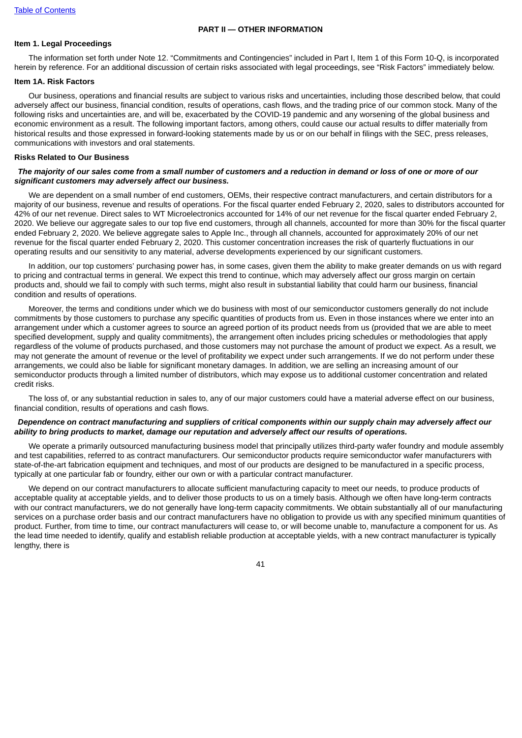## PART II — OTHER INFORMATION

### Item 1. Legal Proceedings

The information set forth under Note 12. "Commitments and Contingencies" included in Part I, Item 1 of this Form 10-Q, is incorporated herein by reference. For an additional discussion of certain risks associated with legal proceedings, see "Risk Factors" immediately below.

### Item 1A. Risk Factors

Our business, operations and financial results are subject to various risks and uncertainties, including those described below, that could adversely affect our business, financial condition, results of operations, cash flows, and the trading price of our common stock. Many of the following risks and uncertainties are, and will be, exacerbated by the COVID-19 pandemic and any worsening of the global business and economic environment as a result. The following important factors, among others, could cause our actual results to differ materially from historical results and those expressed in forward-looking statements made by us or on our behalf in filings with the SEC, press releases, communications with investors and oral statements.

### Risks Related to Our Business

***The majority of our sales come from a small number of customers and a reduction in demand or loss of one or more of our significant customers may adversely affect our business.***

We are dependent on a small number of end customers, OEMs, their respective contract manufacturers, and certain distributors for a majority of our business, revenue and results of operations. For the fiscal quarter ended February 2, 2020, sales to distributors accounted for 42% of our net revenue. Direct sales to WT Microelectronics accounted for 14% of our net revenue for the fiscal quarter ended February 2, 2020. We believe our aggregate sales to our top five end customers, through all channels, accounted for more than 30% for the fiscal quarter ended February 2, 2020. We believe aggregate sales to Apple Inc., through all channels, accounted for approximately 20% of our net revenue for the fiscal quarter ended February 2, 2020. This customer concentration increases the risk of quarterly fluctuations in our operating results and our sensitivity to any material, adverse developments experienced by our significant customers.

In addition, our top customers' purchasing power has, in some cases, given them the ability to make greater demands on us with regard to pricing and contractual terms in general. We expect this trend to continue, which may adversely affect our gross margin on certain products and, should we fail to comply with such terms, might also result in substantial liability that could harm our business, financial condition and results of operations.

Moreover, the terms and conditions under which we do business with most of our semiconductor customers generally do not include commitments by those customers to purchase any specific quantities of products from us. Even in those instances where we enter into an arrangement under which a customer agrees to source an agreed portion of its product needs from us (provided that we are able to meet specified development, supply and quality commitments), the arrangement often includes pricing schedules or methodologies that apply regardless of the volume of products purchased, and those customers may not purchase the amount of product we expect. As a result, we may not generate the amount of revenue or the level of profitability we expect under such arrangements. If we do not perform under these arrangements, we could also be liable for significant monetary damages. In addition, we are selling an increasing amount of our semiconductor products through a limited number of distributors, which may expose us to additional customer concentration and related credit risks.

The loss of, or any substantial reduction in sales to, any of our major customers could have a material adverse effect on our business, financial condition, results of operations and cash flows.

***Dependence on contract manufacturing and suppliers of critical components within our supply chain may adversely affect our ability to bring products to market, damage our reputation and adversely affect our results of operations.***

We operate a primarily outsourced manufacturing business model that principally utilizes third-party wafer foundry and module assembly and test capabilities, referred to as contract manufacturers. Our semiconductor products require semiconductor wafer manufacturers with state-of-the-art fabrication equipment and techniques, and most of our products are designed to be manufactured in a specific process, typically at one particular fab or foundry, either our own or with a particular contract manufacturer.

We depend on our contract manufacturers to allocate sufficient manufacturing capacity to meet our needs, to produce products of acceptable quality at acceptable yields, and to deliver those products to us on a timely basis. Although we often have long-term contracts with our contract manufacturers, we do not generally have long-term capacity commitments. We obtain substantially all of our manufacturing services on a purchase order basis and our contract manufacturers have no obligation to provide us with any specified minimum quantities of product. Further, from time to time, our contract manufacturers will cease to, or will become unable to, manufacture a component for us. As the lead time needed to identify, qualify and establish reliable production at acceptable yields, with a new contract manufacturer is typically lengthy, there is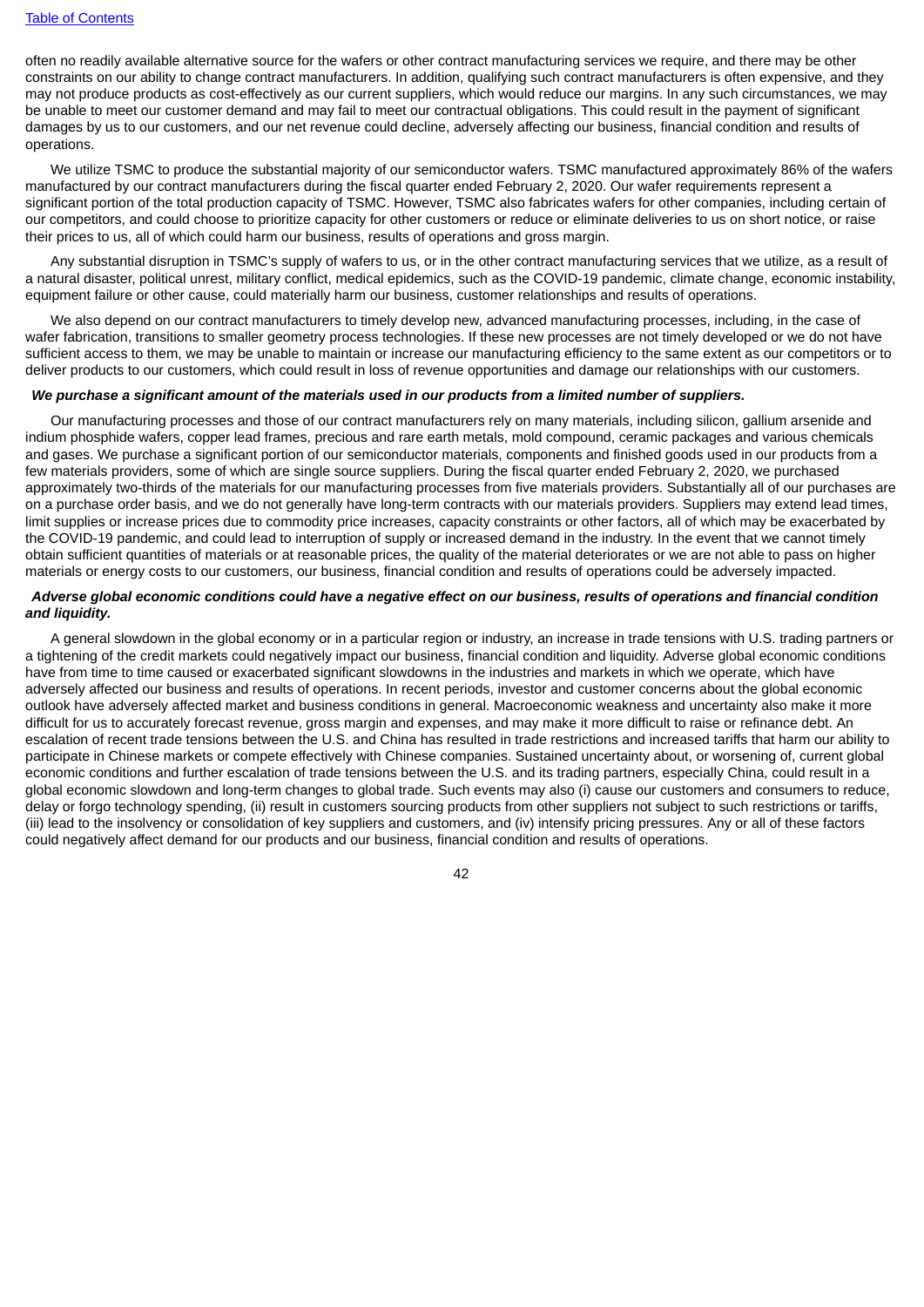often no readily available alternative source for the wafers or other contract manufacturing services we require, and there may be other constraints on our ability to change contract manufacturers. In addition, qualifying such contract manufacturers is often expensive, and they may not produce products as cost-effectively as our current suppliers, which would reduce our margins. In any such circumstances, we may be unable to meet our customer demand and may fail to meet our contractual obligations. This could result in the payment of significant damages by us to our customers, and our net revenue could decline, adversely affecting our business, financial condition and results of operations.

We utilize TSMC to produce the substantial majority of our semiconductor wafers. TSMC manufactured approximately 86% of the wafers manufactured by our contract manufacturers during the fiscal quarter ended February 2, 2020. Our wafer requirements represent a significant portion of the total production capacity of TSMC. However, TSMC also fabricates wafers for other companies, including certain of our competitors, and could choose to prioritize capacity for other customers or reduce or eliminate deliveries to us on short notice, or raise their prices to us, all of which could harm our business, results of operations and gross margin.

Any substantial disruption in TSMC's supply of wafers to us, or in the other contract manufacturing services that we utilize, as a result of a natural disaster, political unrest, military conflict, medical epidemics, such as the COVID-19 pandemic, climate change, economic instability, equipment failure or other cause, could materially harm our business, customer relationships and results of operations.

We also depend on our contract manufacturers to timely develop new, advanced manufacturing processes, including, in the case of wafer fabrication, transitions to smaller geometry process technologies. If these new processes are not timely developed or we do not have sufficient access to them, we may be unable to maintain or increase our manufacturing efficiency to the same extent as our competitors or to deliver products to our customers, which could result in loss of revenue opportunities and damage our relationships with our customers.

***We purchase a significant amount of the materials used in our products from a limited number of suppliers.***

Our manufacturing processes and those of our contract manufacturers rely on many materials, including silicon, gallium arsenide and indium phosphide wafers, copper lead frames, precious and rare earth metals, mold compound, ceramic packages and various chemicals and gases. We purchase a significant portion of our semiconductor materials, components and finished goods used in our products from a few materials providers, some of which are single source suppliers. During the fiscal quarter ended February 2, 2020, we purchased approximately two-thirds of the materials for our manufacturing processes from five materials providers. Substantially all of our purchases are on a purchase order basis, and we do not generally have long-term contracts with our materials providers. Suppliers may extend lead times, limit supplies or increase prices due to commodity price increases, capacity constraints or other factors, all of which may be exacerbated by the COVID-19 pandemic, and could lead to interruption of supply or increased demand in the industry. In the event that we cannot timely obtain sufficient quantities of materials or at reasonable prices, the quality of the material deteriorates or we are not able to pass on higher materials or energy costs to our customers, our business, financial condition and results of operations could be adversely impacted.

***Adverse global economic conditions could have a negative effect on our business, results of operations and financial condition and liquidity.***

A general slowdown in the global economy or in a particular region or industry, an increase in trade tensions with U.S. trading partners or a tightening of the credit markets could negatively impact our business, financial condition and liquidity. Adverse global economic conditions have from time to time caused or exacerbated significant slowdowns in the industries and markets in which we operate, which have adversely affected our business and results of operations. In recent periods, investor and customer concerns about the global economic outlook have adversely affected market and business conditions in general. Macroeconomic weakness and uncertainty also make it more difficult for us to accurately forecast revenue, gross margin and expenses, and may make it more difficult to raise or refinance debt. An escalation of recent trade tensions between the U.S. and China has resulted in trade restrictions and increased tariffs that harm our ability to participate in Chinese markets or compete effectively with Chinese companies. Sustained uncertainty about, or worsening of, current global economic conditions and further escalation of trade tensions between the U.S. and its trading partners, especially China, could result in a global economic slowdown and long-term changes to global trade. Such events may also (i) cause our customers and consumers to reduce, delay or forgo technology spending, (ii) result in customers sourcing products from other suppliers not subject to such restrictions or tariffs, (iii) lead to the insolvency or consolidation of key suppliers and customers, and (iv) intensify pricing pressures. Any or all of these factors could negatively affect demand for our products and our business, financial condition and results of operations.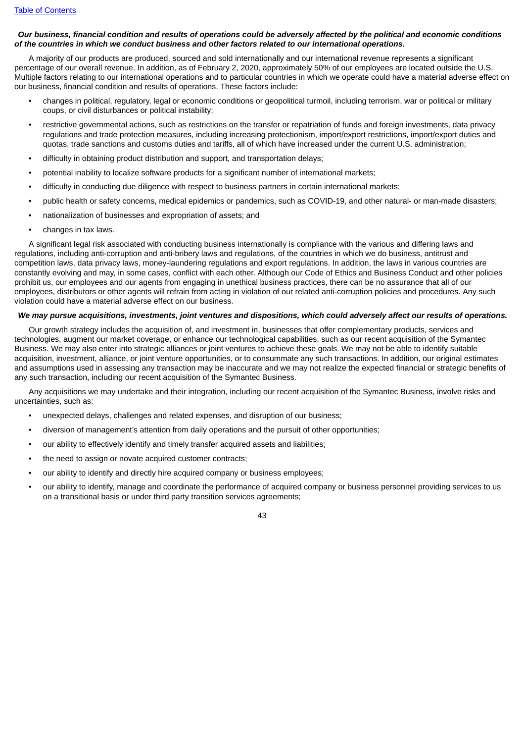*Our business, financial condition and results of operations could be adversely affected by the political and economic conditions of the countries in which we conduct business and other factors related to our international operations.*

A majority of our products are produced, sourced and sold internationally and our international revenue represents a significant percentage of our overall revenue. In addition, as of February 2, 2020, approximately 50% of our employees are located outside the U.S. Multiple factors relating to our international operations and to particular countries in which we operate could have a material adverse effect on our business, financial condition and results of operations. These factors include:

- changes in political, regulatory, legal or economic conditions or geopolitical turmoil, including terrorism, war or political or military coups, or civil disturbances or political instability;
- restrictive governmental actions, such as restrictions on the transfer or repatriation of funds and foreign investments, data privacy regulations and trade protection measures, including increasing protectionism, import/export restrictions, import/export duties and quotas, trade sanctions and customs duties and tariffs, all of which have increased under the current U.S. administration;
- difficulty in obtaining product distribution and support, and transportation delays;
- potential inability to localize software products for a significant number of international markets;
- difficulty in conducting due diligence with respect to business partners in certain international markets;
- public health or safety concerns, medical epidemics or pandemics, such as COVID-19, and other natural- or man-made disasters;
- nationalization of businesses and expropriation of assets; and
- changes in tax laws.

A significant legal risk associated with conducting business internationally is compliance with the various and differing laws and regulations, including anti-corruption and anti-bribery laws and regulations, of the countries in which we do business, antitrust and competition laws, data privacy laws, money-laundering regulations and export regulations. In addition, the laws in various countries are constantly evolving and may, in some cases, conflict with each other. Although our Code of Ethics and Business Conduct and other policies prohibit us, our employees and our agents from engaging in unethical business practices, there can be no assurance that all of our employees, distributors or other agents will refrain from acting in violation of our related anti-corruption policies and procedures. Any such violation could have a material adverse effect on our business.

*We may pursue acquisitions, investments, joint ventures and dispositions, which could adversely affect our results of operations.*

Our growth strategy includes the acquisition of, and investment in, businesses that offer complementary products, services and technologies, augment our market coverage, or enhance our technological capabilities, such as our recent acquisition of the Symantec Business. We may also enter into strategic alliances or joint ventures to achieve these goals. We may not be able to identify suitable acquisition, investment, alliance, or joint venture opportunities, or to consummate any such transactions. In addition, our original estimates and assumptions used in assessing any transaction may be inaccurate and we may not realize the expected financial or strategic benefits of any such transaction, including our recent acquisition of the Symantec Business.

Any acquisitions we may undertake and their integration, including our recent acquisition of the Symantec Business, involve risks and uncertainties, such as:

- unexpected delays, challenges and related expenses, and disruption of our business;
- diversion of management's attention from daily operations and the pursuit of other opportunities;
- our ability to effectively identify and timely transfer acquired assets and liabilities;
- the need to assign or novate acquired customer contracts;
- our ability to identify and directly hire acquired company or business employees;
- our ability to identify, manage and coordinate the performance of acquired company or business personnel providing services to us on a transitional basis or under third party transition services agreements;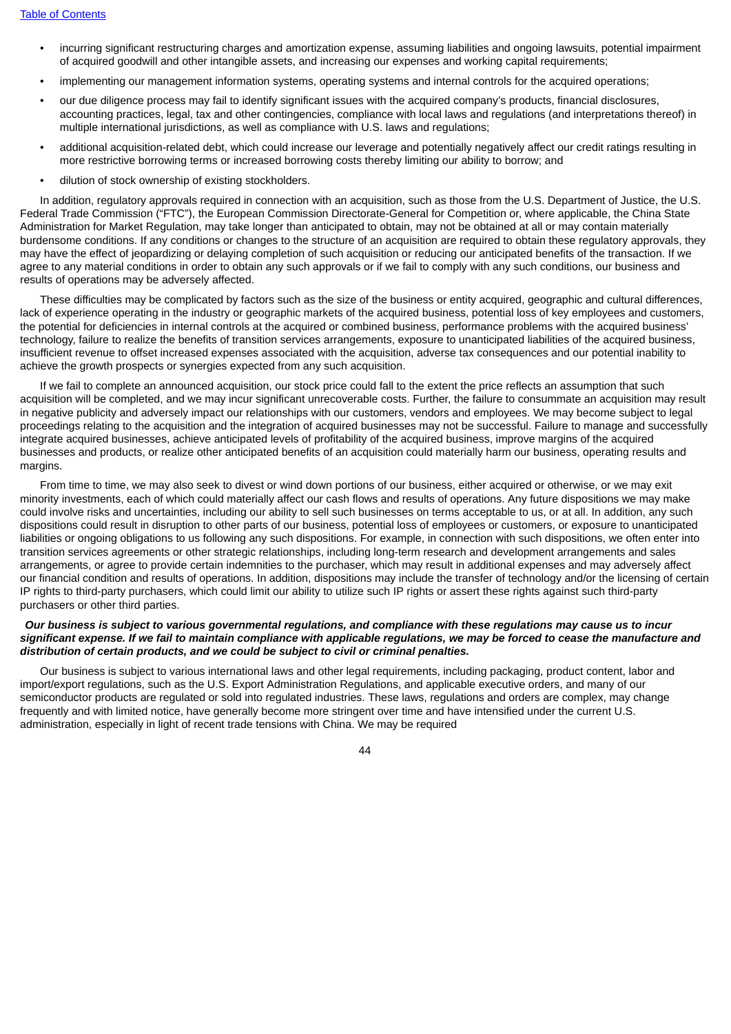- incurring significant restructuring charges and amortization expense, assuming liabilities and ongoing lawsuits, potential impairment of acquired goodwill and other intangible assets, and increasing our expenses and working capital requirements;
- implementing our management information systems, operating systems and internal controls for the acquired operations;
- our due diligence process may fail to identify significant issues with the acquired company's products, financial disclosures, accounting practices, legal, tax and other contingencies, compliance with local laws and regulations (and interpretations thereof) in multiple international jurisdictions, as well as compliance with U.S. laws and regulations;
- additional acquisition-related debt, which could increase our leverage and potentially negatively affect our credit ratings resulting in more restrictive borrowing terms or increased borrowing costs thereby limiting our ability to borrow; and
- dilution of stock ownership of existing stockholders.

In addition, regulatory approvals required in connection with an acquisition, such as those from the U.S. Department of Justice, the U.S. Federal Trade Commission ("FTC"), the European Commission Directorate-General for Competition or, where applicable, the China State Administration for Market Regulation, may take longer than anticipated to obtain, may not be obtained at all or may contain materially burdensome conditions. If any conditions or changes to the structure of an acquisition are required to obtain these regulatory approvals, they may have the effect of jeopardizing or delaying completion of such acquisition or reducing our anticipated benefits of the transaction. If we agree to any material conditions in order to obtain any such approvals or if we fail to comply with any such conditions, our business and results of operations may be adversely affected.

These difficulties may be complicated by factors such as the size of the business or entity acquired, geographic and cultural differences, lack of experience operating in the industry or geographic markets of the acquired business, potential loss of key employees and customers, the potential for deficiencies in internal controls at the acquired or combined business, performance problems with the acquired business' technology, failure to realize the benefits of transition services arrangements, exposure to unanticipated liabilities of the acquired business, insufficient revenue to offset increased expenses associated with the acquisition, adverse tax consequences and our potential inability to achieve the growth prospects or synergies expected from any such acquisition.

If we fail to complete an announced acquisition, our stock price could fall to the extent the price reflects an assumption that such acquisition will be completed, and we may incur significant unrecoverable costs. Further, the failure to consummate an acquisition may result in negative publicity and adversely impact our relationships with our customers, vendors and employees. We may become subject to legal proceedings relating to the acquisition and the integration of acquired businesses may not be successful. Failure to manage and successfully integrate acquired businesses, achieve anticipated levels of profitability of the acquired business, improve margins of the acquired businesses and products, or realize other anticipated benefits of an acquisition could materially harm our business, operating results and margins.

From time to time, we may also seek to divest or wind down portions of our business, either acquired or otherwise, or we may exit minority investments, each of which could materially affect our cash flows and results of operations. Any future dispositions we may make could involve risks and uncertainties, including our ability to sell such businesses on terms acceptable to us, or at all. In addition, any such dispositions could result in disruption to other parts of our business, potential loss of employees or customers, or exposure to unanticipated liabilities or ongoing obligations to us following any such dispositions. For example, in connection with such dispositions, we often enter into transition services agreements or other strategic relationships, including long-term research and development arrangements and sales arrangements, or agree to provide certain indemnities to the purchaser, which may result in additional expenses and may adversely affect our financial condition and results of operations. In addition, dispositions may include the transfer of technology and/or the licensing of certain IP rights to third-party purchasers, which could limit our ability to utilize such IP rights or assert these rights against such third-party purchasers or other third parties.

***Our business is subject to various governmental regulations, and compliance with these regulations may cause us to incur significant expense. If we fail to maintain compliance with applicable regulations, we may be forced to cease the manufacture and distribution of certain products, and we could be subject to civil or criminal penalties.***

Our business is subject to various international laws and other legal requirements, including packaging, product content, labor and import/export regulations, such as the U.S. Export Administration Regulations, and applicable executive orders, and many of our semiconductor products are regulated or sold into regulated industries. These laws, regulations and orders are complex, may change frequently and with limited notice, have generally become more stringent over time and have intensified under the current U.S. administration, especially in light of recent trade tensions with China. We may be required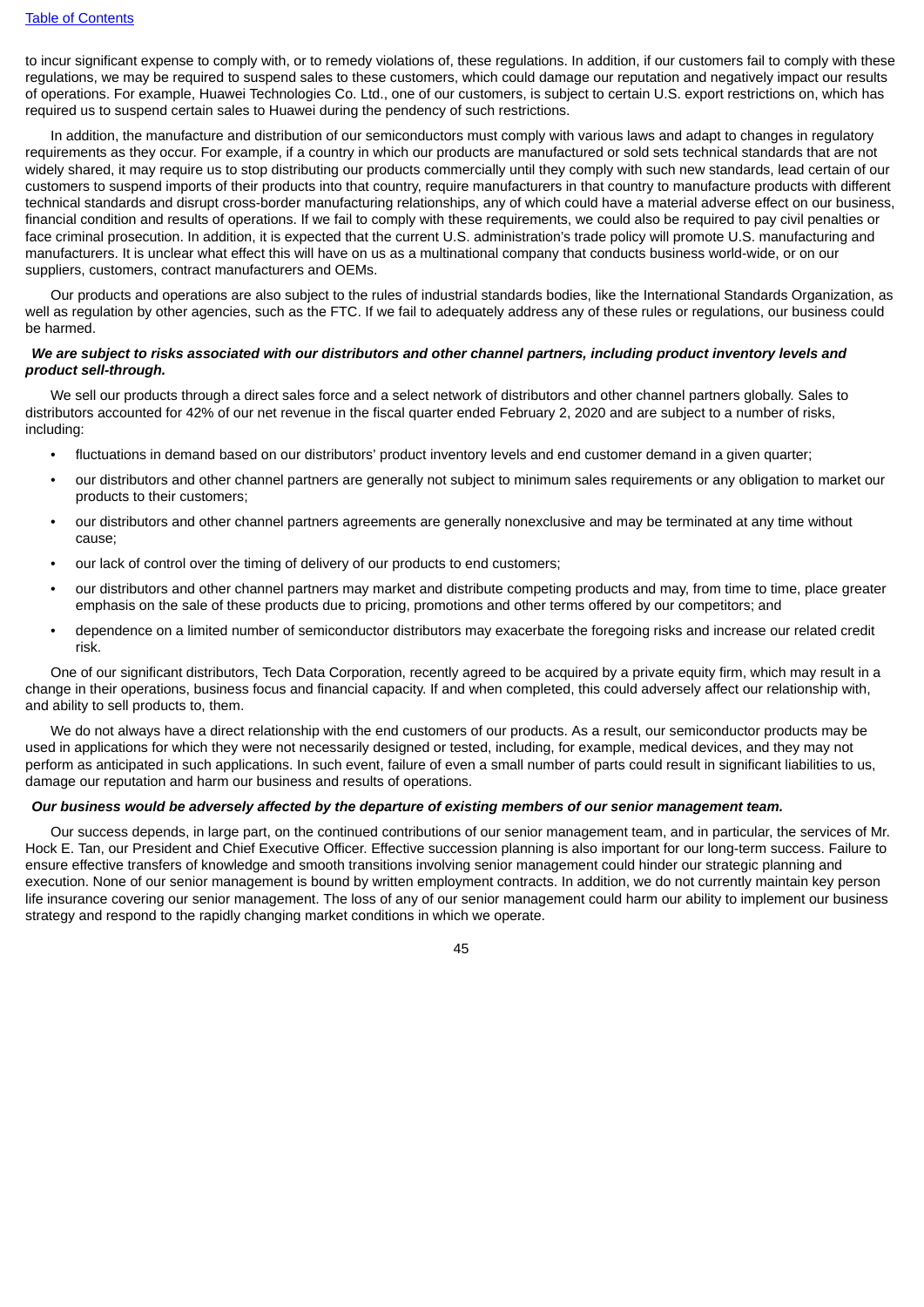to incur significant expense to comply with, or to remedy violations of, these regulations. In addition, if our customers fail to comply with these regulations, we may be required to suspend sales to these customers, which could damage our reputation and negatively impact our results of operations. For example, Huawei Technologies Co. Ltd., one of our customers, is subject to certain U.S. export restrictions on, which has required us to suspend certain sales to Huawei during the pendency of such restrictions.

In addition, the manufacture and distribution of our semiconductors must comply with various laws and adapt to changes in regulatory requirements as they occur. For example, if a country in which our products are manufactured or sold sets technical standards that are not widely shared, it may require us to stop distributing our products commercially until they comply with such new standards, lead certain of our customers to suspend imports of their products into that country, require manufacturers in that country to manufacture products with different technical standards and disrupt cross-border manufacturing relationships, any of which could have a material adverse effect on our business, financial condition and results of operations. If we fail to comply with these requirements, we could also be required to pay civil penalties or face criminal prosecution. In addition, it is expected that the current U.S. administration's trade policy will promote U.S. manufacturing and manufacturers. It is unclear what effect this will have on us as a multinational company that conducts business world-wide, or on our suppliers, customers, contract manufacturers and OEMs.

Our products and operations are also subject to the rules of industrial standards bodies, like the International Standards Organization, as well as regulation by other agencies, such as the FTC. If we fail to adequately address any of these rules or regulations, our business could be harmed.

***We are subject to risks associated with our distributors and other channel partners, including product inventory levels and product sell-through.***

We sell our products through a direct sales force and a select network of distributors and other channel partners globally. Sales to distributors accounted for 42% of our net revenue in the fiscal quarter ended February 2, 2020 and are subject to a number of risks, including:

- fluctuations in demand based on our distributors' product inventory levels and end customer demand in a given quarter;
- our distributors and other channel partners are generally not subject to minimum sales requirements or any obligation to market our products to their customers;
- our distributors and other channel partners agreements are generally nonexclusive and may be terminated at any time without cause;
- our lack of control over the timing of delivery of our products to end customers;
- our distributors and other channel partners may market and distribute competing products and may, from time to time, place greater emphasis on the sale of these products due to pricing, promotions and other terms offered by our competitors; and
- dependence on a limited number of semiconductor distributors may exacerbate the foregoing risks and increase our related credit risk.

One of our significant distributors, Tech Data Corporation, recently agreed to be acquired by a private equity firm, which may result in a change in their operations, business focus and financial capacity. If and when completed, this could adversely affect our relationship with, and ability to sell products to, them.

We do not always have a direct relationship with the end customers of our products. As a result, our semiconductor products may be used in applications for which they were not necessarily designed or tested, including, for example, medical devices, and they may not perform as anticipated in such applications. In such event, failure of even a small number of parts could result in significant liabilities to us, damage our reputation and harm our business and results of operations.

***Our business would be adversely affected by the departure of existing members of our senior management team.***

Our success depends, in large part, on the continued contributions of our senior management team, and in particular, the services of Mr. Hock E. Tan, our President and Chief Executive Officer. Effective succession planning is also important for our long-term success. Failure to ensure effective transfers of knowledge and smooth transitions involving senior management could hinder our strategic planning and execution. None of our senior management is bound by written employment contracts. In addition, we do not currently maintain key person life insurance covering our senior management. The loss of any of our senior management could harm our ability to implement our business strategy and respond to the rapidly changing market conditions in which we operate.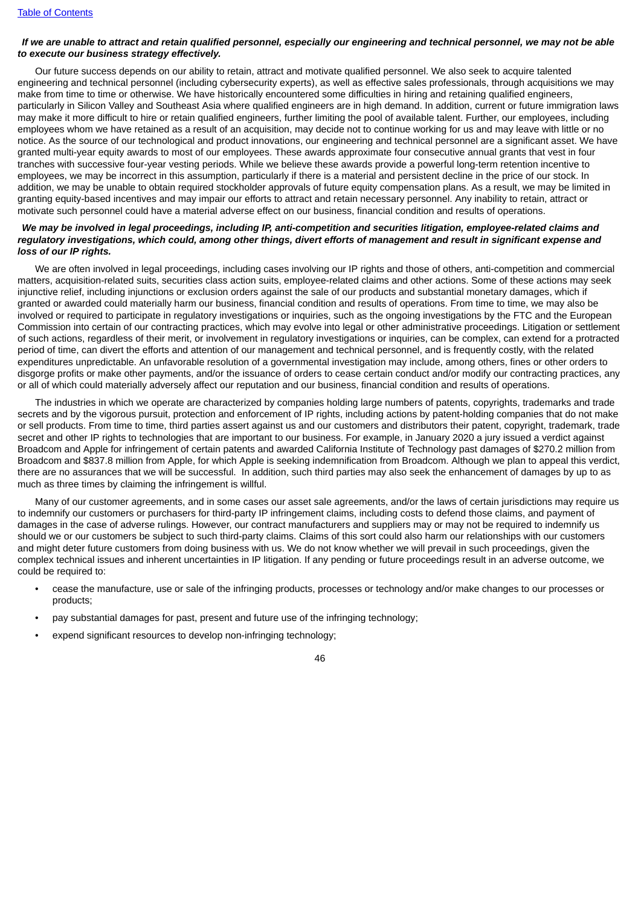***If we are unable to attract and retain qualified personnel, especially our engineering and technical personnel, we may not be able to execute our business strategy effectively.***

Our future success depends on our ability to retain, attract and motivate qualified personnel. We also seek to acquire talented engineering and technical personnel (including cybersecurity experts), as well as effective sales professionals, through acquisitions we may make from time to time or otherwise. We have historically encountered some difficulties in hiring and retaining qualified engineers, particularly in Silicon Valley and Southeast Asia where qualified engineers are in high demand. In addition, current or future immigration laws may make it more difficult to hire or retain qualified engineers, further limiting the pool of available talent. Further, our employees, including employees whom we have retained as a result of an acquisition, may decide not to continue working for us and may leave with little or no notice. As the source of our technological and product innovations, our engineering and technical personnel are a significant asset. We have granted multi-year equity awards to most of our employees. These awards approximate four consecutive annual grants that vest in four tranches with successive four-year vesting periods. While we believe these awards provide a powerful long-term retention incentive to employees, we may be incorrect in this assumption, particularly if there is a material and persistent decline in the price of our stock. In addition, we may be unable to obtain required stockholder approvals of future equity compensation plans. As a result, we may be limited in granting equity-based incentives and may impair our efforts to attract and retain necessary personnel. Any inability to retain, attract or motivate such personnel could have a material adverse effect on our business, financial condition and results of operations.

***We may be involved in legal proceedings, including IP, anti-competition and securities litigation, employee-related claims and regulatory investigations, which could, among other things, divert efforts of management and result in significant expense and loss of our IP rights.***

We are often involved in legal proceedings, including cases involving our IP rights and those of others, anti-competition and commercial matters, acquisition-related suits, securities class action suits, employee-related claims and other actions. Some of these actions may seek injunctive relief, including injunctions or exclusion orders against the sale of our products and substantial monetary damages, which if granted or awarded could materially harm our business, financial condition and results of operations. From time to time, we may also be involved or required to participate in regulatory investigations or inquiries, such as the ongoing investigations by the FTC and the European Commission into certain of our contracting practices, which may evolve into legal or other administrative proceedings. Litigation or settlement of such actions, regardless of their merit, or involvement in regulatory investigations or inquiries, can be complex, can extend for a protracted period of time, can divert the efforts and attention of our management and technical personnel, and is frequently costly, with the related expenditures unpredictable. An unfavorable resolution of a governmental investigation may include, among others, fines or other orders to disgorge profits or make other payments, and/or the issuance of orders to cease certain conduct and/or modify our contracting practices, any or all of which could materially adversely affect our reputation and our business, financial condition and results of operations.

The industries in which we operate are characterized by companies holding large numbers of patents, copyrights, trademarks and trade secrets and by the vigorous pursuit, protection and enforcement of IP rights, including actions by patent-holding companies that do not make or sell products. From time to time, third parties assert against us and our customers and distributors their patent, copyright, trademark, trade secret and other IP rights to technologies that are important to our business. For example, in January 2020 a jury issued a verdict against Broadcom and Apple for infringement of certain patents and awarded California Institute of Technology past damages of $270.2 million from Broadcom and $837.8 million from Apple, for which Apple is seeking indemnification from Broadcom. Although we plan to appeal this verdict, there are no assurances that we will be successful. In addition, such third parties may also seek the enhancement of damages by up to as much as three times by claiming the infringement is willful.

Many of our customer agreements, and in some cases our asset sale agreements, and/or the laws of certain jurisdictions may require us to indemnify our customers or purchasers for third-party IP infringement claims, including costs to defend those claims, and payment of damages in the case of adverse rulings. However, our contract manufacturers and suppliers may or may not be required to indemnify us should we or our customers be subject to such third-party claims. Claims of this sort could also harm our relationships with our customers and might deter future customers from doing business with us. We do not know whether we will prevail in such proceedings, given the complex technical issues and inherent uncertainties in IP litigation. If any pending or future proceedings result in an adverse outcome, we could be required to:

- cease the manufacture, use or sale of the infringing products, processes or technology and/or make changes to our processes or products;
- pay substantial damages for past, present and future use of the infringing technology;
- expend significant resources to develop non-infringing technology;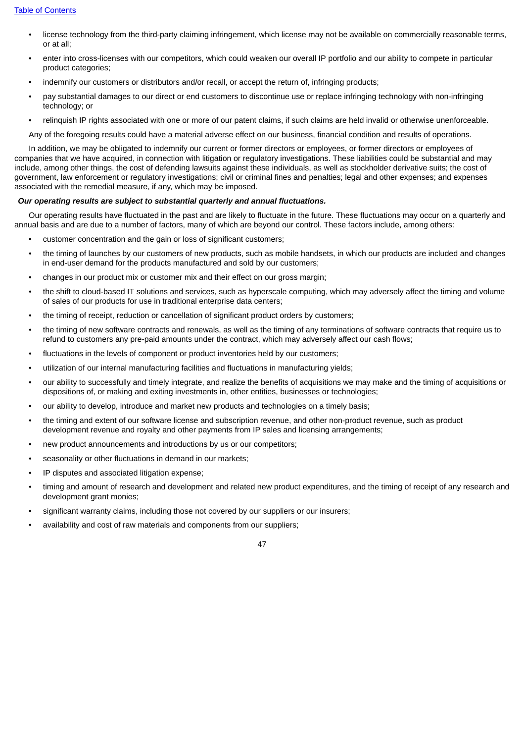- license technology from the third-party claiming infringement, which license may not be available on commercially reasonable terms, or at all;
- enter into cross-licenses with our competitors, which could weaken our overall IP portfolio and our ability to compete in particular product categories;
- indemnify our customers or distributors and/or recall, or accept the return of, infringing products;
- pay substantial damages to our direct or end customers to discontinue use or replace infringing technology with non-infringing technology; or
- relinquish IP rights associated with one or more of our patent claims, if such claims are held invalid or otherwise unenforceable.

Any of the foregoing results could have a material adverse effect on our business, financial condition and results of operations.

In addition, we may be obligated to indemnify our current or former directors or employees, or former directors or employees of companies that we have acquired, in connection with litigation or regulatory investigations. These liabilities could be substantial and may include, among other things, the cost of defending lawsuits against these individuals, as well as stockholder derivative suits; the cost of government, law enforcement or regulatory investigations; civil or criminal fines and penalties; legal and other expenses; and expenses associated with the remedial measure, if any, which may be imposed.

***Our operating results are subject to substantial quarterly and annual fluctuations.***

Our operating results have fluctuated in the past and are likely to fluctuate in the future. These fluctuations may occur on a quarterly and annual basis and are due to a number of factors, many of which are beyond our control. These factors include, among others:

- customer concentration and the gain or loss of significant customers;
- the timing of launches by our customers of new products, such as mobile handsets, in which our products are included and changes in end-user demand for the products manufactured and sold by our customers;
- changes in our product mix or customer mix and their effect on our gross margin;
- the shift to cloud-based IT solutions and services, such as hyperscale computing, which may adversely affect the timing and volume of sales of our products for use in traditional enterprise data centers;
- the timing of receipt, reduction or cancellation of significant product orders by customers;
- the timing of new software contracts and renewals, as well as the timing of any terminations of software contracts that require us to refund to customers any pre-paid amounts under the contract, which may adversely affect our cash flows;
- fluctuations in the levels of component or product inventories held by our customers;
- utilization of our internal manufacturing facilities and fluctuations in manufacturing yields;
- our ability to successfully and timely integrate, and realize the benefits of acquisitions we may make and the timing of acquisitions or dispositions of, or making and exiting investments in, other entities, businesses or technologies;
- our ability to develop, introduce and market new products and technologies on a timely basis;
- the timing and extent of our software license and subscription revenue, and other non-product revenue, such as product development revenue and royalty and other payments from IP sales and licensing arrangements;
- new product announcements and introductions by us or our competitors;
- seasonality or other fluctuations in demand in our markets;
- IP disputes and associated litigation expense;
- timing and amount of research and development and related new product expenditures, and the timing of receipt of any research and development grant monies;
- significant warranty claims, including those not covered by our suppliers or our insurers;
- availability and cost of raw materials and components from our suppliers;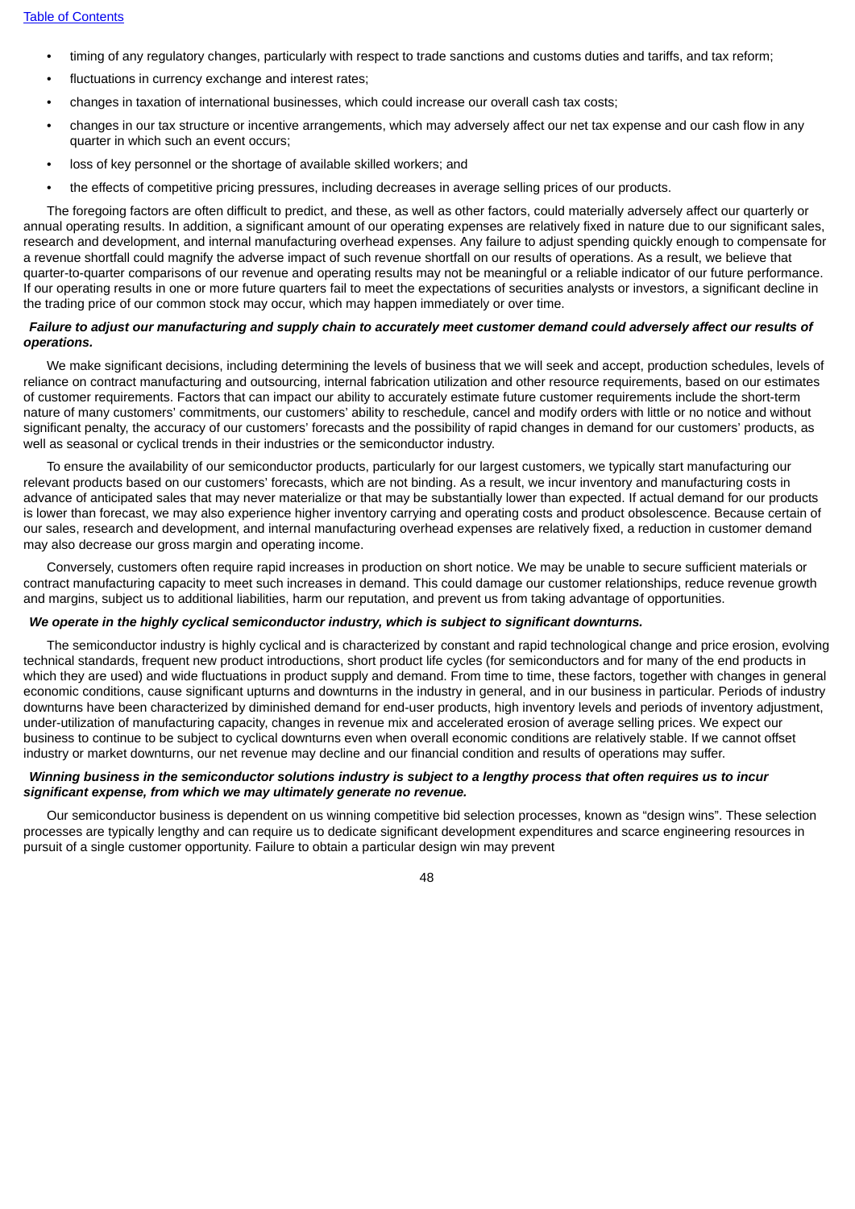- timing of any regulatory changes, particularly with respect to trade sanctions and customs duties and tariffs, and tax reform;
- fluctuations in currency exchange and interest rates;
- changes in taxation of international businesses, which could increase our overall cash tax costs;
- changes in our tax structure or incentive arrangements, which may adversely affect our net tax expense and our cash flow in any quarter in which such an event occurs;
- loss of key personnel or the shortage of available skilled workers; and
- the effects of competitive pricing pressures, including decreases in average selling prices of our products.

The foregoing factors are often difficult to predict, and these, as well as other factors, could materially adversely affect our quarterly or annual operating results. In addition, a significant amount of our operating expenses are relatively fixed in nature due to our significant sales, research and development, and internal manufacturing overhead expenses. Any failure to adjust spending quickly enough to compensate for a revenue shortfall could magnify the adverse impact of such revenue shortfall on our results of operations. As a result, we believe that quarter-to-quarter comparisons of our revenue and operating results may not be meaningful or a reliable indicator of our future performance. If our operating results in one or more future quarters fail to meet the expectations of securities analysts or investors, a significant decline in the trading price of our common stock may occur, which may happen immediately or over time.

***Failure to adjust our manufacturing and supply chain to accurately meet customer demand could adversely affect our results of operations.***

We make significant decisions, including determining the levels of business that we will seek and accept, production schedules, levels of reliance on contract manufacturing and outsourcing, internal fabrication utilization and other resource requirements, based on our estimates of customer requirements. Factors that can impact our ability to accurately estimate future customer requirements include the short-term nature of many customers' commitments, our customers' ability to reschedule, cancel and modify orders with little or no notice and without significant penalty, the accuracy of our customers' forecasts and the possibility of rapid changes in demand for our customers' products, as well as seasonal or cyclical trends in their industries or the semiconductor industry.

To ensure the availability of our semiconductor products, particularly for our largest customers, we typically start manufacturing our relevant products based on our customers' forecasts, which are not binding. As a result, we incur inventory and manufacturing costs in advance of anticipated sales that may never materialize or that may be substantially lower than expected. If actual demand for our products is lower than forecast, we may also experience higher inventory carrying and operating costs and product obsolescence. Because certain of our sales, research and development, and internal manufacturing overhead expenses are relatively fixed, a reduction in customer demand may also decrease our gross margin and operating income.

Conversely, customers often require rapid increases in production on short notice. We may be unable to secure sufficient materials or contract manufacturing capacity to meet such increases in demand. This could damage our customer relationships, reduce revenue growth and margins, subject us to additional liabilities, harm our reputation, and prevent us from taking advantage of opportunities.

***We operate in the highly cyclical semiconductor industry, which is subject to significant downturns.***

The semiconductor industry is highly cyclical and is characterized by constant and rapid technological change and price erosion, evolving technical standards, frequent new product introductions, short product life cycles (for semiconductors and for many of the end products in which they are used) and wide fluctuations in product supply and demand. From time to time, these factors, together with changes in general economic conditions, cause significant upturns and downturns in the industry in general, and in our business in particular. Periods of industry downturns have been characterized by diminished demand for end-user products, high inventory levels and periods of inventory adjustment, under-utilization of manufacturing capacity, changes in revenue mix and accelerated erosion of average selling prices. We expect our business to continue to be subject to cyclical downturns even when overall economic conditions are relatively stable. If we cannot offset industry or market downturns, our net revenue may decline and our financial condition and results of operations may suffer.

***Winning business in the semiconductor solutions industry is subject to a lengthy process that often requires us to incur significant expense, from which we may ultimately generate no revenue.***

Our semiconductor business is dependent on us winning competitive bid selection processes, known as "design wins". These selection processes are typically lengthy and can require us to dedicate significant development expenditures and scarce engineering resources in pursuit of a single customer opportunity. Failure to obtain a particular design win may prevent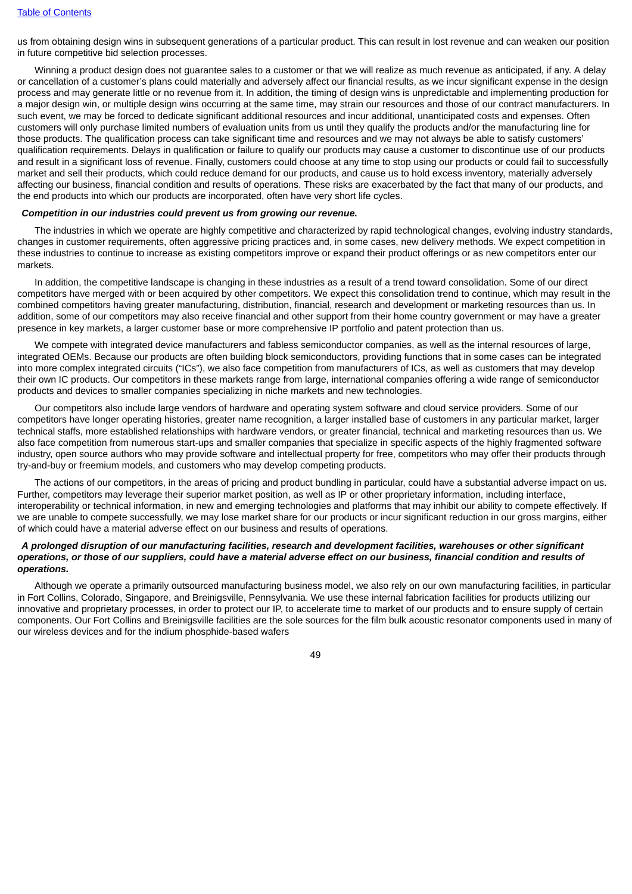us from obtaining design wins in subsequent generations of a particular product. This can result in lost revenue and can weaken our position in future competitive bid selection processes.

Winning a product design does not guarantee sales to a customer or that we will realize as much revenue as anticipated, if any. A delay or cancellation of a customer's plans could materially and adversely affect our financial results, as we incur significant expense in the design process and may generate little or no revenue from it. In addition, the timing of design wins is unpredictable and implementing production for a major design win, or multiple design wins occurring at the same time, may strain our resources and those of our contract manufacturers. In such event, we may be forced to dedicate significant additional resources and incur additional, unanticipated costs and expenses. Often customers will only purchase limited numbers of evaluation units from us until they qualify the products and/or the manufacturing line for those products. The qualification process can take significant time and resources and we may not always be able to satisfy customers' qualification requirements. Delays in qualification or failure to qualify our products may cause a customer to discontinue use of our products and result in a significant loss of revenue. Finally, customers could choose at any time to stop using our products or could fail to successfully market and sell their products, which could reduce demand for our products, and cause us to hold excess inventory, materially adversely affecting our business, financial condition and results of operations. These risks are exacerbated by the fact that many of our products, and the end products into which our products are incorporated, often have very short life cycles.

***Competition in our industries could prevent us from growing our revenue.***

The industries in which we operate are highly competitive and characterized by rapid technological changes, evolving industry standards, changes in customer requirements, often aggressive pricing practices and, in some cases, new delivery methods. We expect competition in these industries to continue to increase as existing competitors improve or expand their product offerings or as new competitors enter our markets.

In addition, the competitive landscape is changing in these industries as a result of a trend toward consolidation. Some of our direct competitors have merged with or been acquired by other competitors. We expect this consolidation trend to continue, which may result in the combined competitors having greater manufacturing, distribution, financial, research and development or marketing resources than us. In addition, some of our competitors may also receive financial and other support from their home country government or may have a greater presence in key markets, a larger customer base or more comprehensive IP portfolio and patent protection than us.

We compete with integrated device manufacturers and fabless semiconductor companies, as well as the internal resources of large, integrated OEMs. Because our products are often building block semiconductors, providing functions that in some cases can be integrated into more complex integrated circuits ("ICs"), we also face competition from manufacturers of ICs, as well as customers that may develop their own IC products. Our competitors in these markets range from large, international companies offering a wide range of semiconductor products and devices to smaller companies specializing in niche markets and new technologies.

Our competitors also include large vendors of hardware and operating system software and cloud service providers. Some of our competitors have longer operating histories, greater name recognition, a larger installed base of customers in any particular market, larger technical staffs, more established relationships with hardware vendors, or greater financial, technical and marketing resources than us. We also face competition from numerous start-ups and smaller companies that specialize in specific aspects of the highly fragmented software industry, open source authors who may provide software and intellectual property for free, competitors who may offer their products through try-and-buy or freemium models, and customers who may develop competing products.

The actions of our competitors, in the areas of pricing and product bundling in particular, could have a substantial adverse impact on us. Further, competitors may leverage their superior market position, as well as IP or other proprietary information, including interface, interoperability or technical information, in new and emerging technologies and platforms that may inhibit our ability to compete effectively. If we are unable to compete successfully, we may lose market share for our products or incur significant reduction in our gross margins, either of which could have a material adverse effect on our business and results of operations.

***A prolonged disruption of our manufacturing facilities, research and development facilities, warehouses or other significant operations, or those of our suppliers, could have a material adverse effect on our business, financial condition and results of operations.***

Although we operate a primarily outsourced manufacturing business model, we also rely on our own manufacturing facilities, in particular in Fort Collins, Colorado, Singapore, and Breinigsville, Pennsylvania. We use these internal fabrication facilities for products utilizing our innovative and proprietary processes, in order to protect our IP, to accelerate time to market of our products and to ensure supply of certain components. Our Fort Collins and Breinigsville facilities are the sole sources for the film bulk acoustic resonator components used in many of our wireless devices and for the indium phosphide-based wafers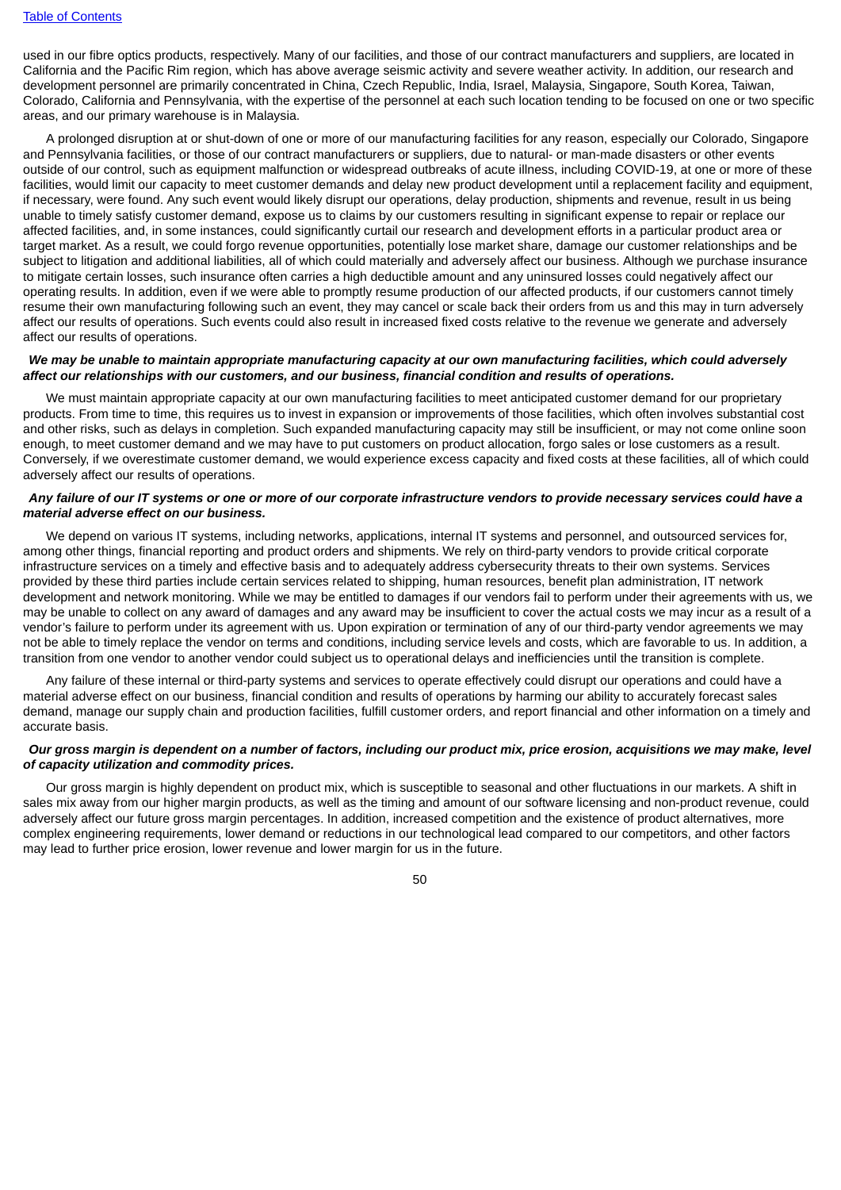used in our fibre optics products, respectively. Many of our facilities, and those of our contract manufacturers and suppliers, are located in California and the Pacific Rim region, which has above average seismic activity and severe weather activity. In addition, our research and development personnel are primarily concentrated in China, Czech Republic, India, Israel, Malaysia, Singapore, South Korea, Taiwan, Colorado, California and Pennsylvania, with the expertise of the personnel at each such location tending to be focused on one or two specific areas, and our primary warehouse is in Malaysia.

A prolonged disruption at or shut-down of one or more of our manufacturing facilities for any reason, especially our Colorado, Singapore and Pennsylvania facilities, or those of our contract manufacturers or suppliers, due to natural- or man-made disasters or other events outside of our control, such as equipment malfunction or widespread outbreaks of acute illness, including COVID-19, at one or more of these facilities, would limit our capacity to meet customer demands and delay new product development until a replacement facility and equipment, if necessary, were found. Any such event would likely disrupt our operations, delay production, shipments and revenue, result in us being unable to timely satisfy customer demand, expose us to claims by our customers resulting in significant expense to repair or replace our affected facilities, and, in some instances, could significantly curtail our research and development efforts in a particular product area or target market. As a result, we could forgo revenue opportunities, potentially lose market share, damage our customer relationships and be subject to litigation and additional liabilities, all of which could materially and adversely affect our business. Although we purchase insurance to mitigate certain losses, such insurance often carries a high deductible amount and any uninsured losses could negatively affect our operating results. In addition, even if we were able to promptly resume production of our affected products, if our customers cannot timely resume their own manufacturing following such an event, they may cancel or scale back their orders from us and this may in turn adversely affect our results of operations. Such events could also result in increased fixed costs relative to the revenue we generate and adversely affect our results of operations.

***We may be unable to maintain appropriate manufacturing capacity at our own manufacturing facilities, which could adversely affect our relationships with our customers, and our business, financial condition and results of operations.***

We must maintain appropriate capacity at our own manufacturing facilities to meet anticipated customer demand for our proprietary products. From time to time, this requires us to invest in expansion or improvements of those facilities, which often involves substantial cost and other risks, such as delays in completion. Such expanded manufacturing capacity may still be insufficient, or may not come online soon enough, to meet customer demand and we may have to put customers on product allocation, forgo sales or lose customers as a result. Conversely, if we overestimate customer demand, we would experience excess capacity and fixed costs at these facilities, all of which could adversely affect our results of operations.

***Any failure of our IT systems or one or more of our corporate infrastructure vendors to provide necessary services could have a material adverse effect on our business.***

We depend on various IT systems, including networks, applications, internal IT systems and personnel, and outsourced services for, among other things, financial reporting and product orders and shipments. We rely on third-party vendors to provide critical corporate infrastructure services on a timely and effective basis and to adequately address cybersecurity threats to their own systems. Services provided by these third parties include certain services related to shipping, human resources, benefit plan administration, IT network development and network monitoring. While we may be entitled to damages if our vendors fail to perform under their agreements with us, we may be unable to collect on any award of damages and any award may be insufficient to cover the actual costs we may incur as a result of a vendor's failure to perform under its agreement with us. Upon expiration or termination of any of our third-party vendor agreements we may not be able to timely replace the vendor on terms and conditions, including service levels and costs, which are favorable to us. In addition, a transition from one vendor to another vendor could subject us to operational delays and inefficiencies until the transition is complete.

Any failure of these internal or third-party systems and services to operate effectively could disrupt our operations and could have a material adverse effect on our business, financial condition and results of operations by harming our ability to accurately forecast sales demand, manage our supply chain and production facilities, fulfill customer orders, and report financial and other information on a timely and accurate basis.

***Our gross margin is dependent on a number of factors, including our product mix, price erosion, acquisitions we may make, level of capacity utilization and commodity prices.***

Our gross margin is highly dependent on product mix, which is susceptible to seasonal and other fluctuations in our markets. A shift in sales mix away from our higher margin products, as well as the timing and amount of our software licensing and non-product revenue, could adversely affect our future gross margin percentages. In addition, increased competition and the existence of product alternatives, more complex engineering requirements, lower demand or reductions in our technological lead compared to our competitors, and other factors may lead to further price erosion, lower revenue and lower margin for us in the future.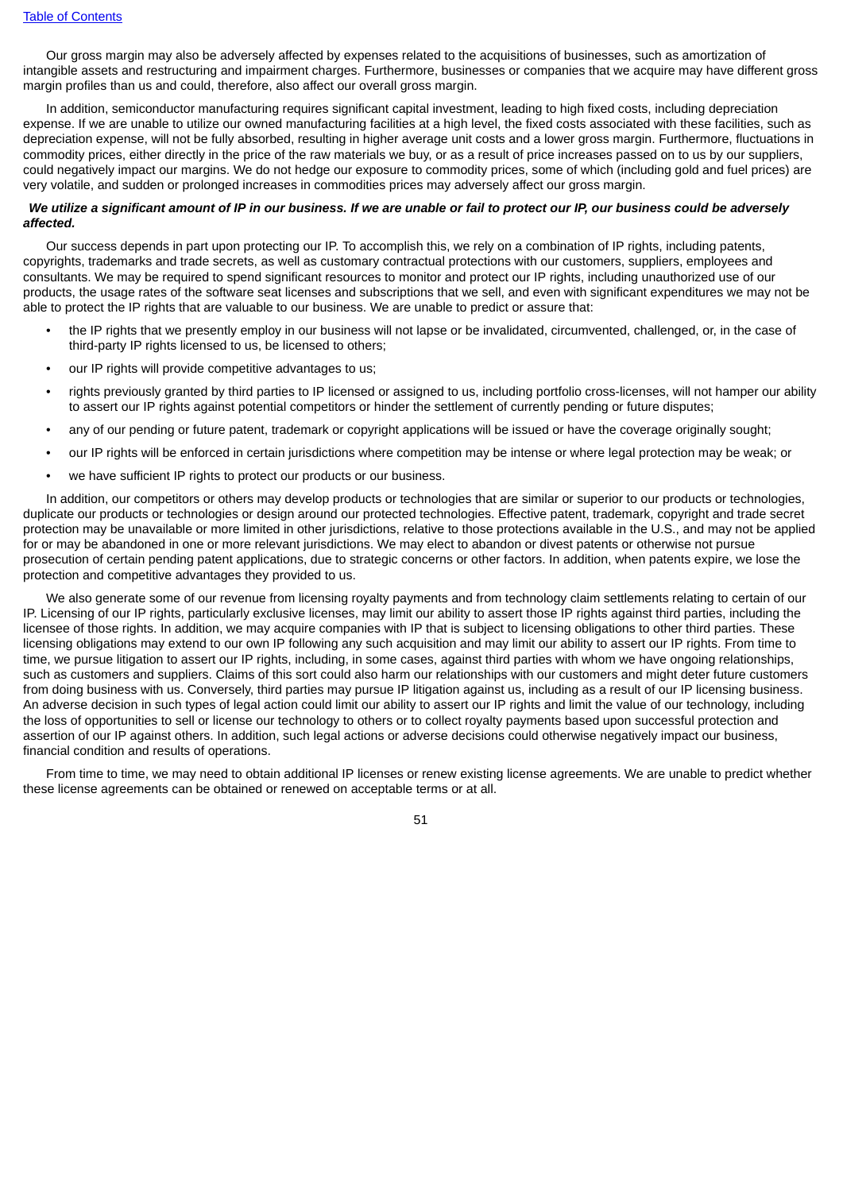Our gross margin may also be adversely affected by expenses related to the acquisitions of businesses, such as amortization of intangible assets and restructuring and impairment charges. Furthermore, businesses or companies that we acquire may have different gross margin profiles than us and could, therefore, also affect our overall gross margin.

In addition, semiconductor manufacturing requires significant capital investment, leading to high fixed costs, including depreciation expense. If we are unable to utilize our owned manufacturing facilities at a high level, the fixed costs associated with these facilities, such as depreciation expense, will not be fully absorbed, resulting in higher average unit costs and a lower gross margin. Furthermore, fluctuations in commodity prices, either directly in the price of the raw materials we buy, or as a result of price increases passed on to us by our suppliers, could negatively impact our margins. We do not hedge our exposure to commodity prices, some of which (including gold and fuel prices) are very volatile, and sudden or prolonged increases in commodities prices may adversely affect our gross margin.

***We utilize a significant amount of IP in our business. If we are unable or fail to protect our IP, our business could be adversely affected.***

Our success depends in part upon protecting our IP. To accomplish this, we rely on a combination of IP rights, including patents, copyrights, trademarks and trade secrets, as well as customary contractual protections with our customers, suppliers, employees and consultants. We may be required to spend significant resources to monitor and protect our IP rights, including unauthorized use of our products, the usage rates of the software seat licenses and subscriptions that we sell, and even with significant expenditures we may not be able to protect the IP rights that are valuable to our business. We are unable to predict or assure that:

- the IP rights that we presently employ in our business will not lapse or be invalidated, circumvented, challenged, or, in the case of third-party IP rights licensed to us, be licensed to others;
- our IP rights will provide competitive advantages to us;
- rights previously granted by third parties to IP licensed or assigned to us, including portfolio cross-licenses, will not hamper our ability to assert our IP rights against potential competitors or hinder the settlement of currently pending or future disputes;
- any of our pending or future patent, trademark or copyright applications will be issued or have the coverage originally sought;
- our IP rights will be enforced in certain jurisdictions where competition may be intense or where legal protection may be weak; or
- we have sufficient IP rights to protect our products or our business.

In addition, our competitors or others may develop products or technologies that are similar or superior to our products or technologies, duplicate our products or technologies or design around our protected technologies. Effective patent, trademark, copyright and trade secret protection may be unavailable or more limited in other jurisdictions, relative to those protections available in the U.S., and may not be applied for or may be abandoned in one or more relevant jurisdictions. We may elect to abandon or divest patents or otherwise not pursue prosecution of certain pending patent applications, due to strategic concerns or other factors. In addition, when patents expire, we lose the protection and competitive advantages they provided to us.

We also generate some of our revenue from licensing royalty payments and from technology claim settlements relating to certain of our IP. Licensing of our IP rights, particularly exclusive licenses, may limit our ability to assert those IP rights against third parties, including the licensee of those rights. In addition, we may acquire companies with IP that is subject to licensing obligations to other third parties. These licensing obligations may extend to our own IP following any such acquisition and may limit our ability to assert our IP rights. From time to time, we pursue litigation to assert our IP rights, including, in some cases, against third parties with whom we have ongoing relationships, such as customers and suppliers. Claims of this sort could also harm our relationships with our customers and might deter future customers from doing business with us. Conversely, third parties may pursue IP litigation against us, including as a result of our IP licensing business. An adverse decision in such types of legal action could limit our ability to assert our IP rights and limit the value of our technology, including the loss of opportunities to sell or license our technology to others or to collect royalty payments based upon successful protection and assertion of our IP against others. In addition, such legal actions or adverse decisions could otherwise negatively impact our business, financial condition and results of operations.

From time to time, we may need to obtain additional IP licenses or renew existing license agreements. We are unable to predict whether these license agreements can be obtained or renewed on acceptable terms or at all.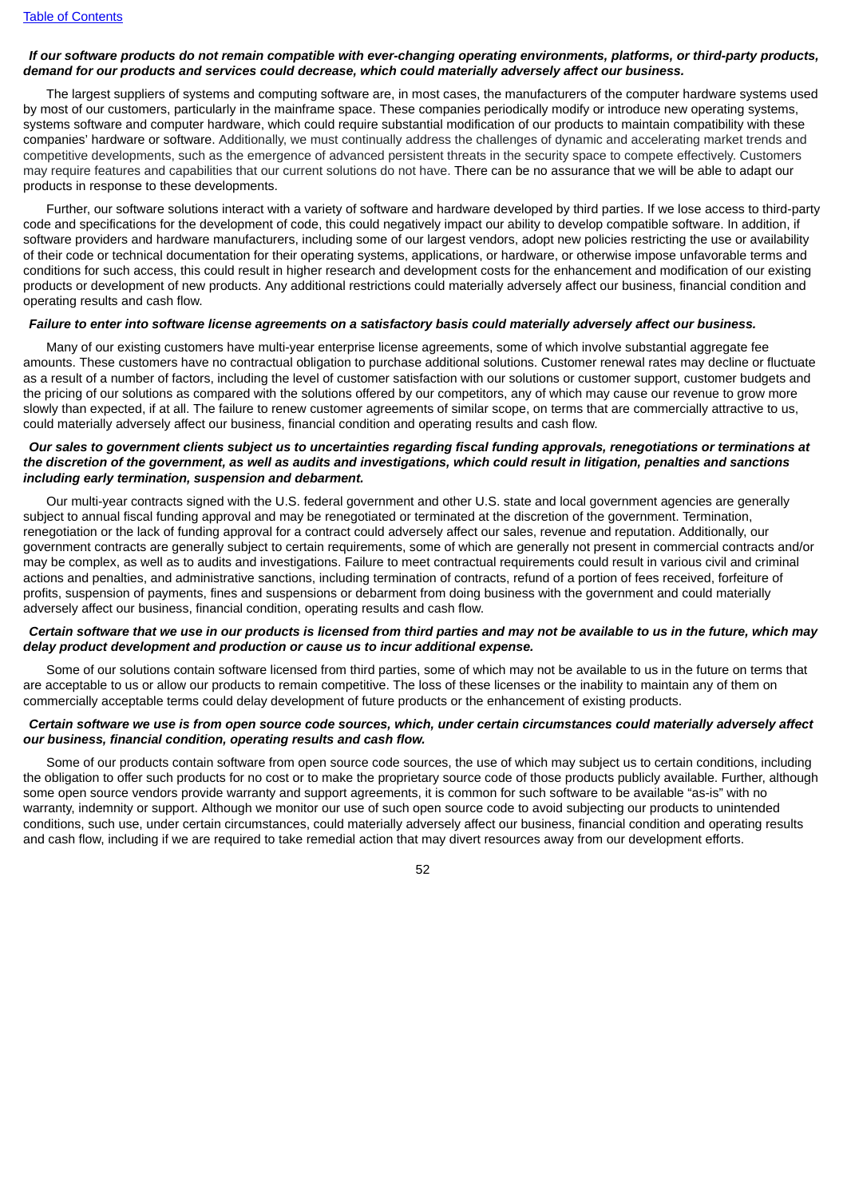***If our software products do not remain compatible with ever-changing operating environments, platforms, or third-party products, demand for our products and services could decrease, which could materially adversely affect our business.***

The largest suppliers of systems and computing software are, in most cases, the manufacturers of the computer hardware systems used by most of our customers, particularly in the mainframe space. These companies periodically modify or introduce new operating systems, systems software and computer hardware, which could require substantial modification of our products to maintain compatibility with these companies' hardware or software. Additionally, we must continually address the challenges of dynamic and accelerating market trends and competitive developments, such as the emergence of advanced persistent threats in the security space to compete effectively. Customers may require features and capabilities that our current solutions do not have. There can be no assurance that we will be able to adapt our products in response to these developments.

Further, our software solutions interact with a variety of software and hardware developed by third parties. If we lose access to third-party code and specifications for the development of code, this could negatively impact our ability to develop compatible software. In addition, if software providers and hardware manufacturers, including some of our largest vendors, adopt new policies restricting the use or availability of their code or technical documentation for their operating systems, applications, or hardware, or otherwise impose unfavorable terms and conditions for such access, this could result in higher research and development costs for the enhancement and modification of our existing products or development of new products. Any additional restrictions could materially adversely affect our business, financial condition and operating results and cash flow.

***Failure to enter into software license agreements on a satisfactory basis could materially adversely affect our business.***

Many of our existing customers have multi-year enterprise license agreements, some of which involve substantial aggregate fee amounts. These customers have no contractual obligation to purchase additional solutions. Customer renewal rates may decline or fluctuate as a result of a number of factors, including the level of customer satisfaction with our solutions or customer support, customer budgets and the pricing of our solutions as compared with the solutions offered by our competitors, any of which may cause our revenue to grow more slowly than expected, if at all. The failure to renew customer agreements of similar scope, on terms that are commercially attractive to us, could materially adversely affect our business, financial condition and operating results and cash flow.

***Our sales to government clients subject us to uncertainties regarding fiscal funding approvals, renegotiations or terminations at the discretion of the government, as well as audits and investigations, which could result in litigation, penalties and sanctions including early termination, suspension and debarment.***

Our multi-year contracts signed with the U.S. federal government and other U.S. state and local government agencies are generally subject to annual fiscal funding approval and may be renegotiated or terminated at the discretion of the government. Termination, renegotiation or the lack of funding approval for a contract could adversely affect our sales, revenue and reputation. Additionally, our government contracts are generally subject to certain requirements, some of which are generally not present in commercial contracts and/or may be complex, as well as to audits and investigations. Failure to meet contractual requirements could result in various civil and criminal actions and penalties, and administrative sanctions, including termination of contracts, refund of a portion of fees received, forfeiture of profits, suspension of payments, fines and suspensions or debarment from doing business with the government and could materially adversely affect our business, financial condition, operating results and cash flow.

***Certain software that we use in our products is licensed from third parties and may not be available to us in the future, which may delay product development and production or cause us to incur additional expense.***

Some of our solutions contain software licensed from third parties, some of which may not be available to us in the future on terms that are acceptable to us or allow our products to remain competitive. The loss of these licenses or the inability to maintain any of them on commercially acceptable terms could delay development of future products or the enhancement of existing products.

***Certain software we use is from open source code sources, which, under certain circumstances could materially adversely affect our business, financial condition, operating results and cash flow.***

Some of our products contain software from open source code sources, the use of which may subject us to certain conditions, including the obligation to offer such products for no cost or to make the proprietary source code of those products publicly available. Further, although some open source vendors provide warranty and support agreements, it is common for such software to be available "as-is" with no warranty, indemnity or support. Although we monitor our use of such open source code to avoid subjecting our products to unintended conditions, such use, under certain circumstances, could materially adversely affect our business, financial condition and operating results and cash flow, including if we are required to take remedial action that may divert resources away from our development efforts.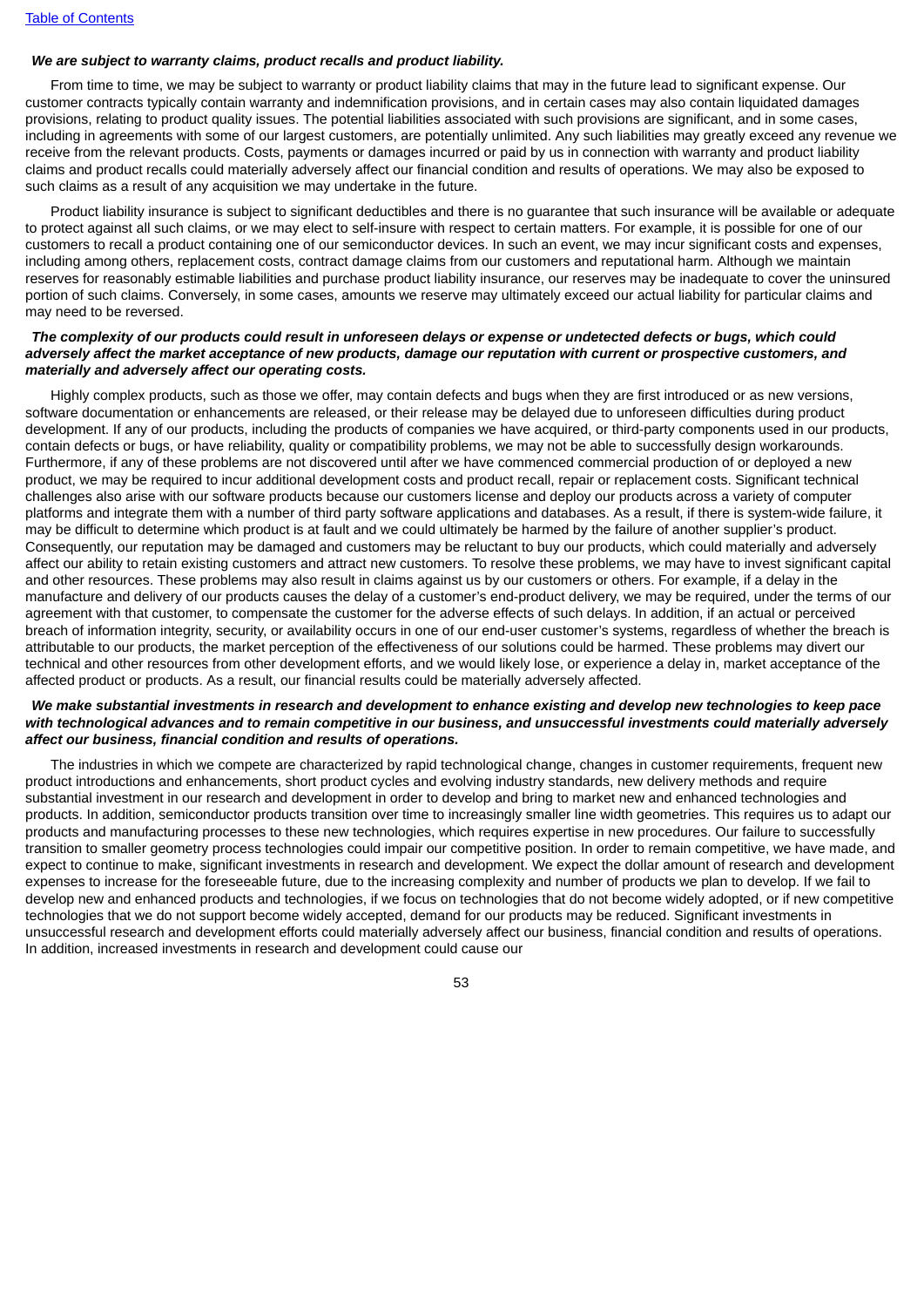***We are subject to warranty claims, product recalls and product liability.***

From time to time, we may be subject to warranty or product liability claims that may in the future lead to significant expense. Our customer contracts typically contain warranty and indemnification provisions, and in certain cases may also contain liquidated damages provisions, relating to product quality issues. The potential liabilities associated with such provisions are significant, and in some cases, including in agreements with some of our largest customers, are potentially unlimited. Any such liabilities may greatly exceed any revenue we receive from the relevant products. Costs, payments or damages incurred or paid by us in connection with warranty and product liability claims and product recalls could materially adversely affect our financial condition and results of operations. We may also be exposed to such claims as a result of any acquisition we may undertake in the future.

Product liability insurance is subject to significant deductibles and there is no guarantee that such insurance will be available or adequate to protect against all such claims, or we may elect to self-insure with respect to certain matters. For example, it is possible for one of our customers to recall a product containing one of our semiconductor devices. In such an event, we may incur significant costs and expenses, including among others, replacement costs, contract damage claims from our customers and reputational harm. Although we maintain reserves for reasonably estimable liabilities and purchase product liability insurance, our reserves may be inadequate to cover the uninsured portion of such claims. Conversely, in some cases, amounts we reserve may ultimately exceed our actual liability for particular claims and may need to be reversed.

***The complexity of our products could result in unforeseen delays or expense or undetected defects or bugs, which could adversely affect the market acceptance of new products, damage our reputation with current or prospective customers, and materially and adversely affect our operating costs.***

Highly complex products, such as those we offer, may contain defects and bugs when they are first introduced or as new versions, software documentation or enhancements are released, or their release may be delayed due to unforeseen difficulties during product development. If any of our products, including the products of companies we have acquired, or third-party components used in our products, contain defects or bugs, or have reliability, quality or compatibility problems, we may not be able to successfully design workarounds. Furthermore, if any of these problems are not discovered until after we have commenced commercial production of or deployed a new product, we may be required to incur additional development costs and product recall, repair or replacement costs. Significant technical challenges also arise with our software products because our customers license and deploy our products across a variety of computer platforms and integrate them with a number of third party software applications and databases. As a result, if there is system-wide failure, it may be difficult to determine which product is at fault and we could ultimately be harmed by the failure of another supplier's product. Consequently, our reputation may be damaged and customers may be reluctant to buy our products, which could materially and adversely affect our ability to retain existing customers and attract new customers. To resolve these problems, we may have to invest significant capital and other resources. These problems may also result in claims against us by our customers or others. For example, if a delay in the manufacture and delivery of our products causes the delay of a customer's end-product delivery, we may be required, under the terms of our agreement with that customer, to compensate the customer for the adverse effects of such delays. In addition, if an actual or perceived breach of information integrity, security, or availability occurs in one of our end-user customer's systems, regardless of whether the breach is attributable to our products, the market perception of the effectiveness of our solutions could be harmed. These problems may divert our technical and other resources from other development efforts, and we would likely lose, or experience a delay in, market acceptance of the affected product or products. As a result, our financial results could be materially adversely affected.

***We make substantial investments in research and development to enhance existing and develop new technologies to keep pace with technological advances and to remain competitive in our business, and unsuccessful investments could materially adversely affect our business, financial condition and results of operations.***

The industries in which we compete are characterized by rapid technological change, changes in customer requirements, frequent new product introductions and enhancements, short product cycles and evolving industry standards, new delivery methods and require substantial investment in our research and development in order to develop and bring to market new and enhanced technologies and products. In addition, semiconductor products transition over time to increasingly smaller line width geometries. This requires us to adapt our products and manufacturing processes to these new technologies, which requires expertise in new procedures. Our failure to successfully transition to smaller geometry process technologies could impair our competitive position. In order to remain competitive, we have made, and expect to continue to make, significant investments in research and development. We expect the dollar amount of research and development expenses to increase for the foreseeable future, due to the increasing complexity and number of products we plan to develop. If we fail to develop new and enhanced products and technologies, if we focus on technologies that do not become widely adopted, or if new competitive technologies that we do not support become widely accepted, demand for our products may be reduced. Significant investments in unsuccessful research and development efforts could materially adversely affect our business, financial condition and results of operations. In addition, increased investments in research and development could cause our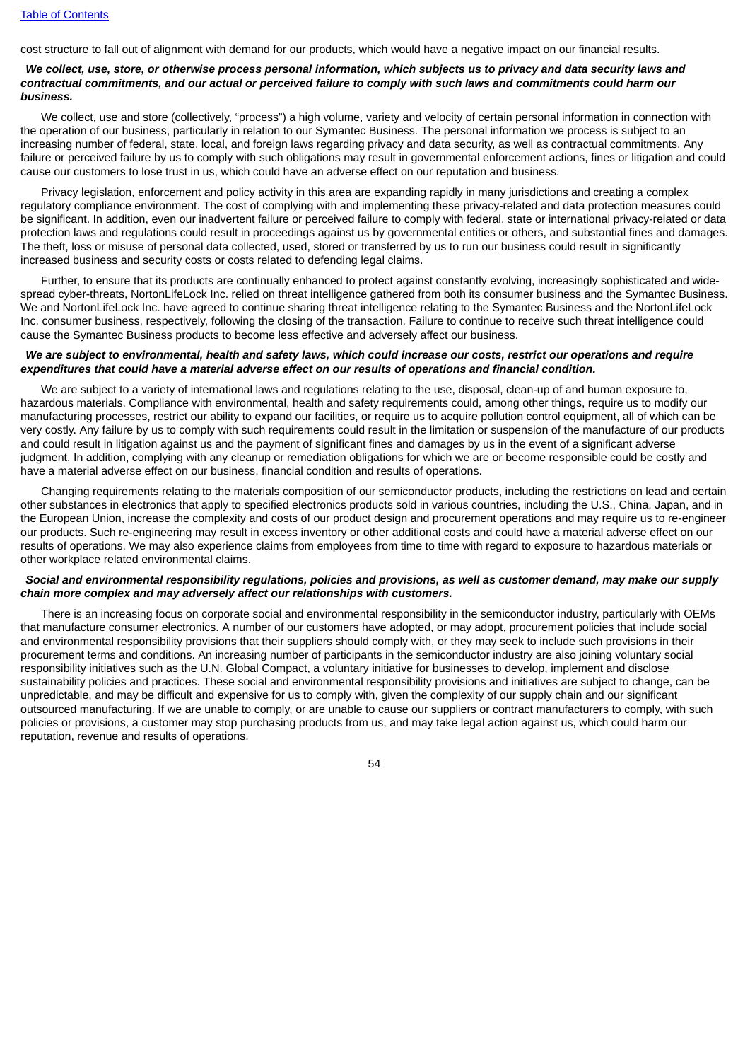cost structure to fall out of alignment with demand for our products, which would have a negative impact on our financial results.

***We collect, use, store, or otherwise process personal information, which subjects us to privacy and data security laws and contractual commitments, and our actual or perceived failure to comply with such laws and commitments could harm our business.***

We collect, use and store (collectively, "process") a high volume, variety and velocity of certain personal information in connection with the operation of our business, particularly in relation to our Symantec Business. The personal information we process is subject to an increasing number of federal, state, local, and foreign laws regarding privacy and data security, as well as contractual commitments. Any failure or perceived failure by us to comply with such obligations may result in governmental enforcement actions, fines or litigation and could cause our customers to lose trust in us, which could have an adverse effect on our reputation and business.

Privacy legislation, enforcement and policy activity in this area are expanding rapidly in many jurisdictions and creating a complex regulatory compliance environment. The cost of complying with and implementing these privacy-related and data protection measures could be significant. In addition, even our inadvertent failure or perceived failure to comply with federal, state or international privacy-related or data protection laws and regulations could result in proceedings against us by governmental entities or others, and substantial fines and damages. The theft, loss or misuse of personal data collected, used, stored or transferred by us to run our business could result in significantly increased business and security costs or costs related to defending legal claims.

Further, to ensure that its products are continually enhanced to protect against constantly evolving, increasingly sophisticated and wide-spread cyber-threats, NortonLifeLock Inc. relied on threat intelligence gathered from both its consumer business and the Symantec Business. We and NortonLifeLock Inc. have agreed to continue sharing threat intelligence relating to the Symantec Business and the NortonLifeLock Inc. consumer business, respectively, following the closing of the transaction. Failure to continue to receive such threat intelligence could cause the Symantec Business products to become less effective and adversely affect our business.

***We are subject to environmental, health and safety laws, which could increase our costs, restrict our operations and require expenditures that could have a material adverse effect on our results of operations and financial condition.***

We are subject to a variety of international laws and regulations relating to the use, disposal, clean-up of and human exposure to, hazardous materials. Compliance with environmental, health and safety requirements could, among other things, require us to modify our manufacturing processes, restrict our ability to expand our facilities, or require us to acquire pollution control equipment, all of which can be very costly. Any failure by us to comply with such requirements could result in the limitation or suspension of the manufacture of our products and could result in litigation against us and the payment of significant fines and damages by us in the event of a significant adverse judgment. In addition, complying with any cleanup or remediation obligations for which we are or become responsible could be costly and have a material adverse effect on our business, financial condition and results of operations.

Changing requirements relating to the materials composition of our semiconductor products, including the restrictions on lead and certain other substances in electronics that apply to specified electronics products sold in various countries, including the U.S., China, Japan, and in the European Union, increase the complexity and costs of our product design and procurement operations and may require us to re-engineer our products. Such re-engineering may result in excess inventory or other additional costs and could have a material adverse effect on our results of operations. We may also experience claims from employees from time to time with regard to exposure to hazardous materials or other workplace related environmental claims.

***Social and environmental responsibility regulations, policies and provisions, as well as customer demand, may make our supply chain more complex and may adversely affect our relationships with customers.***

There is an increasing focus on corporate social and environmental responsibility in the semiconductor industry, particularly with OEMs that manufacture consumer electronics. A number of our customers have adopted, or may adopt, procurement policies that include social and environmental responsibility provisions that their suppliers should comply with, or they may seek to include such provisions in their procurement terms and conditions. An increasing number of participants in the semiconductor industry are also joining voluntary social responsibility initiatives such as the U.N. Global Compact, a voluntary initiative for businesses to develop, implement and disclose sustainability policies and practices. These social and environmental responsibility provisions and initiatives are subject to change, can be unpredictable, and may be difficult and expensive for us to comply with, given the complexity of our supply chain and our significant outsourced manufacturing. If we are unable to comply, or are unable to cause our suppliers or contract manufacturers to comply, with such policies or provisions, a customer may stop purchasing products from us, and may take legal action against us, which could harm our reputation, revenue and results of operations.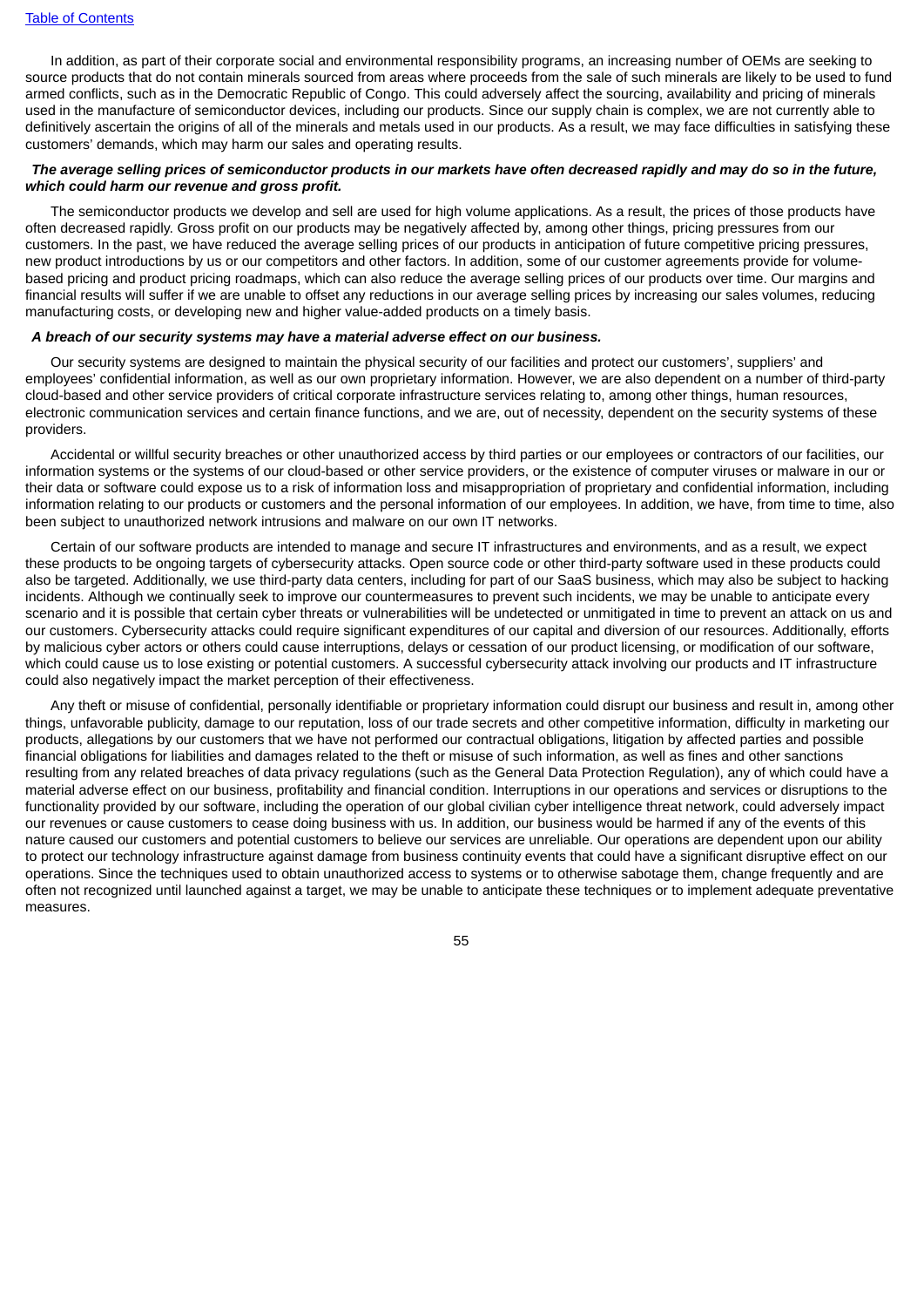In addition, as part of their corporate social and environmental responsibility programs, an increasing number of OEMs are seeking to source products that do not contain minerals sourced from areas where proceeds from the sale of such minerals are likely to be used to fund armed conflicts, such as in the Democratic Republic of Congo. This could adversely affect the sourcing, availability and pricing of minerals used in the manufacture of semiconductor devices, including our products. Since our supply chain is complex, we are not currently able to definitively ascertain the origins of all of the minerals and metals used in our products. As a result, we may face difficulties in satisfying these customers' demands, which may harm our sales and operating results.

***The average selling prices of semiconductor products in our markets have often decreased rapidly and may do so in the future, which could harm our revenue and gross profit.***

The semiconductor products we develop and sell are used for high volume applications. As a result, the prices of those products have often decreased rapidly. Gross profit on our products may be negatively affected by, among other things, pricing pressures from our customers. In the past, we have reduced the average selling prices of our products in anticipation of future competitive pricing pressures, new product introductions by us or our competitors and other factors. In addition, some of our customer agreements provide for volume-based pricing and product pricing roadmaps, which can also reduce the average selling prices of our products over time. Our margins and financial results will suffer if we are unable to offset any reductions in our average selling prices by increasing our sales volumes, reducing manufacturing costs, or developing new and higher value-added products on a timely basis.

***A breach of our security systems may have a material adverse effect on our business.***

Our security systems are designed to maintain the physical security of our facilities and protect our customers', suppliers' and employees' confidential information, as well as our own proprietary information. However, we are also dependent on a number of third-party cloud-based and other service providers of critical corporate infrastructure services relating to, among other things, human resources, electronic communication services and certain finance functions, and we are, out of necessity, dependent on the security systems of these providers.

Accidental or willful security breaches or other unauthorized access by third parties or our employees or contractors of our facilities, our information systems or the systems of our cloud-based or other service providers, or the existence of computer viruses or malware in our or their data or software could expose us to a risk of information loss and misappropriation of proprietary and confidential information, including information relating to our products or customers and the personal information of our employees. In addition, we have, from time to time, also been subject to unauthorized network intrusions and malware on our own IT networks.

Certain of our software products are intended to manage and secure IT infrastructures and environments, and as a result, we expect these products to be ongoing targets of cybersecurity attacks. Open source code or other third-party software used in these products could also be targeted. Additionally, we use third-party data centers, including for part of our SaaS business, which may also be subject to hacking incidents. Although we continually seek to improve our countermeasures to prevent such incidents, we may be unable to anticipate every scenario and it is possible that certain cyber threats or vulnerabilities will be undetected or unmitigated in time to prevent an attack on us and our customers. Cybersecurity attacks could require significant expenditures of our capital and diversion of our resources. Additionally, efforts by malicious cyber actors or others could cause interruptions, delays or cessation of our product licensing, or modification of our software, which could cause us to lose existing or potential customers. A successful cybersecurity attack involving our products and IT infrastructure could also negatively impact the market perception of their effectiveness.

Any theft or misuse of confidential, personally identifiable or proprietary information could disrupt our business and result in, among other things, unfavorable publicity, damage to our reputation, loss of our trade secrets and other competitive information, difficulty in marketing our products, allegations by our customers that we have not performed our contractual obligations, litigation by affected parties and possible financial obligations for liabilities and damages related to the theft or misuse of such information, as well as fines and other sanctions resulting from any related breaches of data privacy regulations (such as the General Data Protection Regulation), any of which could have a material adverse effect on our business, profitability and financial condition. Interruptions in our operations and services or disruptions to the functionality provided by our software, including the operation of our global civilian cyber intelligence threat network, could adversely impact our revenues or cause customers to cease doing business with us. In addition, our business would be harmed if any of the events of this nature caused our customers and potential customers to believe our services are unreliable. Our operations are dependent upon our ability to protect our technology infrastructure against damage from business continuity events that could have a significant disruptive effect on our operations. Since the techniques used to obtain unauthorized access to systems or to otherwise sabotage them, change frequently and are often not recognized until launched against a target, we may be unable to anticipate these techniques or to implement adequate preventative measures.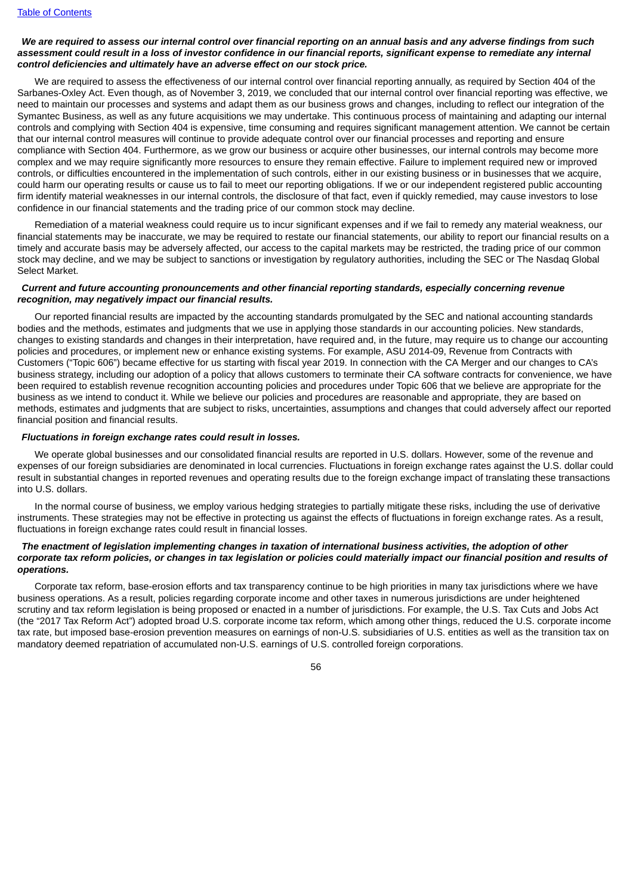***We are required to assess our internal control over financial reporting on an annual basis and any adverse findings from such assessment could result in a loss of investor confidence in our financial reports, significant expense to remediate any internal control deficiencies and ultimately have an adverse effect on our stock price.***

We are required to assess the effectiveness of our internal control over financial reporting annually, as required by Section 404 of the Sarbanes-Oxley Act. Even though, as of November 3, 2019, we concluded that our internal control over financial reporting was effective, we need to maintain our processes and systems and adapt them as our business grows and changes, including to reflect our integration of the Symantec Business, as well as any future acquisitions we may undertake. This continuous process of maintaining and adapting our internal controls and complying with Section 404 is expensive, time consuming and requires significant management attention. We cannot be certain that our internal control measures will continue to provide adequate control over our financial processes and reporting and ensure compliance with Section 404. Furthermore, as we grow our business or acquire other businesses, our internal controls may become more complex and we may require significantly more resources to ensure they remain effective. Failure to implement required new or improved controls, or difficulties encountered in the implementation of such controls, either in our existing business or in businesses that we acquire, could harm our operating results or cause us to fail to meet our reporting obligations. If we or our independent registered public accounting firm identify material weaknesses in our internal controls, the disclosure of that fact, even if quickly remedied, may cause investors to lose confidence in our financial statements and the trading price of our common stock may decline.

Remediation of a material weakness could require us to incur significant expenses and if we fail to remedy any material weakness, our financial statements may be inaccurate, we may be required to restate our financial statements, our ability to report our financial results on a timely and accurate basis may be adversely affected, our access to the capital markets may be restricted, the trading price of our common stock may decline, and we may be subject to sanctions or investigation by regulatory authorities, including the SEC or The Nasdaq Global Select Market.

***Current and future accounting pronouncements and other financial reporting standards, especially concerning revenue recognition, may negatively impact our financial results.***

Our reported financial results are impacted by the accounting standards promulgated by the SEC and national accounting standards bodies and the methods, estimates and judgments that we use in applying those standards in our accounting policies. New standards, changes to existing standards and changes in their interpretation, have required and, in the future, may require us to change our accounting policies and procedures, or implement new or enhance existing systems. For example, ASU 2014-09, Revenue from Contracts with Customers ("Topic 606") became effective for us starting with fiscal year 2019. In connection with the CA Merger and our changes to CA's business strategy, including our adoption of a policy that allows customers to terminate their CA software contracts for convenience, we have been required to establish revenue recognition accounting policies and procedures under Topic 606 that we believe are appropriate for the business as we intend to conduct it. While we believe our policies and procedures are reasonable and appropriate, they are based on methods, estimates and judgments that are subject to risks, uncertainties, assumptions and changes that could adversely affect our reported financial position and financial results.

***Fluctuations in foreign exchange rates could result in losses.***

We operate global businesses and our consolidated financial results are reported in U.S. dollars. However, some of the revenue and expenses of our foreign subsidiaries are denominated in local currencies. Fluctuations in foreign exchange rates against the U.S. dollar could result in substantial changes in reported revenues and operating results due to the foreign exchange impact of translating these transactions into U.S. dollars.

In the normal course of business, we employ various hedging strategies to partially mitigate these risks, including the use of derivative instruments. These strategies may not be effective in protecting us against the effects of fluctuations in foreign exchange rates. As a result, fluctuations in foreign exchange rates could result in financial losses.

***The enactment of legislation implementing changes in taxation of international business activities, the adoption of other corporate tax reform policies, or changes in tax legislation or policies could materially impact our financial position and results of operations.***

Corporate tax reform, base-erosion efforts and tax transparency continue to be high priorities in many tax jurisdictions where we have business operations. As a result, policies regarding corporate income and other taxes in numerous jurisdictions are under heightened scrutiny and tax reform legislation is being proposed or enacted in a number of jurisdictions. For example, the U.S. Tax Cuts and Jobs Act (the "2017 Tax Reform Act") adopted broad U.S. corporate income tax reform, which among other things, reduced the U.S. corporate income tax rate, but imposed base-erosion prevention measures on earnings of non-U.S. subsidiaries of U.S. entities as well as the transition tax on mandatory deemed repatriation of accumulated non-U.S. earnings of U.S. controlled foreign corporations.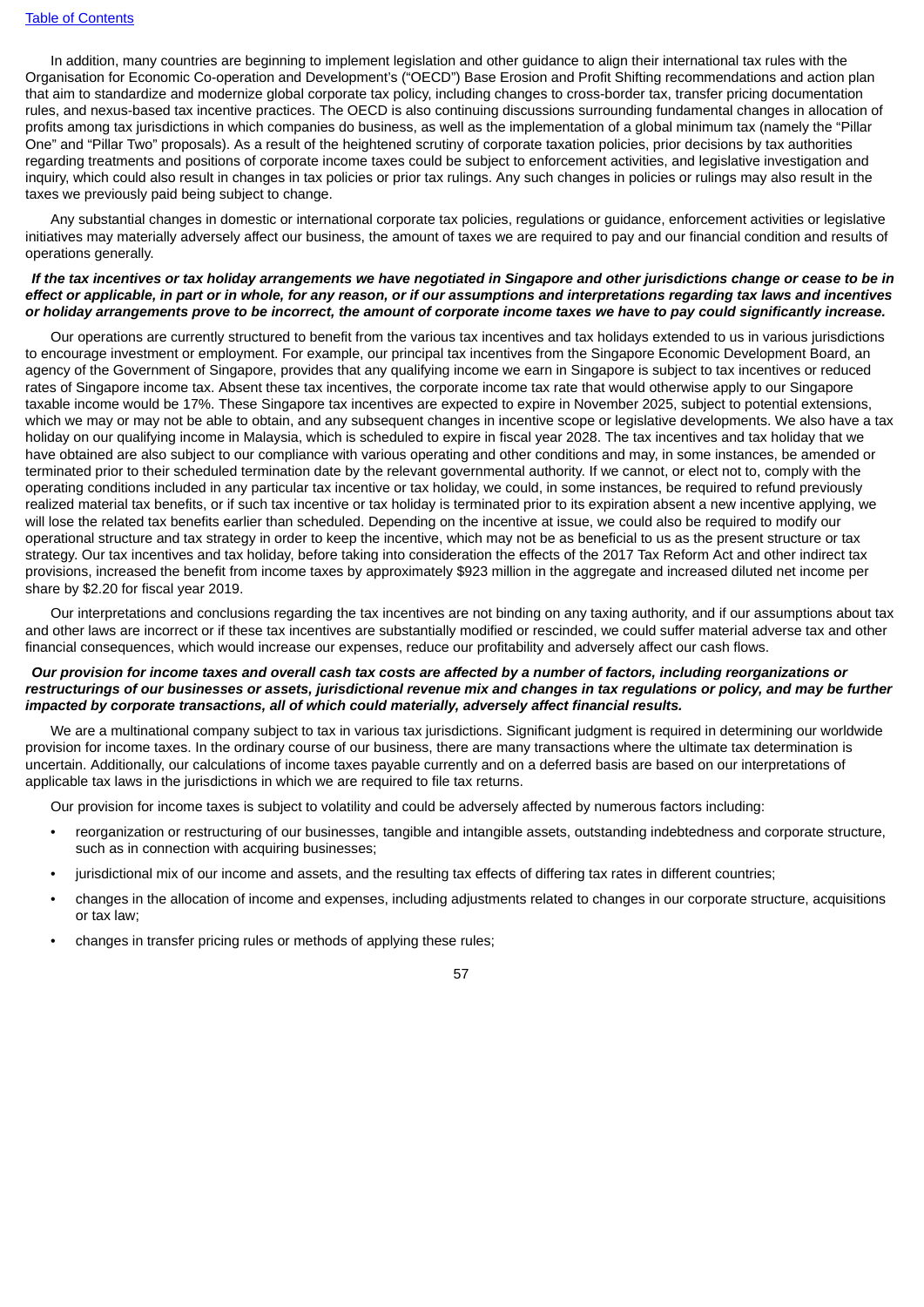In addition, many countries are beginning to implement legislation and other guidance to align their international tax rules with the Organisation for Economic Co-operation and Development's ("OECD") Base Erosion and Profit Shifting recommendations and action plan that aim to standardize and modernize global corporate tax policy, including changes to cross-border tax, transfer pricing documentation rules, and nexus-based tax incentive practices. The OECD is also continuing discussions surrounding fundamental changes in allocation of profits among tax jurisdictions in which companies do business, as well as the implementation of a global minimum tax (namely the "Pillar One" and "Pillar Two" proposals). As a result of the heightened scrutiny of corporate taxation policies, prior decisions by tax authorities regarding treatments and positions of corporate income taxes could be subject to enforcement activities, and legislative investigation and inquiry, which could also result in changes in tax policies or prior tax rulings. Any such changes in policies or rulings may also result in the taxes we previously paid being subject to change.

Any substantial changes in domestic or international corporate tax policies, regulations or guidance, enforcement activities or legislative initiatives may materially adversely affect our business, the amount of taxes we are required to pay and our financial condition and results of operations generally.

***If the tax incentives or tax holiday arrangements we have negotiated in Singapore and other jurisdictions change or cease to be in effect or applicable, in part or in whole, for any reason, or if our assumptions and interpretations regarding tax laws and incentives or holiday arrangements prove to be incorrect, the amount of corporate income taxes we have to pay could significantly increase.***

Our operations are currently structured to benefit from the various tax incentives and tax holidays extended to us in various jurisdictions to encourage investment or employment. For example, our principal tax incentives from the Singapore Economic Development Board, an agency of the Government of Singapore, provides that any qualifying income we earn in Singapore is subject to tax incentives or reduced rates of Singapore income tax. Absent these tax incentives, the corporate income tax rate that would otherwise apply to our Singapore taxable income would be 17%. These Singapore tax incentives are expected to expire in November 2025, subject to potential extensions, which we may or may not be able to obtain, and any subsequent changes in incentive scope or legislative developments. We also have a tax holiday on our qualifying income in Malaysia, which is scheduled to expire in fiscal year 2028. The tax incentives and tax holiday that we have obtained are also subject to our compliance with various operating and other conditions and may, in some instances, be amended or terminated prior to their scheduled termination date by the relevant governmental authority. If we cannot, or elect not to, comply with the operating conditions included in any particular tax incentive or tax holiday, we could, in some instances, be required to refund previously realized material tax benefits, or if such tax incentive or tax holiday is terminated prior to its expiration absent a new incentive applying, we will lose the related tax benefits earlier than scheduled. Depending on the incentive at issue, we could also be required to modify our operational structure and tax strategy in order to keep the incentive, which may not be as beneficial to us as the present structure or tax strategy. Our tax incentives and tax holiday, before taking into consideration the effects of the 2017 Tax Reform Act and other indirect tax provisions, increased the benefit from income taxes by approximately $923 million in the aggregate and increased diluted net income per share by $2.20 for fiscal year 2019.

Our interpretations and conclusions regarding the tax incentives are not binding on any taxing authority, and if our assumptions about tax and other laws are incorrect or if these tax incentives are substantially modified or rescinded, we could suffer material adverse tax and other financial consequences, which would increase our expenses, reduce our profitability and adversely affect our cash flows.

***Our provision for income taxes and overall cash tax costs are affected by a number of factors, including reorganizations or restructurings of our businesses or assets, jurisdictional revenue mix and changes in tax regulations or policy, and may be further impacted by corporate transactions, all of which could materially, adversely affect financial results.***

We are a multinational company subject to tax in various tax jurisdictions. Significant judgment is required in determining our worldwide provision for income taxes. In the ordinary course of our business, there are many transactions where the ultimate tax determination is uncertain. Additionally, our calculations of income taxes payable currently and on a deferred basis are based on our interpretations of applicable tax laws in the jurisdictions in which we are required to file tax returns.

Our provision for income taxes is subject to volatility and could be adversely affected by numerous factors including:

- reorganization or restructuring of our businesses, tangible and intangible assets, outstanding indebtedness and corporate structure, such as in connection with acquiring businesses;
- jurisdictional mix of our income and assets, and the resulting tax effects of differing tax rates in different countries;
- changes in the allocation of income and expenses, including adjustments related to changes in our corporate structure, acquisitions or tax law;
- changes in transfer pricing rules or methods of applying these rules;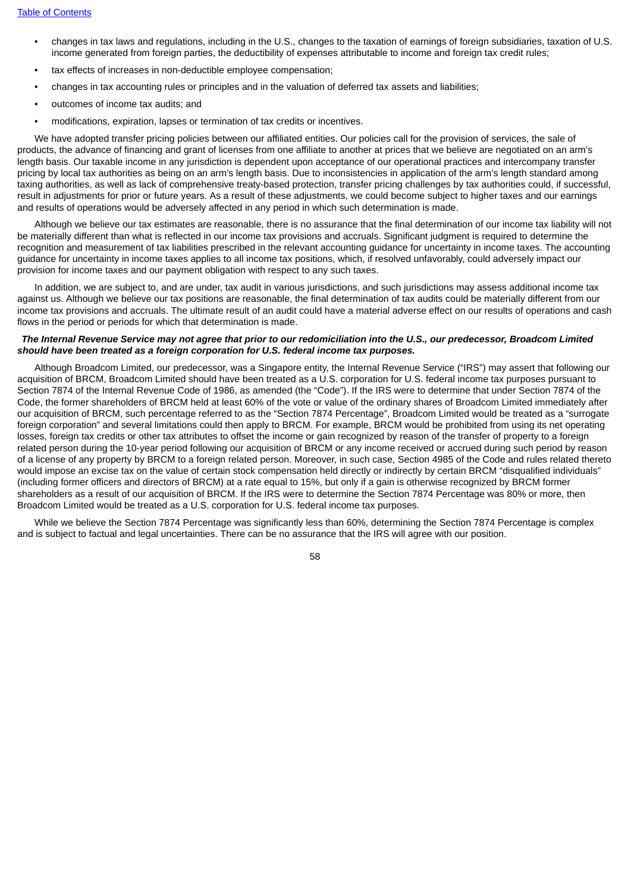- changes in tax laws and regulations, including in the U.S., changes to the taxation of earnings of foreign subsidiaries, taxation of U.S. income generated from foreign parties, the deductibility of expenses attributable to income and foreign tax credit rules;
- tax effects of increases in non-deductible employee compensation;
- changes in tax accounting rules or principles and in the valuation of deferred tax assets and liabilities;
- outcomes of income tax audits; and
- modifications, expiration, lapses or termination of tax credits or incentives.

We have adopted transfer pricing policies between our affiliated entities. Our policies call for the provision of services, the sale of products, the advance of financing and grant of licenses from one affiliate to another at prices that we believe are negotiated on an arm's length basis. Our taxable income in any jurisdiction is dependent upon acceptance of our operational practices and intercompany transfer pricing by local tax authorities as being on an arm's length basis. Due to inconsistencies in application of the arm's length standard among taxing authorities, as well as lack of comprehensive treaty-based protection, transfer pricing challenges by tax authorities could, if successful, result in adjustments for prior or future years. As a result of these adjustments, we could become subject to higher taxes and our earnings and results of operations would be adversely affected in any period in which such determination is made.

Although we believe our tax estimates are reasonable, there is no assurance that the final determination of our income tax liability will not be materially different than what is reflected in our income tax provisions and accruals. Significant judgment is required to determine the recognition and measurement of tax liabilities prescribed in the relevant accounting guidance for uncertainty in income taxes. The accounting guidance for uncertainty in income taxes applies to all income tax positions, which, if resolved unfavorably, could adversely impact our provision for income taxes and our payment obligation with respect to any such taxes.

In addition, we are subject to, and are under, tax audit in various jurisdictions, and such jurisdictions may assess additional income tax against us. Although we believe our tax positions are reasonable, the final determination of tax audits could be materially different from our income tax provisions and accruals. The ultimate result of an audit could have a material adverse effect on our results of operations and cash flows in the period or periods for which that determination is made.

***The Internal Revenue Service may not agree that prior to our redomiciliation into the U.S., our predecessor, Broadcom Limited should have been treated as a foreign corporation for U.S. federal income tax purposes.***

Although Broadcom Limited, our predecessor, was a Singapore entity, the Internal Revenue Service ("IRS") may assert that following our acquisition of BRCM, Broadcom Limited should have been treated as a U.S. corporation for U.S. federal income tax purposes pursuant to Section 7874 of the Internal Revenue Code of 1986, as amended (the "Code"). If the IRS were to determine that under Section 7874 of the Code, the former shareholders of BRCM held at least 60% of the vote or value of the ordinary shares of Broadcom Limited immediately after our acquisition of BRCM, such percentage referred to as the "Section 7874 Percentage", Broadcom Limited would be treated as a "surrogate foreign corporation" and several limitations could then apply to BRCM. For example, BRCM would be prohibited from using its net operating losses, foreign tax credits or other tax attributes to offset the income or gain recognized by reason of the transfer of property to a foreign related person during the 10-year period following our acquisition of BRCM or any income received or accrued during such period by reason of a license of any property by BRCM to a foreign related person. Moreover, in such case, Section 4985 of the Code and rules related thereto would impose an excise tax on the value of certain stock compensation held directly or indirectly by certain BRCM "disqualified individuals" (including former officers and directors of BRCM) at a rate equal to 15%, but only if a gain is otherwise recognized by BRCM former shareholders as a result of our acquisition of BRCM. If the IRS were to determine the Section 7874 Percentage was 80% or more, then Broadcom Limited would be treated as a U.S. corporation for U.S. federal income tax purposes.

While we believe the Section 7874 Percentage was significantly less than 60%, determining the Section 7874 Percentage is complex and is subject to factual and legal uncertainties. There can be no assurance that the IRS will agree with our position.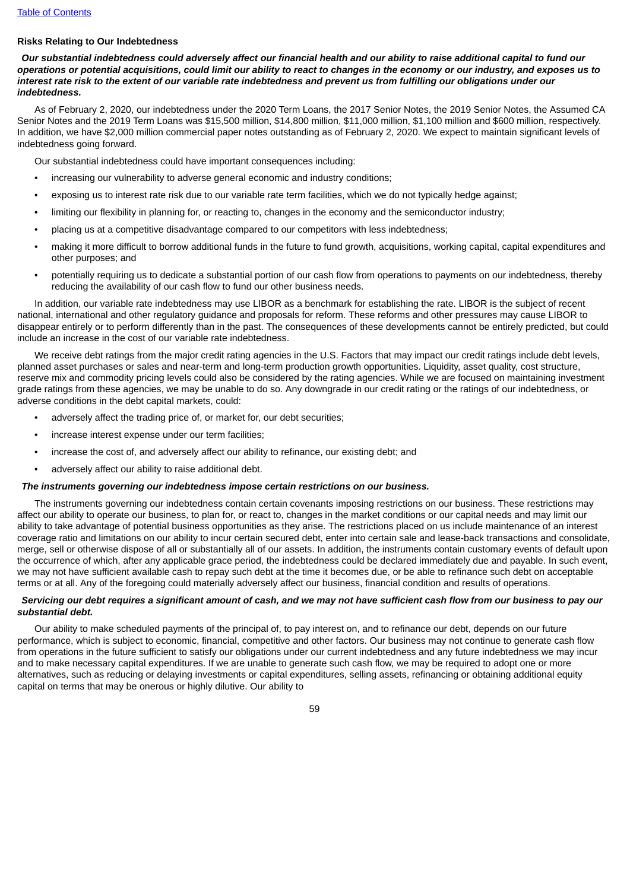[Table of Contents](#)

**Risks Relating to Our Indebtedness**

***Our substantial indebtedness could adversely affect our financial health and our ability to raise additional capital to fund our operations or potential acquisitions, could limit our ability to react to changes in the economy or our industry, and exposes us to interest rate risk to the extent of our variable rate indebtedness and prevent us from fulfilling our obligations under our indebtedness.***

As of February 2, 2020, our indebtedness under the 2020 Term Loans, the 2017 Senior Notes, the 2019 Senior Notes, the Assumed CA Senior Notes and the 2019 Term Loans was $15,500 million, $14,800 million, $11,000 million, $1,100 million and $600 million, respectively. In addition, we have $2,000 million commercial paper notes outstanding as of February 2, 2020. We expect to maintain significant levels of indebtedness going forward.

Our substantial indebtedness could have important consequences including:

- increasing our vulnerability to adverse general economic and industry conditions;
- exposing us to interest rate risk due to our variable rate term facilities, which we do not typically hedge against;
- limiting our flexibility in planning for, or reacting to, changes in the economy and the semiconductor industry;
- placing us at a competitive disadvantage compared to our competitors with less indebtedness;
- making it more difficult to borrow additional funds in the future to fund growth, acquisitions, working capital, capital expenditures and other purposes; and
- potentially requiring us to dedicate a substantial portion of our cash flow from operations to payments on our indebtedness, thereby reducing the availability of our cash flow to fund our other business needs.

In addition, our variable rate indebtedness may use LIBOR as a benchmark for establishing the rate. LIBOR is the subject of recent national, international and other regulatory guidance and proposals for reform. These reforms and other pressures may cause LIBOR to disappear entirely or to perform differently than in the past. The consequences of these developments cannot be entirely predicted, but could include an increase in the cost of our variable rate indebtedness.

We receive debt ratings from the major credit rating agencies in the U.S. Factors that may impact our credit ratings include debt levels, planned asset purchases or sales and near-term and long-term production growth opportunities. Liquidity, asset quality, cost structure, reserve mix and commodity pricing levels could also be considered by the rating agencies. While we are focused on maintaining investment grade ratings from these agencies, we may be unable to do so. Any downgrade in our credit rating or the ratings of our indebtedness, or adverse conditions in the debt capital markets, could:

- adversely affect the trading price of, or market for, our debt securities;
- increase interest expense under our term facilities;
- increase the cost of, and adversely affect our ability to refinance, our existing debt; and
- adversely affect our ability to raise additional debt.

***The instruments governing our indebtedness impose certain restrictions on our business.***

The instruments governing our indebtedness contain certain covenants imposing restrictions on our business. These restrictions may affect our ability to operate our business, to plan for, or react to, changes in the market conditions or our capital needs and may limit our ability to take advantage of potential business opportunities as they arise. The restrictions placed on us include maintenance of an interest coverage ratio and limitations on our ability to incur certain secured debt, enter into certain sale and lease-back transactions and consolidate, merge, sell or otherwise dispose of all or substantially all of our assets. In addition, the instruments contain customary events of default upon the occurrence of which, after any applicable grace period, the indebtedness could be declared immediately due and payable. In such event, we may not have sufficient available cash to repay such debt at the time it becomes due, or be able to refinance such debt on acceptable terms or at all. Any of the foregoing could materially adversely affect our business, financial condition and results of operations.

***Servicing our debt requires a significant amount of cash, and we may not have sufficient cash flow from our business to pay our substantial debt.***

Our ability to make scheduled payments of the principal of, to pay interest on, and to refinance our debt, depends on our future performance, which is subject to economic, financial, competitive and other factors. Our business may not continue to generate cash flow from operations in the future sufficient to satisfy our obligations under our current indebtedness and any future indebtedness we may incur and to make necessary capital expenditures. If we are unable to generate such cash flow, we may be required to adopt one or more alternatives, such as reducing or delaying investments or capital expenditures, selling assets, refinancing or obtaining additional equity capital on terms that may be onerous or highly dilutive. Our ability to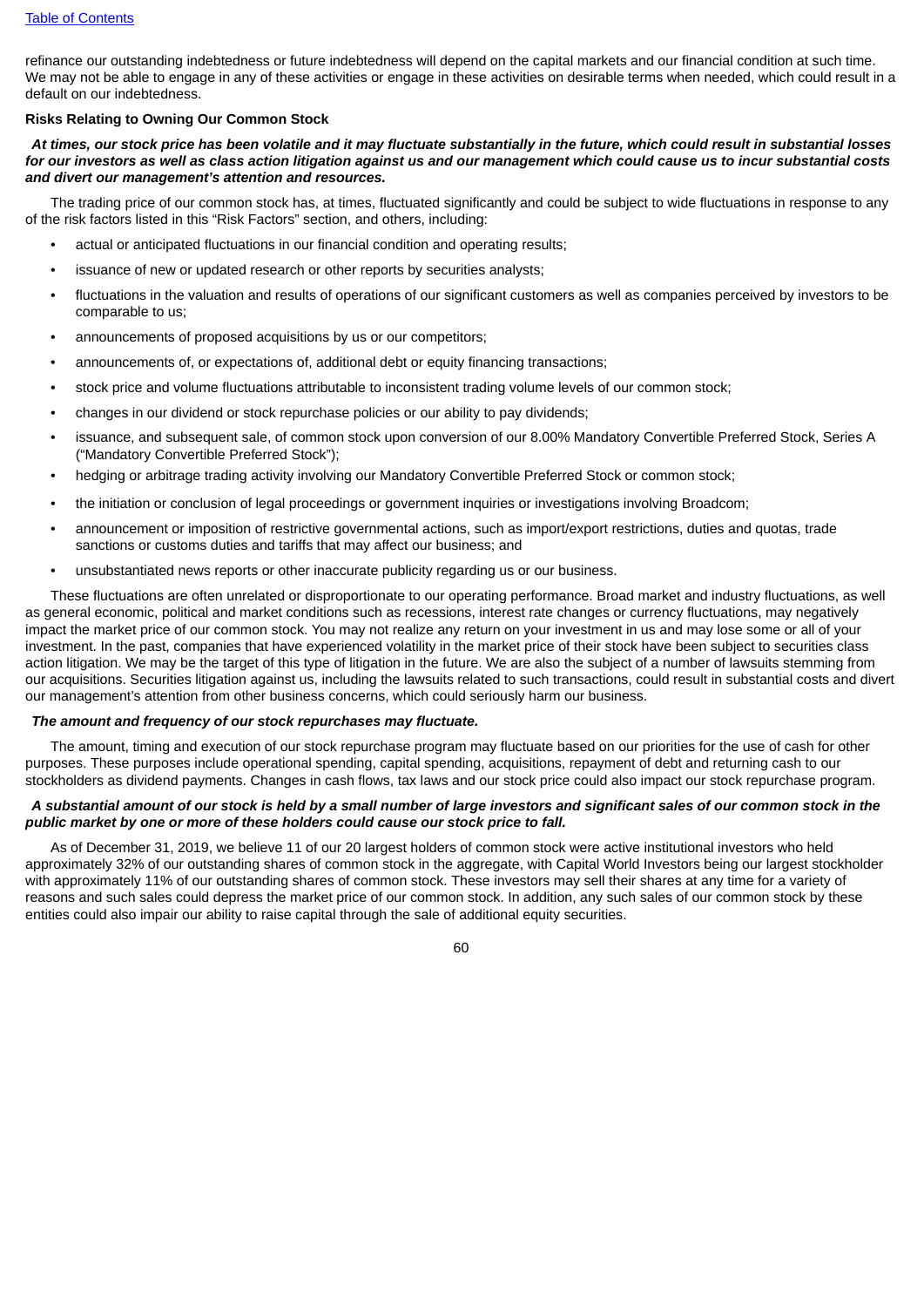refinance our outstanding indebtedness or future indebtedness will depend on the capital markets and our financial condition at such time. We may not be able to engage in any of these activities or engage in these activities on desirable terms when needed, which could result in a default on our indebtedness.

**Risks Relating to Owning Our Common Stock**

***At times, our stock price has been volatile and it may fluctuate substantially in the future, which could result in substantial losses for our investors as well as class action litigation against us and our management which could cause us to incur substantial costs and divert our management's attention and resources.***

The trading price of our common stock has, at times, fluctuated significantly and could be subject to wide fluctuations in response to any of the risk factors listed in this "Risk Factors" section, and others, including:

- actual or anticipated fluctuations in our financial condition and operating results;
- issuance of new or updated research or other reports by securities analysts;
- fluctuations in the valuation and results of operations of our significant customers as well as companies perceived by investors to be comparable to us;
- announcements of proposed acquisitions by us or our competitors;
- announcements of, or expectations of, additional debt or equity financing transactions;
- stock price and volume fluctuations attributable to inconsistent trading volume levels of our common stock;
- changes in our dividend or stock repurchase policies or our ability to pay dividends;
- issuance, and subsequent sale, of common stock upon conversion of our 8.00% Mandatory Convertible Preferred Stock, Series A ("Mandatory Convertible Preferred Stock");
- hedging or arbitrage trading activity involving our Mandatory Convertible Preferred Stock or common stock;
- the initiation or conclusion of legal proceedings or government inquiries or investigations involving Broadcom;
- announcement or imposition of restrictive governmental actions, such as import/export restrictions, duties and quotas, trade sanctions or customs duties and tariffs that may affect our business; and
- unsubstantiated news reports or other inaccurate publicity regarding us or our business.

These fluctuations are often unrelated or disproportionate to our operating performance. Broad market and industry fluctuations, as well as general economic, political and market conditions such as recessions, interest rate changes or currency fluctuations, may negatively impact the market price of our common stock. You may not realize any return on your investment in us and may lose some or all of your investment. In the past, companies that have experienced volatility in the market price of their stock have been subject to securities class action litigation. We may be the target of this type of litigation in the future. We are also the subject of a number of lawsuits stemming from our acquisitions. Securities litigation against us, including the lawsuits related to such transactions, could result in substantial costs and divert our management's attention from other business concerns, which could seriously harm our business.

***The amount and frequency of our stock repurchases may fluctuate.***

The amount, timing and execution of our stock repurchase program may fluctuate based on our priorities for the use of cash for other purposes. These purposes include operational spending, capital spending, acquisitions, repayment of debt and returning cash to our stockholders as dividend payments. Changes in cash flows, tax laws and our stock price could also impact our stock repurchase program.

***A substantial amount of our stock is held by a small number of large investors and significant sales of our common stock in the public market by one or more of these holders could cause our stock price to fall.***

As of December 31, 2019, we believe 11 of our 20 largest holders of common stock were active institutional investors who held approximately 32% of our outstanding shares of common stock in the aggregate, with Capital World Investors being our largest stockholder with approximately 11% of our outstanding shares of common stock. These investors may sell their shares at any time for a variety of reasons and such sales could depress the market price of our common stock. In addition, any such sales of our common stock by these entities could also impair our ability to raise capital through the sale of additional equity securities.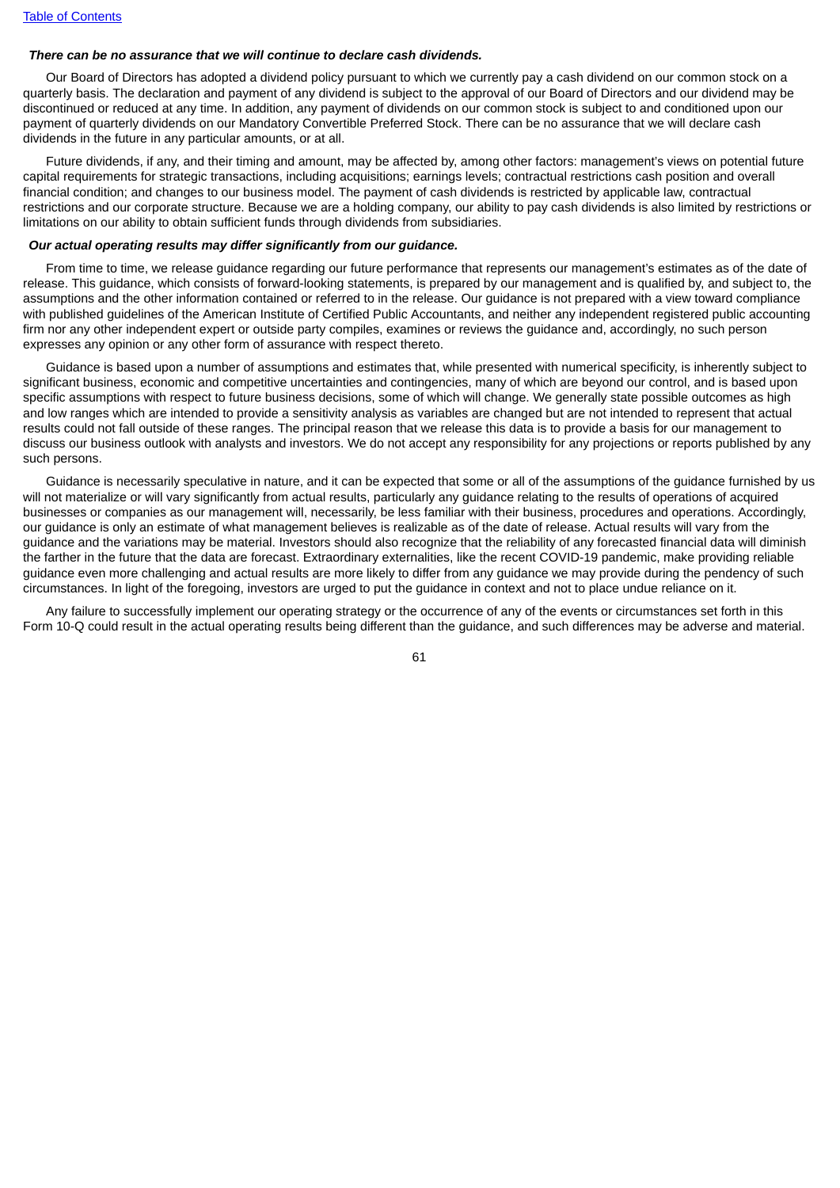***There can be no assurance that we will continue to declare cash dividends.***

Our Board of Directors has adopted a dividend policy pursuant to which we currently pay a cash dividend on our common stock on a quarterly basis. The declaration and payment of any dividend is subject to the approval of our Board of Directors and our dividend may be discontinued or reduced at any time. In addition, any payment of dividends on our common stock is subject to and conditioned upon our payment of quarterly dividends on our Mandatory Convertible Preferred Stock. There can be no assurance that we will declare cash dividends in the future in any particular amounts, or at all.

Future dividends, if any, and their timing and amount, may be affected by, among other factors: management's views on potential future capital requirements for strategic transactions, including acquisitions; earnings levels; contractual restrictions cash position and overall financial condition; and changes to our business model. The payment of cash dividends is restricted by applicable law, contractual restrictions and our corporate structure. Because we are a holding company, our ability to pay cash dividends is also limited by restrictions or limitations on our ability to obtain sufficient funds through dividends from subsidiaries.

***Our actual operating results may differ significantly from our guidance.***

From time to time, we release guidance regarding our future performance that represents our management's estimates as of the date of release. This guidance, which consists of forward-looking statements, is prepared by our management and is qualified by, and subject to, the assumptions and the other information contained or referred to in the release. Our guidance is not prepared with a view toward compliance with published guidelines of the American Institute of Certified Public Accountants, and neither any independent registered public accounting firm nor any other independent expert or outside party compiles, examines or reviews the guidance and, accordingly, no such person expresses any opinion or any other form of assurance with respect thereto.

Guidance is based upon a number of assumptions and estimates that, while presented with numerical specificity, is inherently subject to significant business, economic and competitive uncertainties and contingencies, many of which are beyond our control, and is based upon specific assumptions with respect to future business decisions, some of which will change. We generally state possible outcomes as high and low ranges which are intended to provide a sensitivity analysis as variables are changed but are not intended to represent that actual results could not fall outside of these ranges. The principal reason that we release this data is to provide a basis for our management to discuss our business outlook with analysts and investors. We do not accept any responsibility for any projections or reports published by any such persons.

Guidance is necessarily speculative in nature, and it can be expected that some or all of the assumptions of the guidance furnished by us will not materialize or will vary significantly from actual results, particularly any guidance relating to the results of operations of acquired businesses or companies as our management will, necessarily, be less familiar with their business, procedures and operations. Accordingly, our guidance is only an estimate of what management believes is realizable as of the date of release. Actual results will vary from the guidance and the variations may be material. Investors should also recognize that the reliability of any forecasted financial data will diminish the farther in the future that the data are forecast. Extraordinary externalities, like the recent COVID-19 pandemic, make providing reliable guidance even more challenging and actual results are more likely to differ from any guidance we may provide during the pendency of such circumstances. In light of the foregoing, investors are urged to put the guidance in context and not to place undue reliance on it.

Any failure to successfully implement our operating strategy or the occurrence of any of the events or circumstances set forth in this Form 10-Q could result in the actual operating results being different than the guidance, and such differences may be adverse and material.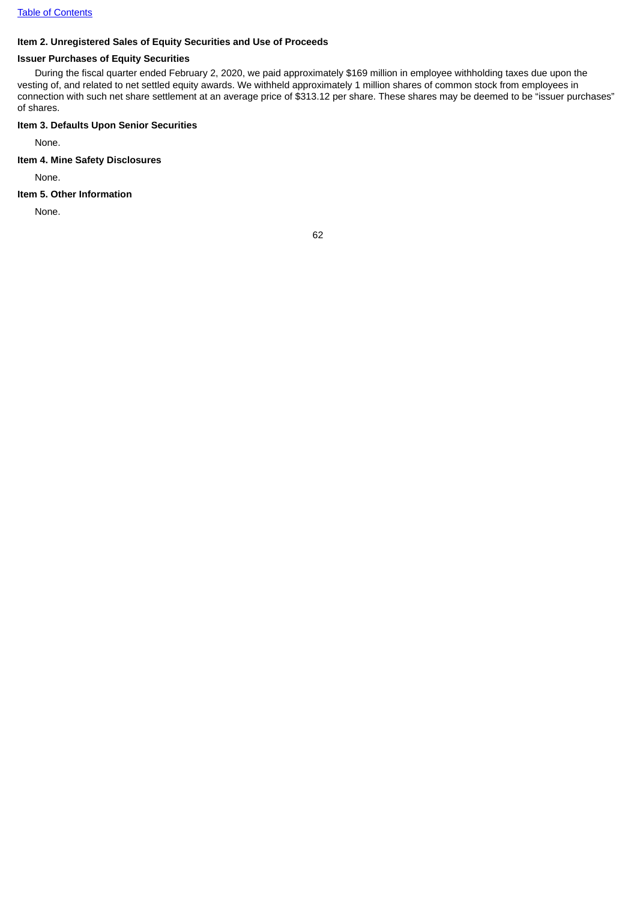[Table of Contents](#)

### Item 2. Unregistered Sales of Equity Securities and Use of Proceeds

#### Issuer Purchases of Equity Securities

During the fiscal quarter ended February 2, 2020, we paid approximately $169 million in employee withholding taxes due upon the vesting of, and related to net settled equity awards. We withheld approximately 1 million shares of common stock from employees in connection with such net share settlement at an average price of $313.12 per share. These shares may be deemed to be "issuer purchases" of shares.

### Item 3. Defaults Upon Senior Securities

None.

### Item 4. Mine Safety Disclosures

None.

### Item 5. Other Information

None.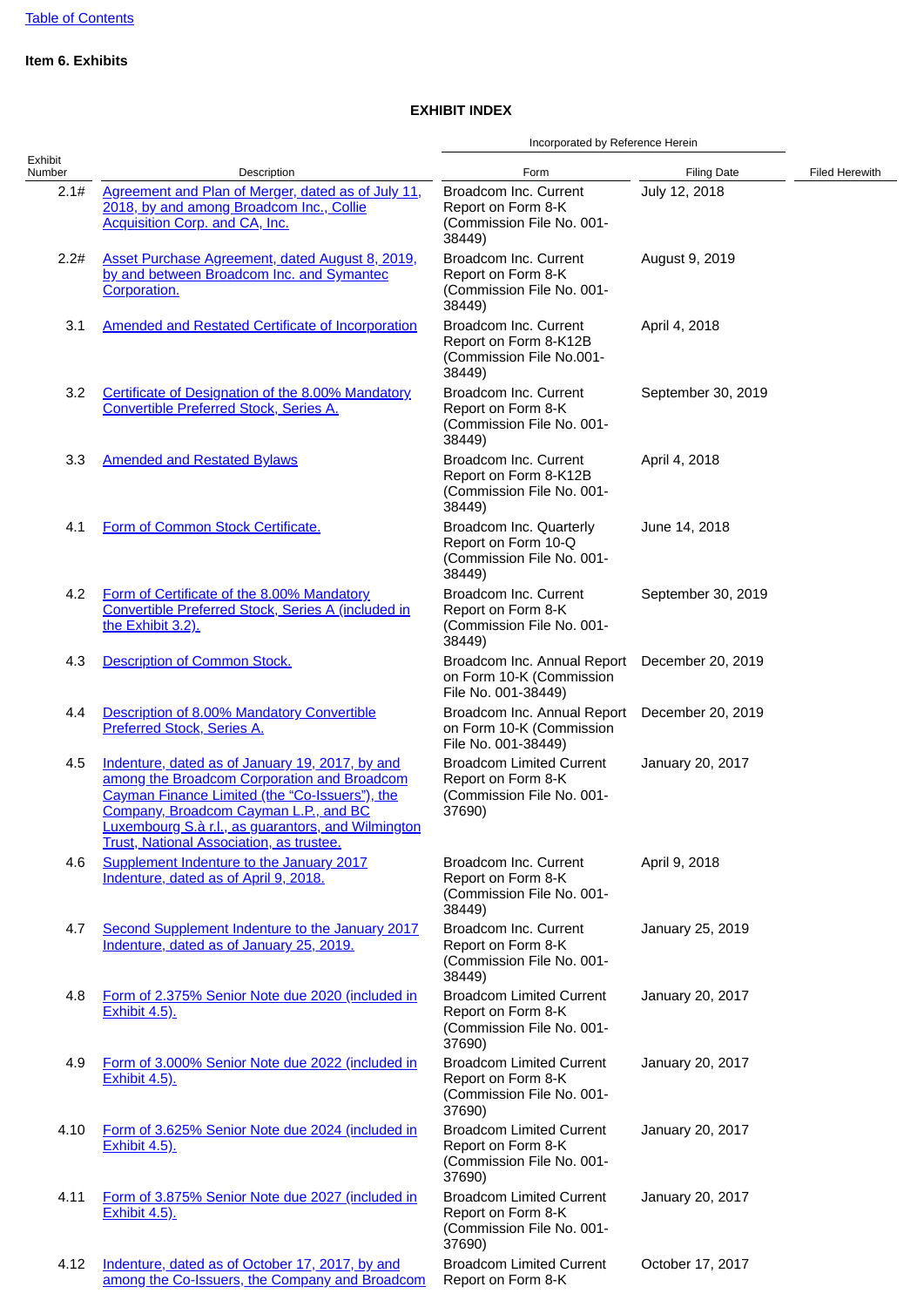## Item 6. Exhibits

### EXHIBIT INDEX

| Exhibit Number | Description | Incorporated by Reference Herein | | Filed Herewith |
|---|---|---|---|---|
| | | Form | Filing Date | |
| 2.1# | Agreement and Plan of Merger, dated as of July 11, 2018, by and among Broadcom Inc., Collie Acquisition Corp. and CA, Inc. | Broadcom Inc. Current Report on Form 8-K (Commission File No. 001-38449) | July 12, 2018 | |
| 2.2# | Asset Purchase Agreement, dated August 8, 2019, by and between Broadcom Inc. and Symantec Corporation. | Broadcom Inc. Current Report on Form 8-K (Commission File No. 001-38449) | August 9, 2019 | |
| 3.1 | Amended and Restated Certificate of Incorporation | Broadcom Inc. Current Report on Form 8-K12B (Commission File No.001-38449) | April 4, 2018 | |
| 3.2 | Certificate of Designation of the 8.00% Mandatory Convertible Preferred Stock, Series A. | Broadcom Inc. Current Report on Form 8-K (Commission File No. 001-38449) | September 30, 2019 | |
| 3.3 | Amended and Restated Bylaws | Broadcom Inc. Current Report on Form 8-K12B (Commission File No. 001-38449) | April 4, 2018 | |
| 4.1 | Form of Common Stock Certificate. | Broadcom Inc. Quarterly Report on Form 10-Q (Commission File No. 001-38449) | June 14, 2018 | |
| 4.2 | Form of Certificate of the 8.00% Mandatory Convertible Preferred Stock, Series A (included in the Exhibit 3.2). | Broadcom Inc. Current Report on Form 8-K (Commission File No. 001-38449) | September 30, 2019 | |
| 4.3 | Description of Common Stock. | Broadcom Inc. Annual Report on Form 10-K (Commission File No. 001-38449) | December 20, 2019 | |
| 4.4 | Description of 8.00% Mandatory Convertible Preferred Stock, Series A. | Broadcom Inc. Annual Report on Form 10-K (Commission File No. 001-38449) | December 20, 2019 | |
| 4.5 | Indenture, dated as of January 19, 2017, by and among the Broadcom Corporation and Broadcom Cayman Finance Limited (the "Co-Issuers"), the Company, Broadcom Cayman L.P., and BC Luxembourg S.à r.l., as guarantors, and Wilmington Trust, National Association, as trustee. | Broadcom Limited Current Report on Form 8-K (Commission File No. 001-37690) | January 20, 2017 | |
| 4.6 | Supplement Indenture to the January 2017 Indenture, dated as of April 9, 2018. | Broadcom Inc. Current Report on Form 8-K (Commission File No. 001-38449) | April 9, 2018 | |
| 4.7 | Second Supplement Indenture to the January 2017 Indenture, dated as of January 25, 2019. | Broadcom Inc. Current Report on Form 8-K (Commission File No. 001-38449) | January 25, 2019 | |
| 4.8 | Form of 2.375% Senior Note due 2020 (included in Exhibit 4.5). | Broadcom Limited Current Report on Form 8-K (Commission File No. 001-37690) | January 20, 2017 | |
| 4.9 | Form of 3.000% Senior Note due 2022 (included in Exhibit 4.5). | Broadcom Limited Current Report on Form 8-K (Commission File No. 001-37690) | January 20, 2017 | |
| 4.10 | Form of 3.625% Senior Note due 2024 (included in Exhibit 4.5). | Broadcom Limited Current Report on Form 8-K (Commission File No. 001-37690) | January 20, 2017 | |
| 4.11 | Form of 3.875% Senior Note due 2027 (included in Exhibit 4.5). | Broadcom Limited Current Report on Form 8-K (Commission File No. 001-37690) | January 20, 2017 | |
| 4.12 | Indenture, dated as of October 17, 2017, by and among the Co-Issuers, the Company and Broadcom | Broadcom Limited Current Report on Form 8-K | October 17, 2017 | |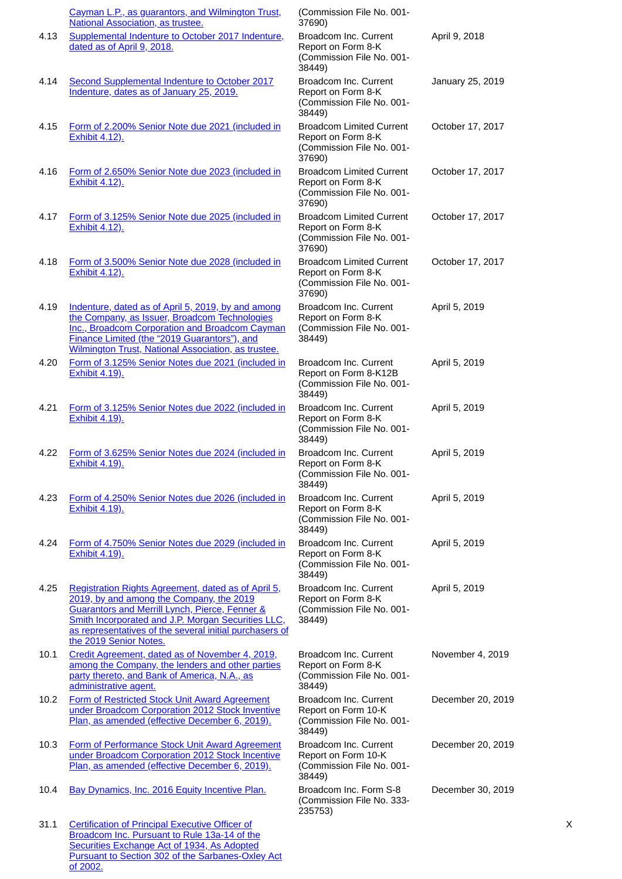| | | | | |
|---|---|---|---|---|
| | Cayman L.P., as guarantors, and Wilmington Trust, National Association, as trustee. | (Commission File No. 001-37690) | | |
| 4.13 | Supplemental Indenture to October 2017 Indenture, dated as of April 9, 2018. | Broadcom Inc. Current Report on Form 8-K (Commission File No. 001-38449) | April 9, 2018 | |
| 4.14 | Second Supplemental Indenture to October 2017 Indenture, dates as of January 25, 2019. | Broadcom Inc. Current Report on Form 8-K (Commission File No. 001-38449) | January 25, 2019 | |
| 4.15 | Form of 2.200% Senior Note due 2021 (included in Exhibit 4.12). | Broadcom Limited Current Report on Form 8-K (Commission File No. 001-37690) | October 17, 2017 | |
| 4.16 | Form of 2.650% Senior Note due 2023 (included in Exhibit 4.12). | Broadcom Limited Current Report on Form 8-K (Commission File No. 001-37690) | October 17, 2017 | |
| 4.17 | Form of 3.125% Senior Note due 2025 (included in Exhibit 4.12). | Broadcom Limited Current Report on Form 8-K (Commission File No. 001-37690) | October 17, 2017 | |
| 4.18 | Form of 3.500% Senior Note due 2028 (included in Exhibit 4.12). | Broadcom Limited Current Report on Form 8-K (Commission File No. 001-37690) | October 17, 2017 | |
| 4.19 | Indenture, dated as of April 5, 2019, by and among the Company, as Issuer, Broadcom Technologies Inc., Broadcom Corporation and Broadcom Cayman Finance Limited (the "2019 Guarantors"), and Wilmington Trust, National Association, as trustee. | Broadcom Inc. Current Report on Form 8-K (Commission File No. 001-38449) | April 5, 2019 | |
| 4.20 | Form of 3.125% Senior Notes due 2021 (included in Exhibit 4.19). | Broadcom Inc. Current Report on Form 8-K12B (Commission File No. 001-38449) | April 5, 2019 | |
| 4.21 | Form of 3.125% Senior Notes due 2022 (included in Exhibit 4.19). | Broadcom Inc. Current Report on Form 8-K (Commission File No. 001-38449) | April 5, 2019 | |
| 4.22 | Form of 3.625% Senior Notes due 2024 (included in Exhibit 4.19). | Broadcom Inc. Current Report on Form 8-K (Commission File No. 001-38449) | April 5, 2019 | |
| 4.23 | Form of 4.250% Senior Notes due 2026 (included in Exhibit 4.19). | Broadcom Inc. Current Report on Form 8-K (Commission File No. 001-38449) | April 5, 2019 | |
| 4.24 | Form of 4.750% Senior Notes due 2029 (included in Exhibit 4.19). | Broadcom Inc. Current Report on Form 8-K (Commission File No. 001-38449) | April 5, 2019 | |
| 4.25 | Registration Rights Agreement, dated as of April 5, 2019, by and among the Company, the 2019 Guarantors and Merrill Lynch, Pierce, Fenner & Smith Incorporated and J.P. Morgan Securities LLC, as representatives of the several initial purchasers of the 2019 Senior Notes. | Broadcom Inc. Current Report on Form 8-K (Commission File No. 001-38449) | April 5, 2019 | |
| 10.1 | Credit Agreement, dated as of November 4, 2019, among the Company, the lenders and other parties party thereto, and Bank of America, N.A., as administrative agent. | Broadcom Inc. Current Report on Form 8-K (Commission File No. 001-38449) | November 4, 2019 | |
| 10.2 | Form of Restricted Stock Unit Award Agreement under Broadcom Corporation 2012 Stock Inventive Plan, as amended (effective December 6, 2019). | Broadcom Inc. Current Report on Form 10-K (Commission File No. 001-38449) | December 20, 2019 | |
| 10.3 | Form of Performance Stock Unit Award Agreement under Broadcom Corporation 2012 Stock Incentive Plan, as amended (effective December 6, 2019). | Broadcom Inc. Current Report on Form 10-K (Commission File No. 001-38449) | December 20, 2019 | |
| 10.4 | Bay Dynamics, Inc. 2016 Equity Incentive Plan. | Broadcom Inc. Form S-8 (Commission File No. 333-235753) | December 30, 2019 | |
| 31.1 | Certification of Principal Executive Officer of Broadcom Inc. Pursuant to Rule 13a-14 of the Securities Exchange Act of 1934, As Adopted Pursuant to Section 302 of the Sarbanes-Oxley Act of 2002. | | | X |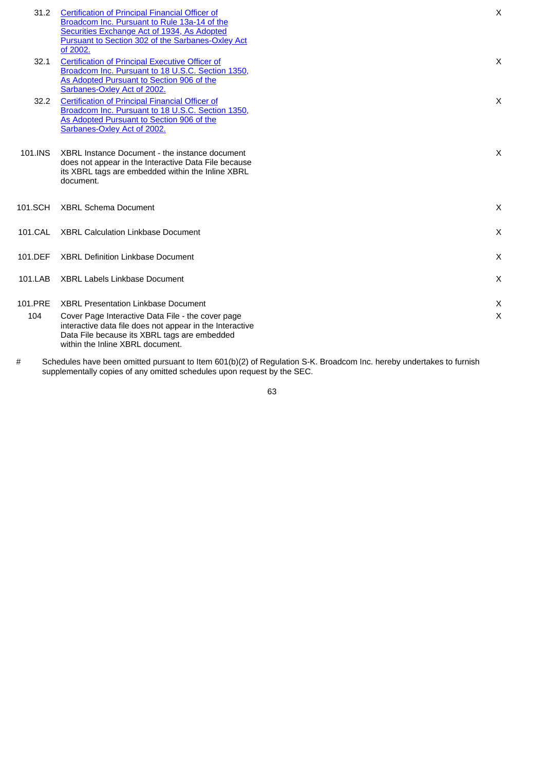| | | |
|---|---|---|
| 31.2 | Certification of Principal Financial Officer of Broadcom Inc. Pursuant to Rule 13a-14 of the Securities Exchange Act of 1934, As Adopted Pursuant to Section 302 of the Sarbanes-Oxley Act of 2002. | X |
| 32.1 | Certification of Principal Executive Officer of Broadcom Inc. Pursuant to 18 U.S.C. Section 1350, As Adopted Pursuant to Section 906 of the Sarbanes-Oxley Act of 2002. | X |
| 32.2 | Certification of Principal Financial Officer of Broadcom Inc. Pursuant to 18 U.S.C. Section 1350, As Adopted Pursuant to Section 906 of the Sarbanes-Oxley Act of 2002. | X |
| 101.INS | XBRL Instance Document - the instance document does not appear in the Interactive Data File because its XBRL tags are embedded within the Inline XBRL document. | X |
| 101.SCH | XBRL Schema Document | X |
| 101.CAL | XBRL Calculation Linkbase Document | X |
| 101.DEF | XBRL Definition Linkbase Document | X |
| 101.LAB | XBRL Labels Linkbase Document | X |
| 101.PRE | XBRL Presentation Linkbase Document | X |
| 104 | Cover Page Interactive Data File - the cover page interactive data file does not appear in the Interactive Data File because its XBRL tags are embedded within the Inline XBRL document. | X |

# Schedules have been omitted pursuant to Item 601(b)(2) of Regulation S-K. Broadcom Inc. hereby undertakes to furnish supplementally copies of any omitted schedules upon request by the SEC.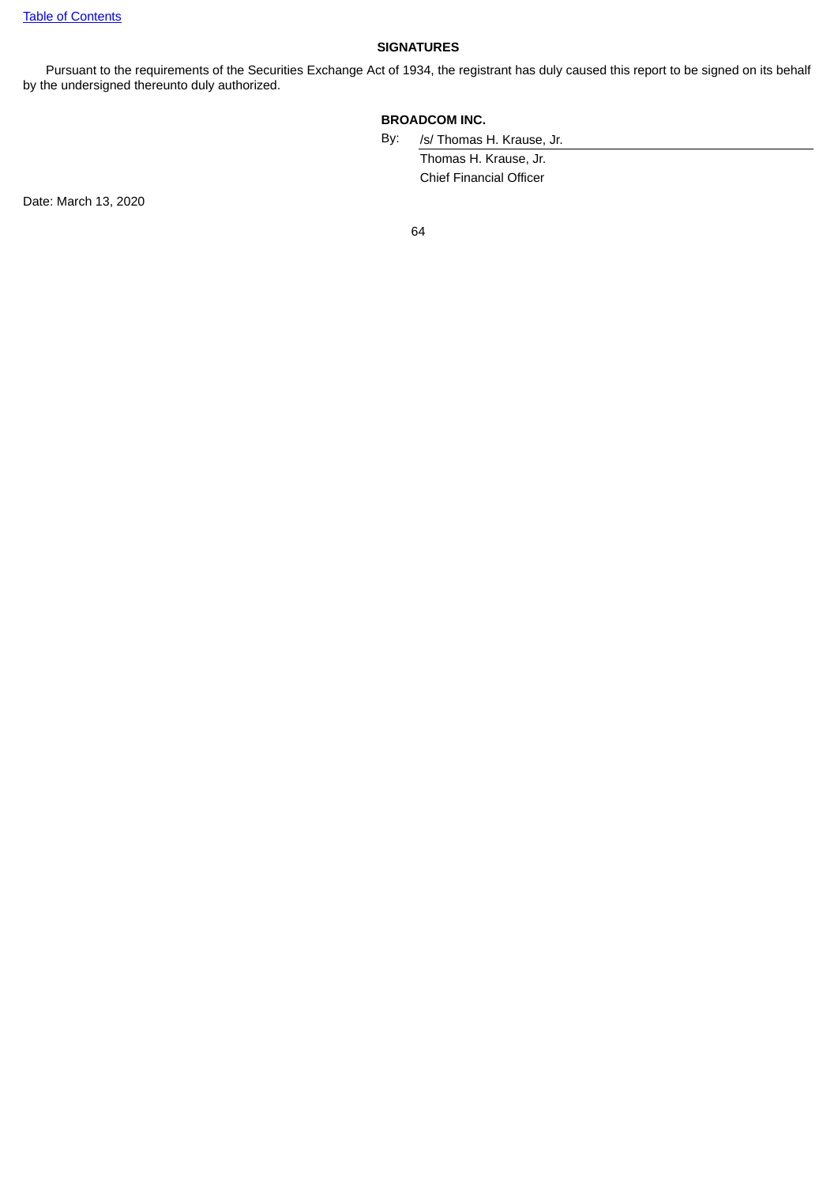## SIGNATURES

Pursuant to the requirements of the Securities Exchange Act of 1934, the registrant has duly caused this report to be signed on its behalf by the undersigned thereunto duly authorized.

**BROADCOM INC.**

By: /s/ Thomas H. Krause, Jr.

Thomas H. Krause, Jr.

Chief Financial Officer

Date: March 13, 2020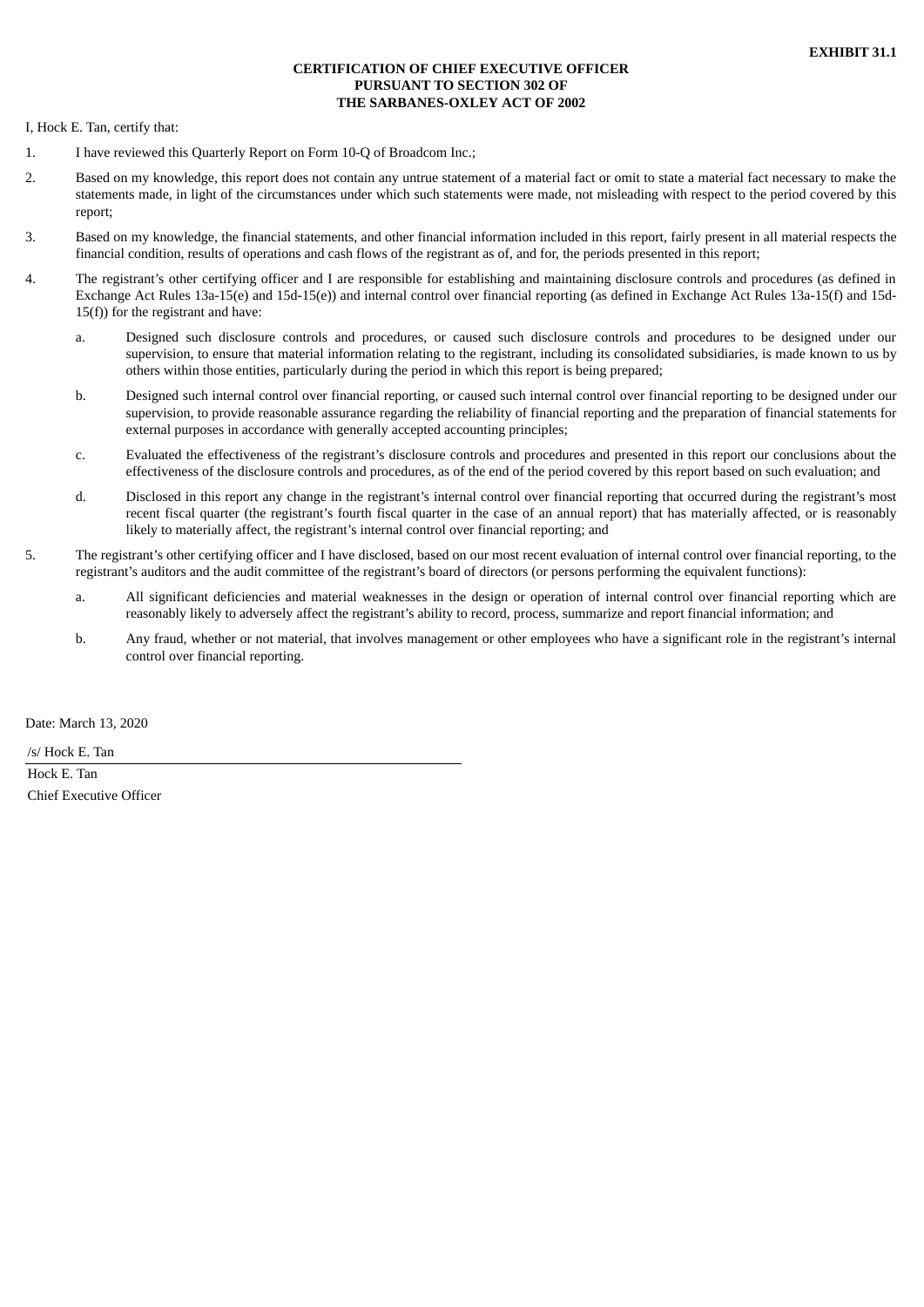**EXHIBIT 31.1**

**CERTIFICATION OF CHIEF EXECUTIVE OFFICER
PURSUANT TO SECTION 302 OF
THE SARBANES-OXLEY ACT OF 2002**

I, Hock E. Tan, certify that:

1. I have reviewed this Quarterly Report on Form 10-Q of Broadcom Inc.;

2. Based on my knowledge, this report does not contain any untrue statement of a material fact or omit to state a material fact necessary to make the statements made, in light of the circumstances under which such statements were made, not misleading with respect to the period covered by this report;

3. Based on my knowledge, the financial statements, and other financial information included in this report, fairly present in all material respects the financial condition, results of operations and cash flows of the registrant as of, and for, the periods presented in this report;

4. The registrant's other certifying officer and I are responsible for establishing and maintaining disclosure controls and procedures (as defined in Exchange Act Rules 13a-15(e) and 15d-15(e)) and internal control over financial reporting (as defined in Exchange Act Rules 13a-15(f) and 15d-15(f)) for the registrant and have:

   a. Designed such disclosure controls and procedures, or caused such disclosure controls and procedures to be designed under our supervision, to ensure that material information relating to the registrant, including its consolidated subsidiaries, is made known to us by others within those entities, particularly during the period in which this report is being prepared;

   b. Designed such internal control over financial reporting, or caused such internal control over financial reporting to be designed under our supervision, to provide reasonable assurance regarding the reliability of financial reporting and the preparation of financial statements for external purposes in accordance with generally accepted accounting principles;

   c. Evaluated the effectiveness of the registrant's disclosure controls and procedures and presented in this report our conclusions about the effectiveness of the disclosure controls and procedures, as of the end of the period covered by this report based on such evaluation; and

   d. Disclosed in this report any change in the registrant's internal control over financial reporting that occurred during the registrant's most recent fiscal quarter (the registrant's fourth fiscal quarter in the case of an annual report) that has materially affected, or is reasonably likely to materially affect, the registrant's internal control over financial reporting; and

5. The registrant's other certifying officer and I have disclosed, based on our most recent evaluation of internal control over financial reporting, to the registrant's auditors and the audit committee of the registrant's board of directors (or persons performing the equivalent functions):

   a. All significant deficiencies and material weaknesses in the design or operation of internal control over financial reporting which are reasonably likely to adversely affect the registrant's ability to record, process, summarize and report financial information; and

   b. Any fraud, whether or not material, that involves management or other employees who have a significant role in the registrant's internal control over financial reporting.

Date: March 13, 2020

/s/ Hock E. Tan

Hock E. Tan
Chief Executive Officer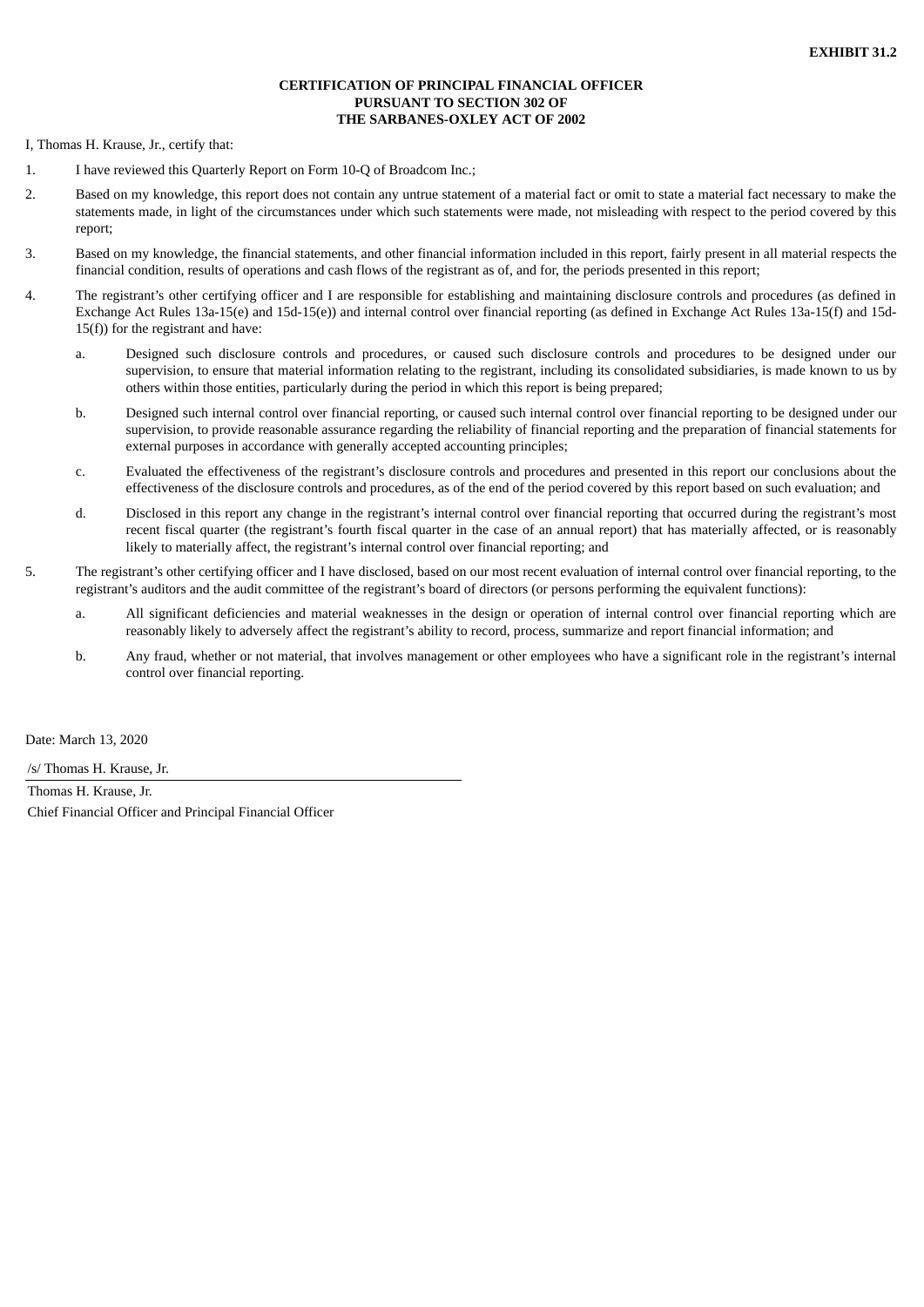**EXHIBIT 31.2**

**CERTIFICATION OF PRINCIPAL FINANCIAL OFFICER**
**PURSUANT TO SECTION 302 OF**
**THE SARBANES-OXLEY ACT OF 2002**

I, Thomas H. Krause, Jr., certify that:

1. I have reviewed this Quarterly Report on Form 10-Q of Broadcom Inc.;

2. Based on my knowledge, this report does not contain any untrue statement of a material fact or omit to state a material fact necessary to make the statements made, in light of the circumstances under which such statements were made, not misleading with respect to the period covered by this report;

3. Based on my knowledge, the financial statements, and other financial information included in this report, fairly present in all material respects the financial condition, results of operations and cash flows of the registrant as of, and for, the periods presented in this report;

4. The registrant's other certifying officer and I are responsible for establishing and maintaining disclosure controls and procedures (as defined in Exchange Act Rules 13a-15(e) and 15d-15(e)) and internal control over financial reporting (as defined in Exchange Act Rules 13a-15(f) and 15d-15(f)) for the registrant and have:

   a. Designed such disclosure controls and procedures, or caused such disclosure controls and procedures to be designed under our supervision, to ensure that material information relating to the registrant, including its consolidated subsidiaries, is made known to us by others within those entities, particularly during the period in which this report is being prepared;

   b. Designed such internal control over financial reporting, or caused such internal control over financial reporting to be designed under our supervision, to provide reasonable assurance regarding the reliability of financial reporting and the preparation of financial statements for external purposes in accordance with generally accepted accounting principles;

   c. Evaluated the effectiveness of the registrant's disclosure controls and procedures and presented in this report our conclusions about the effectiveness of the disclosure controls and procedures, as of the end of the period covered by this report based on such evaluation; and

   d. Disclosed in this report any change in the registrant's internal control over financial reporting that occurred during the registrant's most recent fiscal quarter (the registrant's fourth fiscal quarter in the case of an annual report) that has materially affected, or is reasonably likely to materially affect, the registrant's internal control over financial reporting; and

5. The registrant's other certifying officer and I have disclosed, based on our most recent evaluation of internal control over financial reporting, to the registrant's auditors and the audit committee of the registrant's board of directors (or persons performing the equivalent functions):

   a. All significant deficiencies and material weaknesses in the design or operation of internal control over financial reporting which are reasonably likely to adversely affect the registrant's ability to record, process, summarize and report financial information; and

   b. Any fraud, whether or not material, that involves management or other employees who have a significant role in the registrant's internal control over financial reporting.

Date: March 13, 2020

/s/ Thomas H. Krause, Jr.

Thomas H. Krause, Jr.
Chief Financial Officer and Principal Financial Officer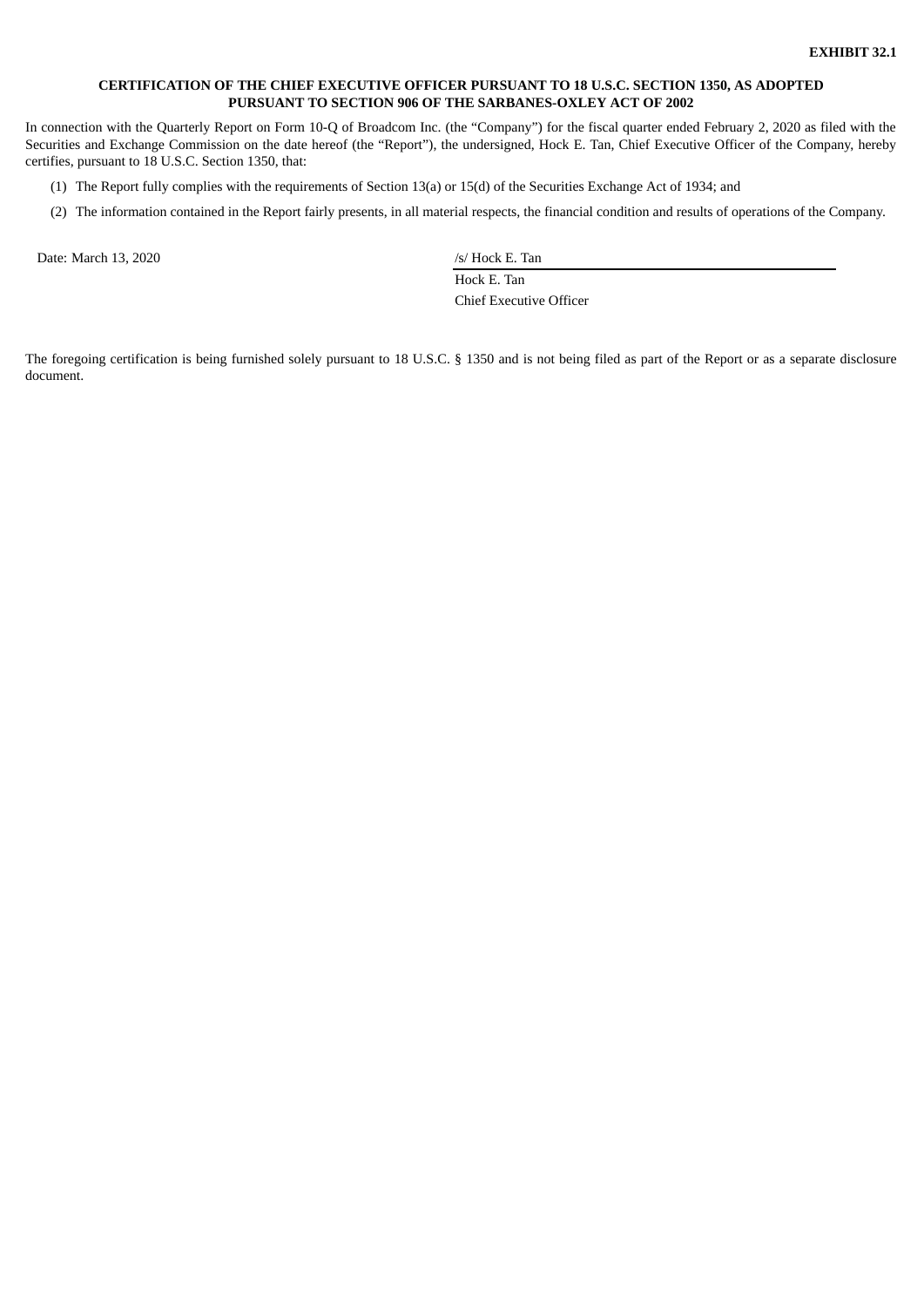**EXHIBIT 32.1**

**CERTIFICATION OF THE CHIEF EXECUTIVE OFFICER PURSUANT TO 18 U.S.C. SECTION 1350, AS ADOPTED PURSUANT TO SECTION 906 OF THE SARBANES-OXLEY ACT OF 2002**

In connection with the Quarterly Report on Form 10-Q of Broadcom Inc. (the "Company") for the fiscal quarter ended February 2, 2020 as filed with the Securities and Exchange Commission on the date hereof (the "Report"), the undersigned, Hock E. Tan, Chief Executive Officer of the Company, hereby certifies, pursuant to 18 U.S.C. Section 1350, that:

(1) The Report fully complies with the requirements of Section 13(a) or 15(d) of the Securities Exchange Act of 1934; and

(2) The information contained in the Report fairly presents, in all material respects, the financial condition and results of operations of the Company.

Date: March 13, 2020

/s/ Hock E. Tan

Hock E. Tan

Chief Executive Officer

The foregoing certification is being furnished solely pursuant to 18 U.S.C. § 1350 and is not being filed as part of the Report or as a separate disclosure document.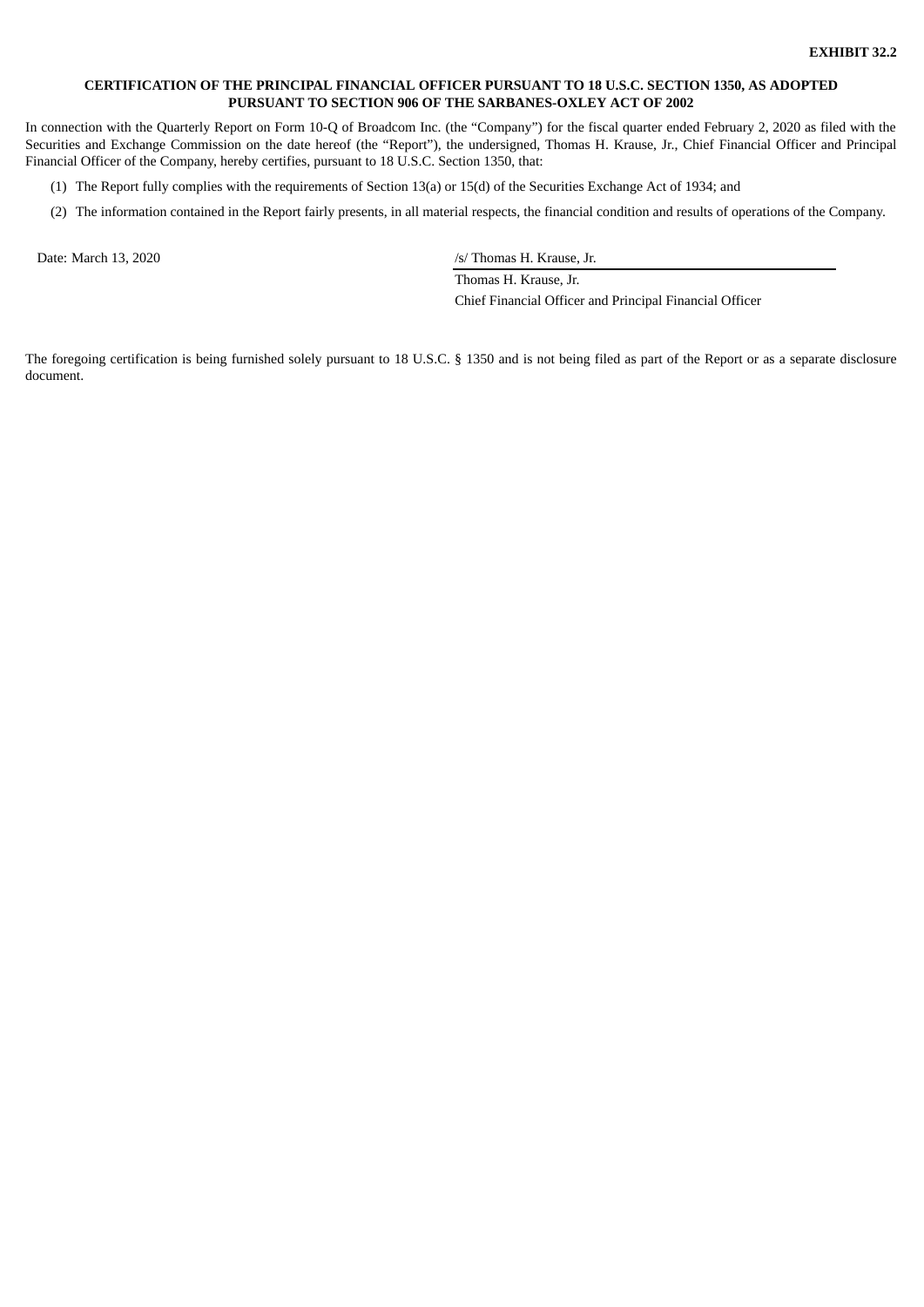**EXHIBIT 32.2**

**CERTIFICATION OF THE PRINCIPAL FINANCIAL OFFICER PURSUANT TO 18 U.S.C. SECTION 1350, AS ADOPTED PURSUANT TO SECTION 906 OF THE SARBANES-OXLEY ACT OF 2002**

In connection with the Quarterly Report on Form 10-Q of Broadcom Inc. (the "Company") for the fiscal quarter ended February 2, 2020 as filed with the Securities and Exchange Commission on the date hereof (the "Report"), the undersigned, Thomas H. Krause, Jr., Chief Financial Officer and Principal Financial Officer of the Company, hereby certifies, pursuant to 18 U.S.C. Section 1350, that:

(1) The Report fully complies with the requirements of Section 13(a) or 15(d) of the Securities Exchange Act of 1934; and

(2) The information contained in the Report fairly presents, in all material respects, the financial condition and results of operations of the Company.

Date: March 13, 2020

/s/ Thomas H. Krause, Jr.

Thomas H. Krause, Jr.

Chief Financial Officer and Principal Financial Officer

The foregoing certification is being furnished solely pursuant to 18 U.S.C. § 1350 and is not being filed as part of the Report or as a separate disclosure document.